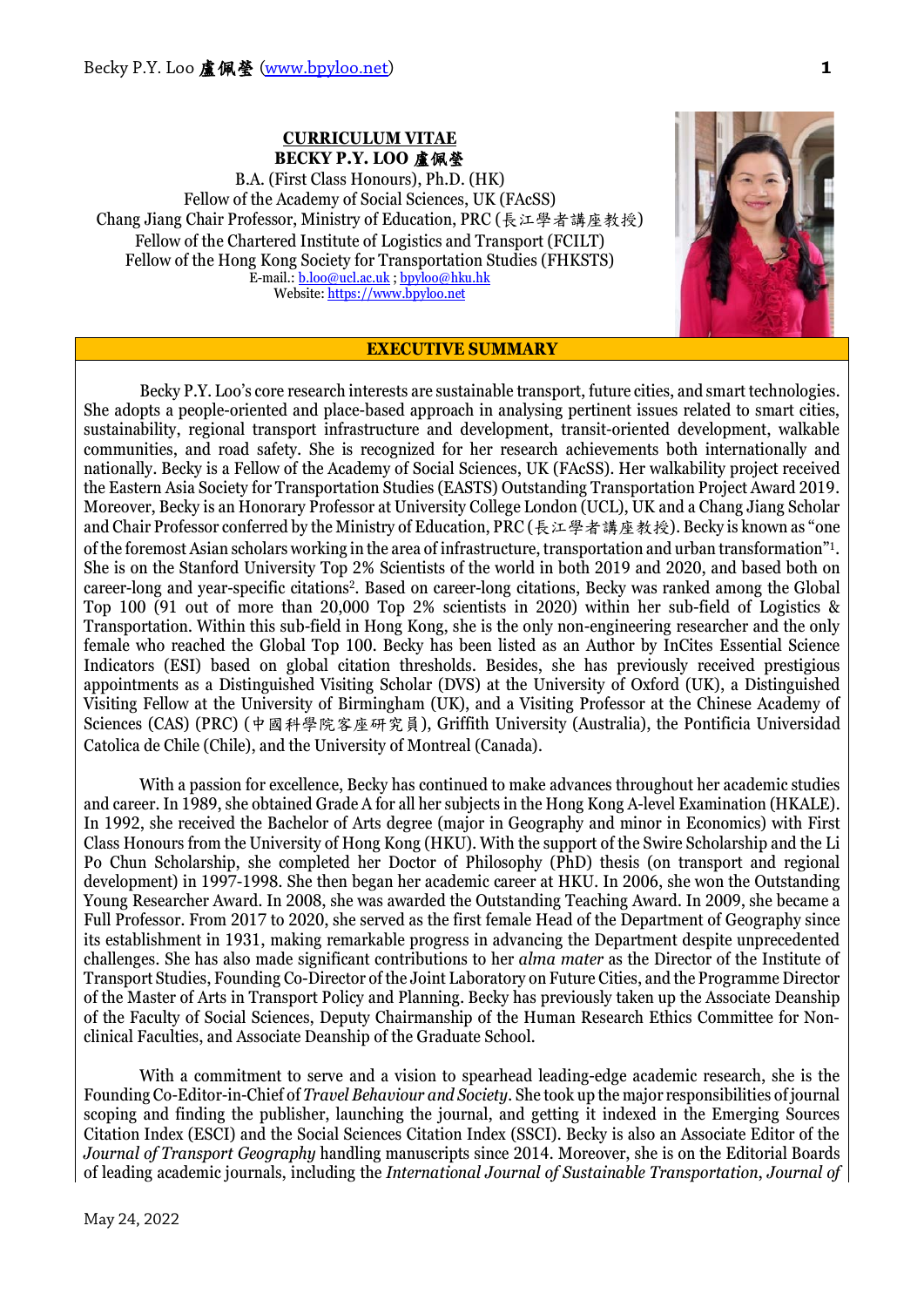**CURRICULUM VITAE**

**BECKY P.Y. LOO 盧佩瑩**

B.A. (First Class Honours), Ph.D. (HK)
Fellow of the Academy of Social Sciences, UK (FAcSS)
Chang Jiang Chair Professor, Ministry of Education, PRC (長江學者講座教授)
Fellow of the Chartered Institute of Logistics and Transport (FCILT)
Fellow of the Hong Kong Society for Transportation Studies (FHKSTS)
E-mail.: b.loo@ucl.ac.uk ; bpyloo@hku.hk
Website: https://www.bpyloo.net

## EXECUTIVE SUMMARY

Becky P.Y. Loo's core research interests are sustainable transport, future cities, and smart technologies. She adopts a people-oriented and place-based approach in analysing pertinent issues related to smart cities, sustainability, regional transport infrastructure and development, transit-oriented development, walkable communities, and road safety. She is recognized for her research achievements both internationally and nationally. Becky is a Fellow of the Academy of Social Sciences, UK (FAcSS). Her walkability project received the Eastern Asia Society for Transportation Studies (EASTS) Outstanding Transportation Project Award 2019. Moreover, Becky is an Honorary Professor at University College London (UCL), UK and a Chang Jiang Scholar and Chair Professor conferred by the Ministry of Education, PRC (長江學者講座教授). Becky is known as "one of the foremost Asian scholars working in the area of infrastructure, transportation and urban transformation"[1]. She is on the Stanford University Top 2% Scientists of the world in both 2019 and 2020, and based both on career-long and year-specific citations[2]. Based on career-long citations, Becky was ranked among the Global Top 100 (91 out of more than 20,000 Top 2% scientists in 2020) within her sub-field of Logistics & Transportation. Within this sub-field in Hong Kong, she is the only non-engineering researcher and the only female who reached the Global Top 100. Becky has been listed as an Author by InCites Essential Science Indicators (ESI) based on global citation thresholds. Besides, she has previously received prestigious appointments as a Distinguished Visiting Scholar (DVS) at the University of Oxford (UK), a Distinguished Visiting Fellow at the University of Birmingham (UK), and a Visiting Professor at the Chinese Academy of Sciences (CAS) (PRC) (中國科學院客座研究員), Griffith University (Australia), the Pontificia Universidad Catolica de Chile (Chile), and the University of Montreal (Canada).

With a passion for excellence, Becky has continued to make advances throughout her academic studies and career. In 1989, she obtained Grade A for all her subjects in the Hong Kong A-level Examination (HKALE). In 1992, she received the Bachelor of Arts degree (major in Geography and minor in Economics) with First Class Honours from the University of Hong Kong (HKU). With the support of the Swire Scholarship and the Li Po Chun Scholarship, she completed her Doctor of Philosophy (PhD) thesis (on transport and regional development) in 1997-1998. She then began her academic career at HKU. In 2006, she won the Outstanding Young Researcher Award. In 2008, she was awarded the Outstanding Teaching Award. In 2009, she became a Full Professor. From 2017 to 2020, she served as the first female Head of the Department of Geography since its establishment in 1931, making remarkable progress in advancing the Department despite unprecedented challenges. She has also made significant contributions to her *alma mater* as the Director of the Institute of Transport Studies, Founding Co-Director of the Joint Laboratory on Future Cities, and the Programme Director of the Master of Arts in Transport Policy and Planning. Becky has previously taken up the Associate Deanship of the Faculty of Social Sciences, Deputy Chairmanship of the Human Research Ethics Committee for Non-clinical Faculties, and Associate Deanship of the Graduate School.

With a commitment to serve and a vision to spearhead leading-edge academic research, she is the Founding Co-Editor-in-Chief of *Travel Behaviour and Society*. She took up the major responsibilities of journal scoping and finding the publisher, launching the journal, and getting it indexed in the Emerging Sources Citation Index (ESCI) and the Social Sciences Citation Index (SSCI). Becky is also an Associate Editor of the *Journal of Transport Geography* handling manuscripts since 2014. Moreover, she is on the Editorial Boards of leading academic journals, including the *International Journal of Sustainable Transportation*, *Journal of*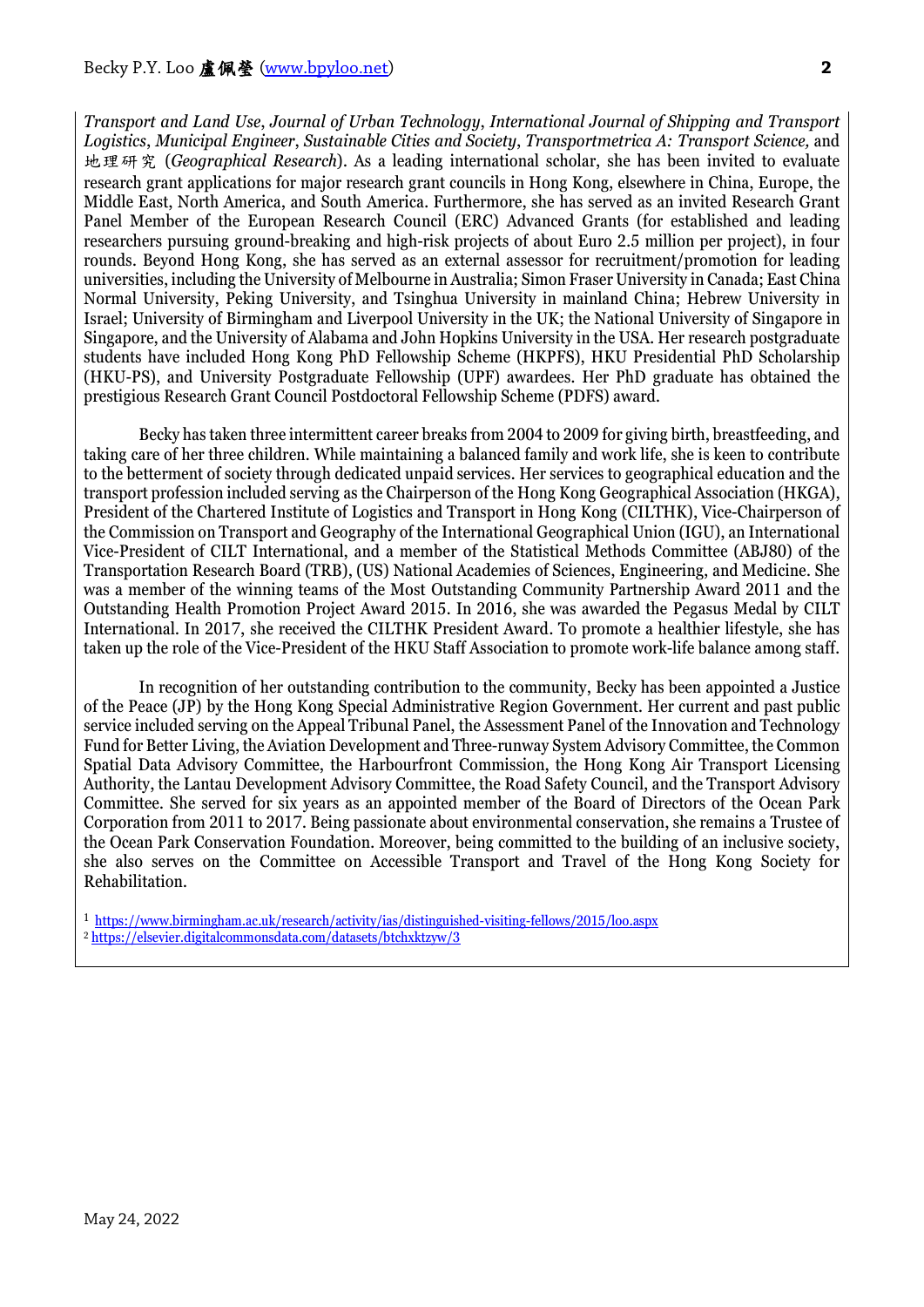*Transport and Land Use*, *Journal of Urban Technology*, *International Journal of Shipping and Transport Logistics*, *Municipal Engineer*, *Sustainable Cities and Society*, *Transportmetrica A: Transport Science,* and 地理研究 (*Geographical Research*). As a leading international scholar, she has been invited to evaluate research grant applications for major research grant councils in Hong Kong, elsewhere in China, Europe, the Middle East, North America, and South America. Furthermore, she has served as an invited Research Grant Panel Member of the European Research Council (ERC) Advanced Grants (for established and leading researchers pursuing ground-breaking and high-risk projects of about Euro 2.5 million per project), in four rounds. Beyond Hong Kong, she has served as an external assessor for recruitment/promotion for leading universities, including the University of Melbourne in Australia; Simon Fraser University in Canada; East China Normal University, Peking University, and Tsinghua University in mainland China; Hebrew University in Israel; University of Birmingham and Liverpool University in the UK; the National University of Singapore in Singapore, and the University of Alabama and John Hopkins University in the USA. Her research postgraduate students have included Hong Kong PhD Fellowship Scheme (HKPFS), HKU Presidential PhD Scholarship (HKU-PS), and University Postgraduate Fellowship (UPF) awardees. Her PhD graduate has obtained the prestigious Research Grant Council Postdoctoral Fellowship Scheme (PDFS) award.

Becky has taken three intermittent career breaks from 2004 to 2009 for giving birth, breastfeeding, and taking care of her three children. While maintaining a balanced family and work life, she is keen to contribute to the betterment of society through dedicated unpaid services. Her services to geographical education and the transport profession included serving as the Chairperson of the Hong Kong Geographical Association (HKGA), President of the Chartered Institute of Logistics and Transport in Hong Kong (CILTHK), Vice-Chairperson of the Commission on Transport and Geography of the International Geographical Union (IGU), an International Vice-President of CILT International, and a member of the Statistical Methods Committee (ABJ80) of the Transportation Research Board (TRB), (US) National Academies of Sciences, Engineering, and Medicine. She was a member of the winning teams of the Most Outstanding Community Partnership Award 2011 and the Outstanding Health Promotion Project Award 2015. In 2016, she was awarded the Pegasus Medal by CILT International. In 2017, she received the CILTHK President Award. To promote a healthier lifestyle, she has taken up the role of the Vice-President of the HKU Staff Association to promote work-life balance among staff.

In recognition of her outstanding contribution to the community, Becky has been appointed a Justice of the Peace (JP) by the Hong Kong Special Administrative Region Government. Her current and past public service included serving on the Appeal Tribunal Panel, the Assessment Panel of the Innovation and Technology Fund for Better Living, the Aviation Development and Three-runway System Advisory Committee, the Common Spatial Data Advisory Committee, the Harbourfront Commission, the Hong Kong Air Transport Licensing Authority, the Lantau Development Advisory Committee, the Road Safety Council, and the Transport Advisory Committee. She served for six years as an appointed member of the Board of Directors of the Ocean Park Corporation from 2011 to 2017. Being passionate about environmental conservation, she remains a Trustee of the Ocean Park Conservation Foundation. Moreover, being committed to the building of an inclusive society, she also serves on the Committee on Accessible Transport and Travel of the Hong Kong Society for Rehabilitation.

[1] https://www.birmingham.ac.uk/research/activity/ias/distinguished-visiting-fellows/2015/loo.aspx

[2] https://elsevier.digitalcommonsdata.com/datasets/btchxktzyw/3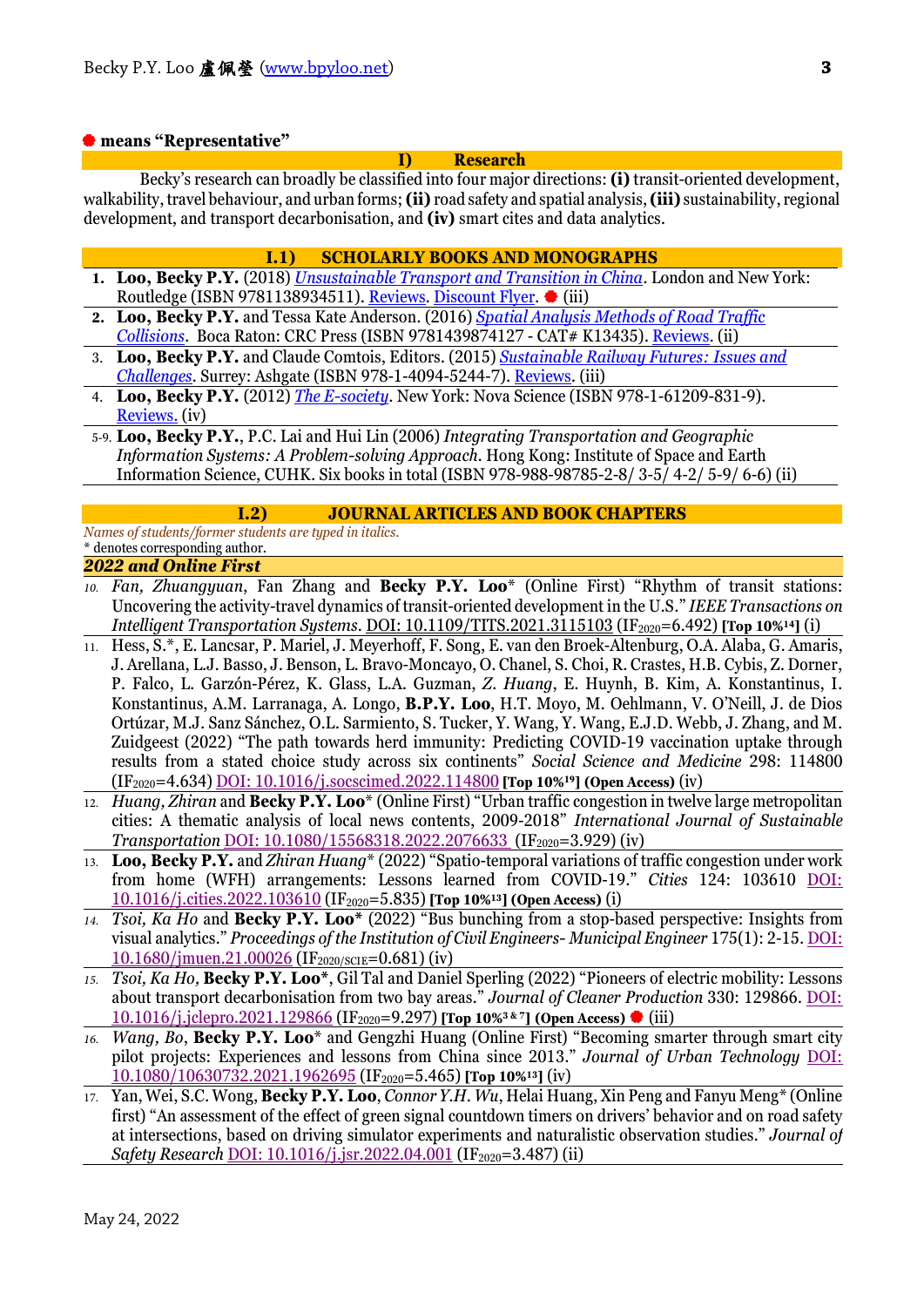⬣ **means "Representative"**

## I) Research

Becky's research can broadly be classified into four major directions: **(i)** transit-oriented development, walkability, travel behaviour, and urban forms; **(ii)** road safety and spatial analysis, **(iii)** sustainability, regional development, and transport decarbonisation, and **(iv)** smart cites and data analytics.

### I.1) SCHOLARLY BOOKS AND MONOGRAPHS

1. **Loo, Becky P.Y.** (2018) *Unsustainable Transport and Transition in China*. London and New York: Routledge (ISBN 9781138934511). Reviews. Discount Flyer. ⬣ (iii)
2. **Loo, Becky P.Y.** and Tessa Kate Anderson. (2016) *Spatial Analysis Methods of Road Traffic Collisions*. Boca Raton: CRC Press (ISBN 9781439874127 - CAT# K13435). Reviews. (ii)
3. **Loo, Becky P.Y.** and Claude Comtois, Editors. (2015) *Sustainable Railway Futures: Issues and Challenges*. Surrey: Ashgate (ISBN 978-1-4094-5244-7). Reviews. (iii)
4. **Loo, Becky P.Y.** (2012) *The E-society*. New York: Nova Science (ISBN 978-1-61209-831-9). Reviews. (iv)

5-9. **Loo, Becky P.Y.**, P.C. Lai and Hui Lin (2006) *Integrating Transportation and Geographic Information Systems: A Problem-solving Approach*. Hong Kong: Institute of Space and Earth Information Science, CUHK. Six books in total (ISBN 978-988-98785-2-8/ 3-5/ 4-2/ 5-9/ 6-6) (ii)

### I.2) JOURNAL ARTICLES AND BOOK CHAPTERS

*Names of students/former students are typed in italics.*
\* denotes corresponding author.

#### *2022 and Online First*

10. *Fan, Zhuangyuan*, Fan Zhang and **Becky P.Y. Loo**\* (Online First) "Rhythm of transit stations: Uncovering the activity-travel dynamics of transit-oriented development in the U.S." *IEEE Transactions on Intelligent Transportation Systems*. DOI: 10.1109/TITS.2021.3115103 ($IF_{2020}$=6.492) **[Top 10%[14]]** (i)
11. Hess, S.\*, E. Lancsar, P. Mariel, J. Meyerhoff, F. Song, E. van den Broek-Altenburg, O.A. Alaba, G. Amaris, J. Arellana, L.J. Basso, J. Benson, L. Bravo-Moncayo, O. Chanel, S. Choi, R. Crastes, H.B. Cybis, Z. Dorner, P. Falco, L. Garzón-Pérez, K. Glass, L.A. Guzman, *Z. Huang*, E. Huynh, B. Kim, A. Konstantinus, I. Konstantinus, A.M. Larranaga, A. Longo, **B.P.Y. Loo**, H.T. Moyo, M. Oehlmann, V. O'Neill, J. de Dios Ortúzar, M.J. Sanz Sánchez, O.L. Sarmiento, S. Tucker, Y. Wang, Y. Wang, E.J.D. Webb, J. Zhang, and M. Zuidgeest (2022) "The path towards herd immunity: Predicting COVID-19 vaccination uptake through results from a stated choice study across six continents" *Social Science and Medicine* 298: 114800 ($IF_{2020}$=4.634) DOI: 10.1016/j.socscimed.2022.114800 **[Top 10%[19]] (Open Access)** (iv)
12. *Huang, Zhiran* and **Becky P.Y. Loo**\* (Online First) "Urban traffic congestion in twelve large metropolitan cities: A thematic analysis of local news contents, 2009-2018" *International Journal of Sustainable Transportation* DOI: 10.1080/15568318.2022.2076633 ($IF_{2020}$=3.929) (iv)
13. **Loo, Becky P.Y.** and *Zhiran Huang*\* (2022) "Spatio-temporal variations of traffic congestion under work from home (WFH) arrangements: Lessons learned from COVID-19." *Cities* 124: 103610 DOI: 10.1016/j.cities.2022.103610 ($IF_{2020}$=5.835) **[Top 10%[13]] (Open Access)** (i)
14. *Tsoi, Ka Ho* and **Becky P.Y. Loo**\* (2022) "Bus bunching from a stop-based perspective: Insights from visual analytics." *Proceedings of the Institution of Civil Engineers- Municipal Engineer* 175(1): 2-15. DOI: 10.1680/jmuen.21.00026 ($IF_{2020/SCIE}$=0.681) (iv)
15. *Tsoi, Ka Ho*, **Becky P.Y. Loo**\*, Gil Tal and Daniel Sperling (2022) "Pioneers of electric mobility: Lessons about transport decarbonisation from two bay areas." *Journal of Cleaner Production* 330: 129866. DOI: 10.1016/j.jclepro.2021.129866 ($IF_{2020}$=9.297) **[Top 10%[3 & 7]] (Open Access)** ⬣ (iii)
16. *Wang, Bo*, **Becky P.Y. Loo**\* and Gengzhi Huang (Online First) "Becoming smarter through smart city pilot projects: Experiences and lessons from China since 2013." *Journal of Urban Technology* DOI: 10.1080/10630732.2021.1962695 ($IF_{2020}$=5.465) **[Top 10%[13]]** (iv)
17. Yan, Wei, S.C. Wong, **Becky P.Y. Loo**, *Connor Y.H. Wu*, Helai Huang, Xin Peng and Fanyu Meng\* (Online first) "An assessment of the effect of green signal countdown timers on drivers' behavior and on road safety at intersections, based on driving simulator experiments and naturalistic observation studies." *Journal of Safety Research* DOI: 10.1016/j.jsr.2022.04.001 ($IF_{2020}$=3.487) (ii)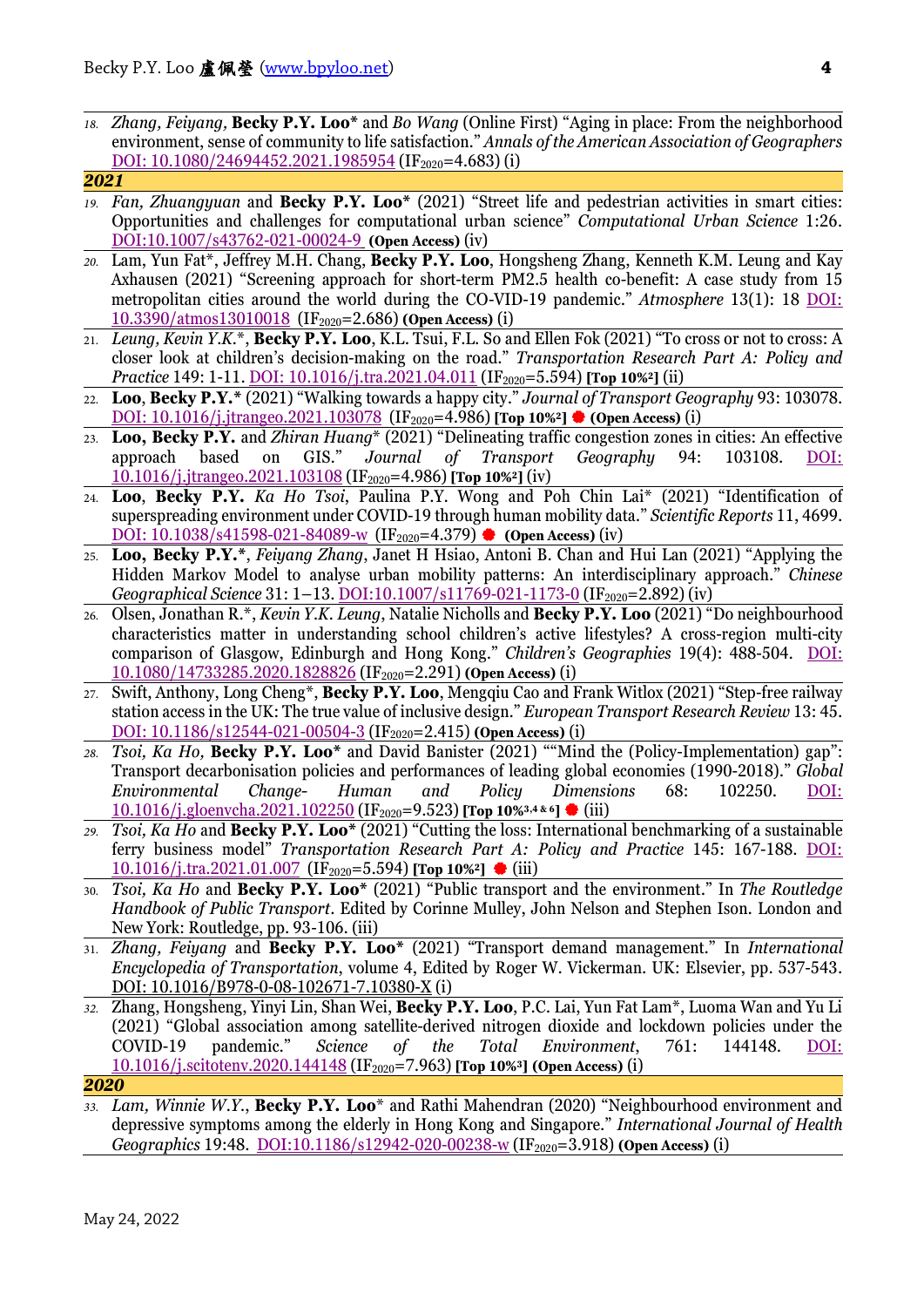18. *Zhang, Feiyang,* **Becky P.Y. Loo*** and *Bo Wang* (Online First) "Aging in place: From the neighborhood environment, sense of community to life satisfaction." *Annals of the American Association of Geographers* DOI: 10.1080/24694452.2021.1985954 ($IF_{2020}$=4.683) (i)

***2021***

19. *Fan, Zhuangyuan* and **Becky P.Y. Loo*** (2021) "Street life and pedestrian activities in smart cities: Opportunities and challenges for computational urban science" *Computational Urban Science* 1:26. DOI:10.1007/s43762-021-00024-9 **(Open Access)** (iv)
20. Lam, Yun Fat*, Jeffrey M.H. Chang, **Becky P.Y. Loo**, Hongsheng Zhang, Kenneth K.M. Leung and Kay Axhausen (2021) "Screening approach for short-term PM2.5 health co-benefit: A case study from 15 metropolitan cities around the world during the CO-VID-19 pandemic." *Atmosphere* 13(1): 18 DOI: 10.3390/atmos13010018 ($IF_{2020}$=2.686) **(Open Access)** (i)
21. *Leung, Kevin Y.K.**, **Becky P.Y. Loo**, K.L. Tsui, F.L. So and Ellen Fok (2021) "To cross or not to cross: A closer look at children's decision-making on the road." *Transportation Research Part A: Policy and Practice* 149: 1-11. DOI: 10.1016/j.tra.2021.04.011 ($IF_{2020}$=5.594) **[Top 10%[2]]** (ii)
22. **Loo, Becky P.Y.*** (2021) "Walking towards a happy city." *Journal of Transport Geography* 93: 103078. DOI: 10.1016/j.jtrangeo.2021.103078 ($IF_{2020}$=4.986) **[Top 10%[2]]** ● **(Open Access)** (i)
23. **Loo, Becky P.Y.** and *Zhiran Huang** (2021) "Delineating traffic congestion zones in cities: An effective approach based on GIS." *Journal of Transport Geography* 94: 103108. DOI: 10.1016/j.jtrangeo.2021.103108 ($IF_{2020}$=4.986) **[Top 10%[2]]** (iv)
24. **Loo, Becky P.Y.** *Ka Ho Tsoi*, Paulina P.Y. Wong and Poh Chin Lai* (2021) "Identification of superspreading environment under COVID-19 through human mobility data." *Scientific Reports* 11, 4699. DOI: 10.1038/s41598-021-84089-w ($IF_{2020}$=4.379) ● **(Open Access)** (iv)
25. **Loo, Becky P.Y.***, *Feiyang Zhang*, Janet H Hsiao, Antoni B. Chan and Hui Lan (2021) "Applying the Hidden Markov Model to analyse urban mobility patterns: An interdisciplinary approach." *Chinese Geographical Science* 31: 1–13. DOI:10.1007/s11769-021-1173-0 ($IF_{2020}$=2.892) (iv)
26. Olsen, Jonathan R.*, *Kevin Y.K. Leung*, Natalie Nicholls and **Becky P.Y. Loo** (2021) "Do neighbourhood characteristics matter in understanding school children's active lifestyles? A cross-region multi-city comparison of Glasgow, Edinburgh and Hong Kong." *Children's Geographies* 19(4): 488-504. DOI: 10.1080/14733285.2020.1828826 ($IF_{2020}$=2.291) **(Open Access)** (i)
27. Swift, Anthony, Long Cheng*, **Becky P.Y. Loo**, Mengqiu Cao and Frank Witlox (2021) "Step-free railway station access in the UK: The true value of inclusive design." *European Transport Research Review* 13: 45. DOI: 10.1186/s12544-021-00504-3 ($IF_{2020}$=2.415) **(Open Access)** (i)
28. *Tsoi, Ka Ho,* **Becky P.Y. Loo*** and David Banister (2021) ""Mind the (Policy-Implementation) gap": Transport decarbonisation policies and performances of leading global economies (1990-2018)." *Global Environmental Change- Human and Policy Dimensions* 68: 102250. DOI: 10.1016/j.gloenvcha.2021.102250 ($IF_{2020}$=9.523) **[Top 10%[3,4 & 6]]** ● (iii)
29. *Tsoi, Ka Ho* and **Becky P.Y. Loo*** (2021) "Cutting the loss: International benchmarking of a sustainable ferry business model" *Transportation Research Part A: Policy and Practice* 145: 167-188. DOI: 10.1016/j.tra.2021.01.007 ($IF_{2020}$=5.594) **[Top 10%[2]]** ● (iii)
30. *Tsoi, Ka Ho* and **Becky P.Y. Loo*** (2021) "Public transport and the environment." In *The Routledge Handbook of Public Transport*. Edited by Corinne Mulley, John Nelson and Stephen Ison. London and New York: Routledge, pp. 93-106. (iii)
31. *Zhang, Feiyang* and **Becky P.Y. Loo*** (2021) "Transport demand management." In *International Encyclopedia of Transportation*, volume 4, Edited by Roger W. Vickerman. UK: Elsevier, pp. 537-543. DOI: 10.1016/B978-0-08-102671-7.10380-X (i)
32. Zhang, Hongsheng, Yinyi Lin, Shan Wei, **Becky P.Y. Loo**, P.C. Lai, Yun Fat Lam*, Luoma Wan and Yu Li (2021) "Global association among satellite-derived nitrogen dioxide and lockdown policies under the COVID-19 pandemic." *Science of the Total Environment*, 761: 144148. DOI: 10.1016/j.scitotenv.2020.144148 ($IF_{2020}$=7.963) **[Top 10%[3]] (Open Access)** (i)

***2020***

33. *Lam, Winnie W.Y.*, **Becky P.Y. Loo*** and Rathi Mahendran (2020) "Neighbourhood environment and depressive symptoms among the elderly in Hong Kong and Singapore." *International Journal of Health Geographics* 19:48. DOI:10.1186/s12942-020-00238-w ($IF_{2020}$=3.918) **(Open Access)** (i)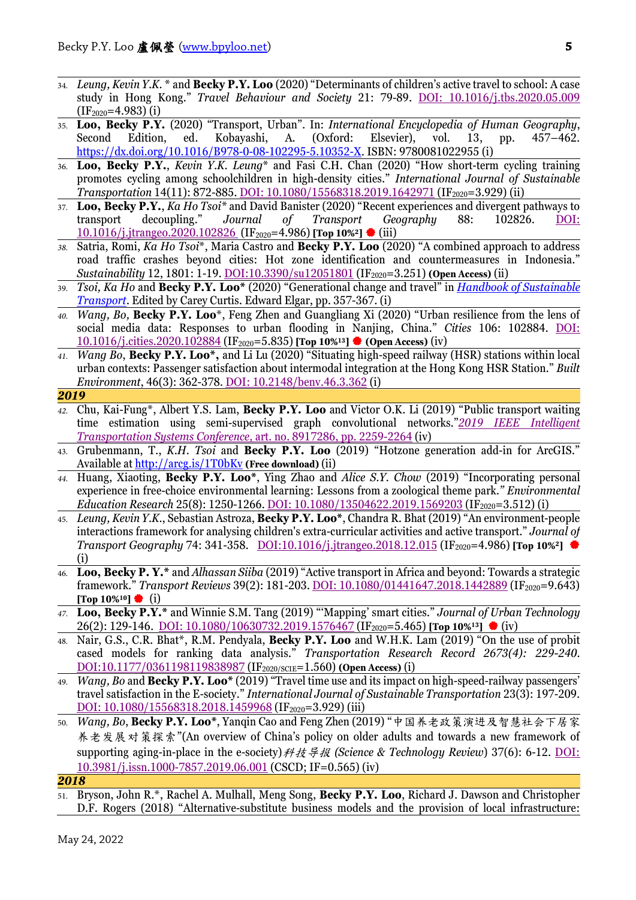34. *Leung, Kevin Y.K.* * and **Becky P.Y. Loo** (2020) "Determinants of children's active travel to school: A case study in Hong Kong." *Travel Behaviour and Society* 21: 79-89. DOI: 10.1016/j.tbs.2020.05.009 ($IF_{2020}$=4.983) (i)
35. **Loo, Becky P.Y.** (2020) "Transport, Urban". In: *International Encyclopedia of Human Geography*, Second Edition, ed. Kobayashi, A. (Oxford: Elsevier), vol. 13, pp. 457–462. https://dx.doi.org/10.1016/B978-0-08-102295-5.10352-X. ISBN: 9780081022955 (i)
36. **Loo, Becky P.Y.**, *Kevin Y.K. Leung** and Fasi C.H. Chan (2020) "How short-term cycling training promotes cycling among schoolchildren in high-density cities." *International Journal of Sustainable Transportation* 14(11): 872-885. DOI: 10.1080/15568318.2019.1642971 ($IF_{2020}$=3.929) (ii)
37. **Loo, Becky P.Y.**, *Ka Ho Tsoi** and David Banister (2020) "Recent experiences and divergent pathways to transport decoupling." *Journal of Transport Geography* 88: 102826. DOI: 10.1016/j.jtrangeo.2020.102826 ($IF_{2020}$=4.986) **[Top 10%[2]]** ● (iii)
38. Satria, Romi, *Ka Ho Tsoi**, Maria Castro and **Becky P.Y. Loo** (2020) "A combined approach to address road traffic crashes beyond cities: Hot zone identification and countermeasures in Indonesia." *Sustainability* 12, 1801: 1-19. DOI:10.3390/su12051801 ($IF_{2020}$=3.251) **(Open Access)** (ii)
39. *Tsoi, Ka Ho* and **Becky P.Y. Loo*** (2020) "Generational change and travel" in *Handbook of Sustainable Transport*. Edited by Carey Curtis. Edward Elgar, pp. 357-367. (i)
40. *Wang, Bo*, **Becky P.Y. Loo***, Feng Zhen and Guangliang Xi (2020) "Urban resilience from the lens of social media data: Responses to urban flooding in Nanjing, China." *Cities* 106: 102884. DOI: 10.1016/j.cities.2020.102884 ($IF_{2020}$=5.835) **[Top 10%[13]]** ● **(Open Access)** (iv)
41. *Wang Bo*, **Becky P.Y. Loo***, and Li Lu (2020) "Situating high-speed railway (HSR) stations within local urban contexts: Passenger satisfaction about intermodal integration at the Hong Kong HSR Station." *Built Environment*, 46(3): 362-378. DOI: 10.2148/benv.46.3.362 (i)

## 2019

42. Chu, Kai-Fung*, Albert Y.S. Lam, **Becky P.Y. Loo** and Victor O.K. Li (2019) "Public transport waiting time estimation using semi-supervised graph convolutional networks."*2019 IEEE Intelligent Transportation Systems Conference*, art. no. 8917286, pp. 2259-2264 (iv)
43. Grubenmann, T., *K.H. Tsoi* and **Becky P.Y. Loo** (2019) "Hotzone generation add-in for ArcGIS." Available at http://arcg.is/1T0bKv **(Free download)** (ii)
44. Huang, Xiaoting, **Becky P.Y. Loo***, Ying Zhao and *Alice S.Y. Chow* (2019) "Incorporating personal experience in free-choice environmental learning: Lessons from a zoological theme park." *Environmental Education Research* 25(8): 1250-1266. DOI: 10.1080/13504622.2019.1569203 ($IF_{2020}$=3.512) (i)
45. *Leung, Kevin Y.K.*, Sebastian Astroza, **Becky P.Y. Loo***, Chandra R. Bhat (2019) "An environment-people interactions framework for analysing children's extra-curricular activities and active transport." *Journal of Transport Geography* 74: 341-358. DOI:10.1016/j.jtrangeo.2018.12.015 ($IF_{2020}$=4.986) **[Top 10%[2]]** ● (i)
46. **Loo, Becky P. Y.*** and *Alhassan Siiba* (2019) "Active transport in Africa and beyond: Towards a strategic framework." *Transport Reviews* 39(2): 181-203. DOI: 10.1080/01441647.2018.1442889 ($IF_{2020}$=9.643) **[Top 10%[10]]** ● (i)
47. **Loo, Becky P.Y.*** and Winnie S.M. Tang (2019) "'Mapping' smart cities." *Journal of Urban Technology* 26(2): 129-146. DOI: 10.1080/10630732.2019.1576467 ($IF_{2020}$=5.465) **[Top 10%[13]]** ● (iv)
48. Nair, G.S., C.R. Bhat*, R.M. Pendyala, **Becky P.Y. Loo** and W.H.K. Lam (2019) "On the use of probit cased models for ranking data analysis." *Transportation Research Record 2673(4): 229-240.* DOI:10.1177/0361198119838987 ($IF_{2020/SCIE}$=1.560) **(Open Access)** (i)
49. *Wang, Bo* and **Becky P.Y. Loo*** (2019) "Travel time use and its impact on high-speed-railway passengers' travel satisfaction in the E-society." *International Journal of Sustainable Transportation* 23(3): 197-209. DOI: 10.1080/15568318.2018.1459968 ($IF_{2020}$=3.929) (iii)
50. *Wang, Bo*, **Becky P.Y. Loo***, Yanqin Cao and Feng Zhen (2019) "中国养老政策演进及智慧社会下居家养老发展对策探索"(An overview of China's policy on older adults and towards a new framework of supporting aging-in-place in the e-society) *科技导报 (Science & Technology Review)* 37(6): 6-12. DOI: 10.3981/j.issn.1000-7857.2019.06.001 (CSCD; IF=0.565) (iv)

## 2018

51. Bryson, John R.*, Rachel A. Mulhall, Meng Song, **Becky P.Y. Loo**, Richard J. Dawson and Christopher D.F. Rogers (2018) "Alternative-substitute business models and the provision of local infrastructure: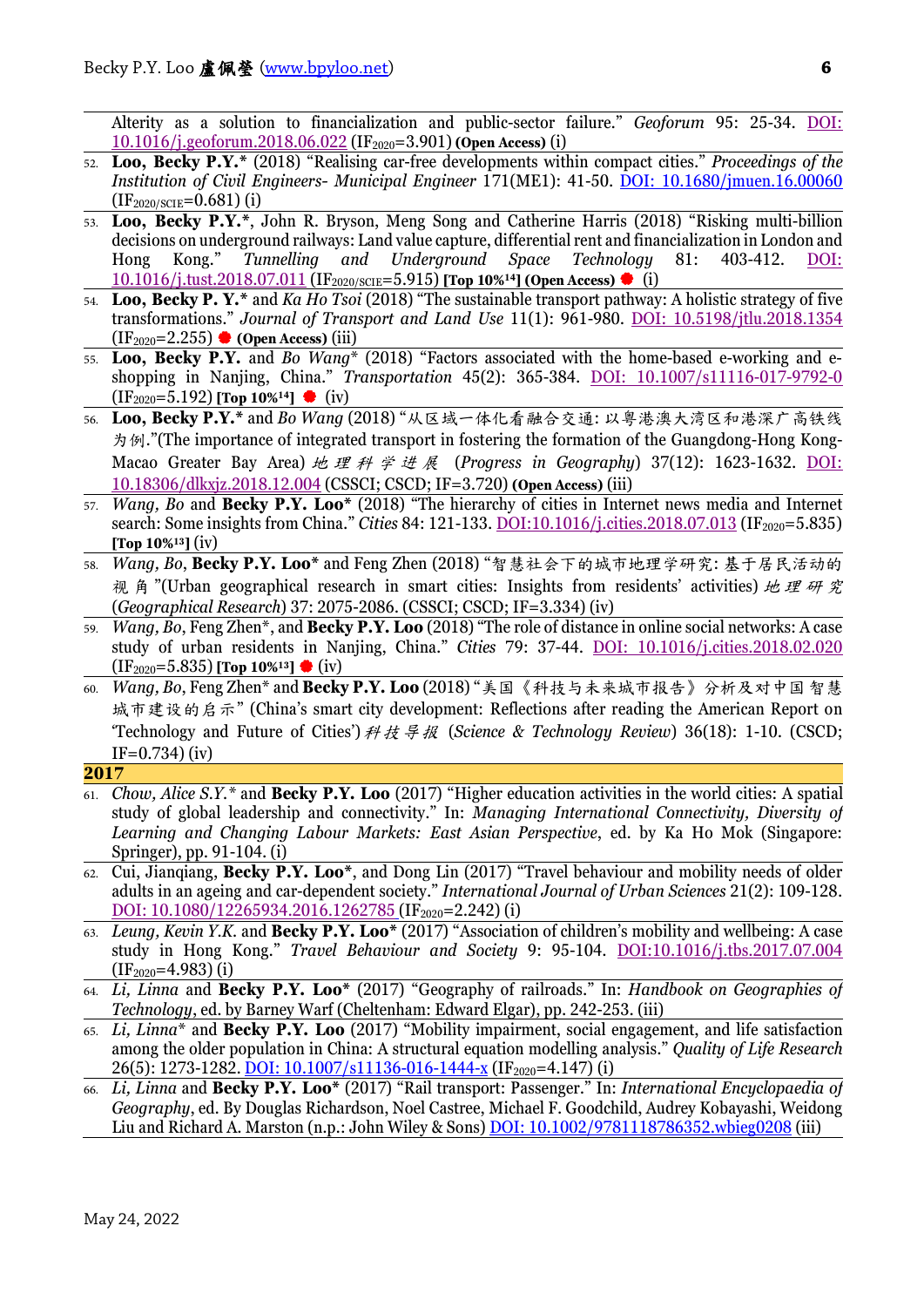Alterity as a solution to financialization and public-sector failure." *Geoforum* 95: 25-34. DOI: 10.1016/j.geoforum.2018.06.022 ($IF_{2020}$=3.901) **(Open Access)** (i)

52. **Loo, Becky P.Y.*** (2018) "Realising car-free developments within compact cities." *Proceedings of the Institution of Civil Engineers- Municipal Engineer* 171(ME1): 41-50. DOI: 10.1680/jmuen.16.00060 ($IF_{2020/SCIE}$=0.681) (i)
53. **Loo, Becky P.Y.***, John R. Bryson, Meng Song and Catherine Harris (2018) "Risking multi-billion decisions on underground railways: Land value capture, differential rent and financialization in London and Hong Kong." *Tunnelling and Underground Space Technology* 81: 403-412. DOI: 10.1016/j.tust.2018.07.011 ($IF_{2020/SCIE}$=5.915) **[Top 10%[14]] (Open Access)** ● (i)
54. **Loo, Becky P. Y.*** and *Ka Ho Tsoi* (2018) "The sustainable transport pathway: A holistic strategy of five transformations." *Journal of Transport and Land Use* 11(1): 961-980. DOI: 10.5198/jtlu.2018.1354 ($IF_{2020}$=2.255) ● **(Open Access)** (iii)
55. **Loo, Becky P.Y.** and *Bo Wang** (2018) "Factors associated with the home-based e-working and e-shopping in Nanjing, China." *Transportation* 45(2): 365-384. DOI: 10.1007/s11116-017-9792-0 ($IF_{2020}$=5.192) **[Top 10%[14]]** ● (iv)
56. **Loo, Becky P.Y.*** and *Bo Wang* (2018) "从区域一体化看融合交通: 以粤港澳大湾区和港深广高铁线为例."(The importance of integrated transport in fostering the formation of the Guangdong-Hong Kong-Macao Greater Bay Area) *地理科学进展* (*Progress in Geography*) 37(12): 1623-1632. DOI: 10.18306/dlkxjz.2018.12.004 (CSSCI; CSCD; IF=3.720) **(Open Access)** (iii)
57. *Wang, Bo* and **Becky P.Y. Loo*** (2018) "The hierarchy of cities in Internet news media and Internet search: Some insights from China." *Cities* 84: 121-133. DOI:10.1016/j.cities.2018.07.013 ($IF_{2020}$=5.835) **[Top 10%[13]]** (iv)
58. *Wang, Bo*, **Becky P.Y. Loo*** and Feng Zhen (2018) "智慧社会下的城市地理学研究: 基于居民活动的视角"(Urban geographical research in smart cities: Insights from residents' activities) *地理研究* (*Geographical Research*) 37: 2075-2086. (CSSCI; CSCD; IF=3.334) (iv)
59. *Wang, Bo*, Feng Zhen*, and **Becky P.Y. Loo** (2018) "The role of distance in online social networks: A case study of urban residents in Nanjing, China." *Cities* 79: 37-44. DOI: 10.1016/j.cities.2018.02.020 ($IF_{2020}$=5.835) **[Top 10%[13]]** ● (iv)
60. *Wang, Bo*, Feng Zhen* and **Becky P.Y. Loo** (2018) "美国《科技与未来城市报告》分析及对中国智慧城市建设的启示" (China's smart city development: Reflections after reading the American Report on 'Technology and Future of Cities') *科技导报* (*Science & Technology Review*) 36(18): 1-10. (CSCD; IF=0.734) (iv)

**2017**

61. *Chow, Alice S.Y.** and **Becky P.Y. Loo** (2017) "Higher education activities in the world cities: A spatial study of global leadership and connectivity." In: *Managing International Connectivity, Diversity of Learning and Changing Labour Markets: East Asian Perspective*, ed. by Ka Ho Mok (Singapore: Springer), pp. 91-104. (i)
62. Cui, Jianqiang, **Becky P.Y. Loo***, and Dong Lin (2017) "Travel behaviour and mobility needs of older adults in an ageing and car-dependent society." *International Journal of Urban Sciences* 21(2): 109-128. DOI: 10.1080/12265934.2016.1262785 ($IF_{2020}$=2.242) (i)
63. *Leung, Kevin Y.K.* and **Becky P.Y. Loo*** (2017) "Association of children's mobility and wellbeing: A case study in Hong Kong." *Travel Behaviour and Society* 9: 95-104. DOI:10.1016/j.tbs.2017.07.004 ($IF_{2020}$=4.983) (i)
64. *Li, Linna* and **Becky P.Y. Loo*** (2017) "Geography of railroads." In: *Handbook on Geographies of Technology*, ed. by Barney Warf (Cheltenham: Edward Elgar), pp. 242-253. (iii)
65. *Li, Linna** and **Becky P.Y. Loo** (2017) "Mobility impairment, social engagement, and life satisfaction among the older population in China: A structural equation modelling analysis." *Quality of Life Research* 26(5): 1273-1282. DOI: 10.1007/s11136-016-1444-x ($IF_{2020}$=4.147) (i)
66. *Li, Linna* and **Becky P.Y. Loo*** (2017) "Rail transport: Passenger." In: *International Encyclopaedia of Geography*, ed. By Douglas Richardson, Noel Castree, Michael F. Goodchild, Audrey Kobayashi, Weidong Liu and Richard A. Marston (n.p.: John Wiley & Sons) DOI: 10.1002/9781118786352.wbieg0208 (iii)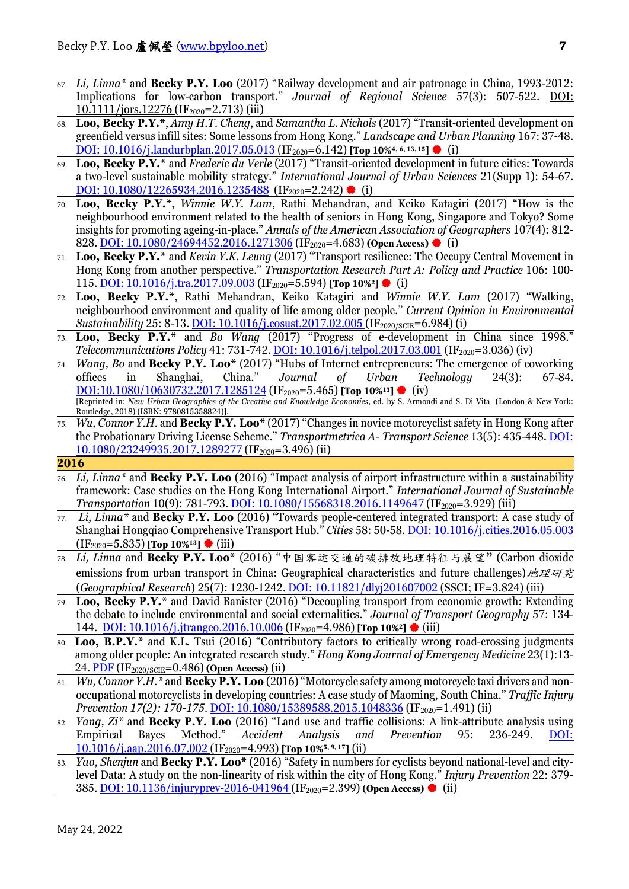67. *Li, Linna\** and **Becky P.Y. Loo** (2017) "Railway development and air patronage in China, 1993-2012: Implications for low-carbon transport." *Journal of Regional Science* 57(3): 507-522. DOI: 10.1111/jors.12276 ($IF_{2020}$=2.713) (iii)
68. **Loo, Becky P.Y.\***, *Amy H.T. Cheng*, and *Samantha L. Nichols* (2017) "Transit-oriented development on greenfield versus infill sites: Some lessons from Hong Kong." *Landscape and Urban Planning* 167: 37-48. DOI: 10.1016/j.landurbplan.2017.05.013 ($IF_{2020}$=6.142) **[Top 10%[4, 6, 13, 15]]** ● (i)
69. **Loo, Becky P.Y.\*** and *Frederic du Verle* (2017) "Transit-oriented development in future cities: Towards a two-level sustainable mobility strategy." *International Journal of Urban Sciences* 21(Supp 1): 54-67. DOI: 10.1080/12265934.2016.1235488 ($IF_{2020}$=2.242) ● (i)
70. **Loo, Becky P.Y.\***, *Winnie W.Y. Lam*, Rathi Mehandran, and Keiko Katagiri (2017) "How is the neighbourhood environment related to the health of seniors in Hong Kong, Singapore and Tokyo? Some insights for promoting ageing-in-place." *Annals of the American Association of Geographers* 107(4): 812-828. DOI: 10.1080/24694452.2016.1271306 ($IF_{2020}$=4.683) **(Open Access)** ● (i)
71. **Loo, Becky P.Y.\*** and *Kevin Y.K. Leung* (2017) "Transport resilience: The Occupy Central Movement in Hong Kong from another perspective." *Transportation Research Part A: Policy and Practice* 106: 100-115. DOI: 10.1016/j.tra.2017.09.003 ($IF_{2020}$=5.594) **[Top 10%[2]]** ● (i)
72. **Loo, Becky P.Y.\***, Rathi Mehandran, Keiko Katagiri and *Winnie W.Y. Lam* (2017) "Walking, neighbourhood environment and quality of life among older people." *Current Opinion in Environmental Sustainability* 25: 8-13. DOI: 10.1016/j.cosust.2017.02.005 ($IF_{2020/SCIE}$=6.984) (i)
73. **Loo, Becky P.Y.\*** and *Bo Wang* (2017) "Progress of e-development in China since 1998." *Telecommunications Policy* 41: 731-742. DOI: 10.1016/j.telpol.2017.03.001 ($IF_{2020}$=3.036) (iv)
74. *Wang, Bo* and **Becky P.Y. Loo\*** (2017) "Hubs of Internet entrepreneurs: The emergence of coworking offices in Shanghai, China." *Journal of Urban Technology* 24(3): 67-84. DOI:10.1080/10630732.2017.1285124 ($IF_{2020}$=5.465) **[Top 10%[13]]** ● (iv)
[Reprinted in: *New Urban Geographies of the Creative and Knowledge Economies*, ed. by S. Armondi and S. Di Vita (London & New York: Routledge, 2018) (ISBN: 9780815358824)].
75. *Wu, Connor Y.H.* and **Becky P.Y. Loo\*** (2017) "Changes in novice motorcyclist safety in Hong Kong after the Probationary Driving License Scheme." *Transportmetrica A- Transport Science* 13(5): 435-448. DOI: 10.1080/23249935.2017.1289277 ($IF_{2020}$=3.496) (ii)

## 2016

76. *Li, Linna\** and **Becky P.Y. Loo** (2016) "Impact analysis of airport infrastructure within a sustainability framework: Case studies on the Hong Kong International Airport." *International Journal of Sustainable Transportation* 10(9): 781-793. DOI: 10.1080/15568318.2016.1149647 ($IF_{2020}$=3.929) (iii)
77. *Li, Linna\** and **Becky P.Y. Loo** (2016) "Towards people-centered integrated transport: A case study of Shanghai Hongqiao Comprehensive Transport Hub." *Cities* 58: 50-58. DOI: 10.1016/j.cities.2016.05.003 ($IF_{2020}$=5.835) **[Top 10%[13]]** ● (iii)
78. *Li, Linna* and **Becky P.Y. Loo\*** (2016) "中国客运交通的碳排放地理特征与展望" (Carbon dioxide emissions from urban transport in China: Geographical characteristics and future challenges) *地理研究* (*Geographical Research*) 25(7): 1230-1242. DOI: 10.11821/dlyj201607002 (SSCI; IF=3.824) (iii)
79. **Loo, Becky P.Y.\*** and David Banister (2016) "Decoupling transport from economic growth: Extending the debate to include environmental and social externalities." *Journal of Transport Geography* 57: 134-144. DOI: 10.1016/j.jtrangeo.2016.10.006 ($IF_{2020}$=4.986) **[Top 10%[2]]** ● (iii)
80. **Loo, B.P.Y.\*** and K.L. Tsui (2016) "Contributory factors to critically wrong road-crossing judgments among older people: An integrated research study." *Hong Kong Journal of Emergency Medicine* 23(1):13-24. PDF ($IF_{2020/SCIE}$=0.486) **(Open Access)** (ii)
81. *Wu, Connor Y.H.\** and **Becky P.Y. Loo** (2016) "Motorcycle safety among motorcycle taxi drivers and non-occupational motorcyclists in developing countries: A case study of Maoming, South China." *Traffic Injury Prevention 17(2): 170-175.* DOI: 10.1080/15389588.2015.1048336 ($IF_{2020}$=1.491) (ii)
82. *Yang, Zi\** and **Becky P.Y. Loo** (2016) "Land use and traffic collisions: A link-attribute analysis using Empirical Bayes Method." *Accident Analysis and Prevention* 95: 236-249. DOI: 10.1016/j.aap.2016.07.002 ($IF_{2020}$=4.993) **[Top 10%[5, 9, 17]]** (ii)
83. *Yao, Shenjun* and **Becky P.Y. Loo\*** (2016) "Safety in numbers for cyclists beyond national-level and city-level Data: A study on the non-linearity of risk within the city of Hong Kong." *Injury Prevention* 22: 379-385. DOI: 10.1136/injuryprev-2016-041964 ($IF_{2020}$=2.399) **(Open Access)** ● (ii)

May 24, 2022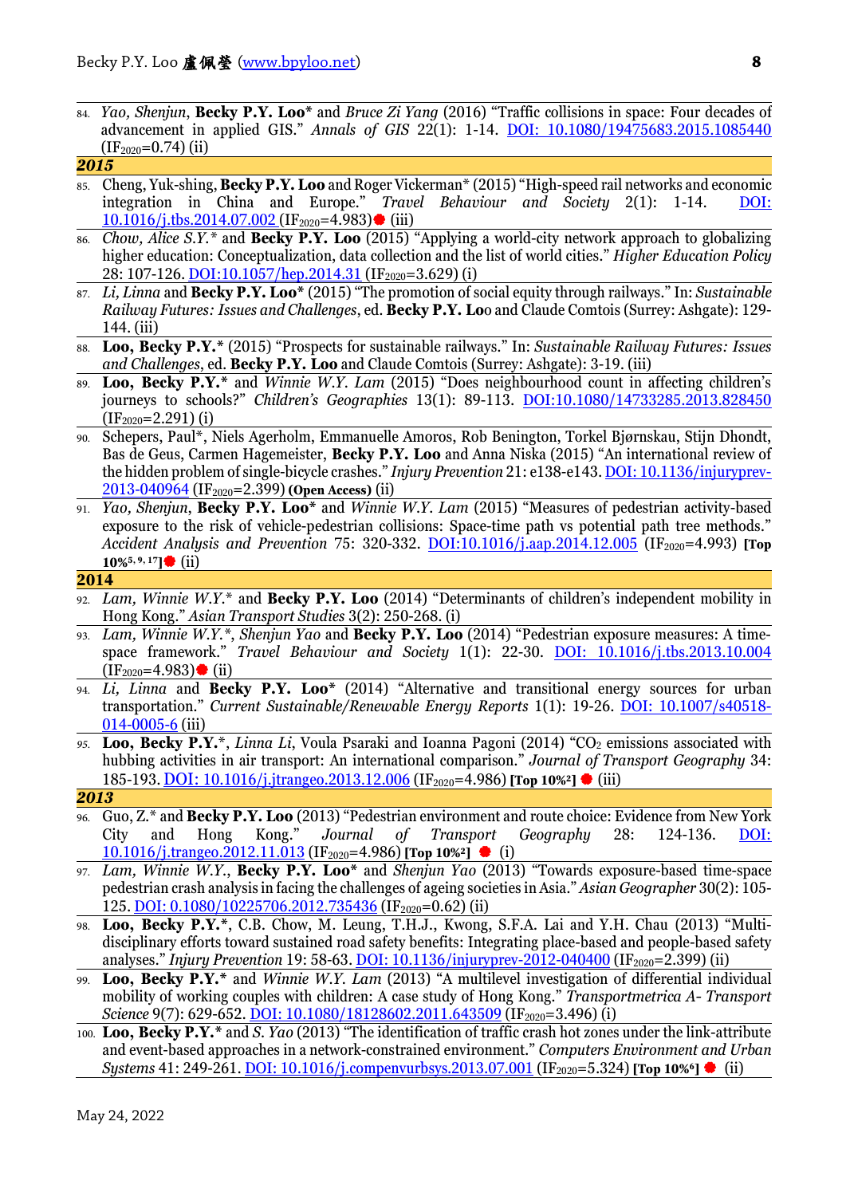84. *Yao, Shenjun*, **Becky P.Y. Loo*** and *Bruce Zi Yang* (2016) "Traffic collisions in space: Four decades of advancement in applied GIS." *Annals of GIS* 22(1): 1-14. DOI: 10.1080/19475683.2015.1085440 ($IF_{2020}$=0.74) (ii)

***2015***

85. Cheng, Yuk-shing, **Becky P.Y. Loo** and Roger Vickerman* (2015) "High-speed rail networks and economic integration in China and Europe." *Travel Behaviour and Society* 2(1): 1-14. DOI: 10.1016/j.tbs.2014.07.002 ($IF_{2020}$=4.983)● (iii)
86. *Chow, Alice S.Y.** and **Becky P.Y. Loo** (2015) "Applying a world-city network approach to globalizing higher education: Conceptualization, data collection and the list of world cities." *Higher Education Policy* 28: 107-126. DOI:10.1057/hep.2014.31 ($IF_{2020}$=3.629) (i)
87. *Li, Linna* and **Becky P.Y. Loo*** (2015) "The promotion of social equity through railways." In: *Sustainable Railway Futures: Issues and Challenges*, ed. **Becky P.Y. Loo** and Claude Comtois (Surrey: Ashgate): 129-144. (iii)
88. **Loo, Becky P.Y.*** (2015) "Prospects for sustainable railways." In: *Sustainable Railway Futures: Issues and Challenges*, ed. **Becky P.Y. Loo** and Claude Comtois (Surrey: Ashgate): 3-19. (iii)
89. **Loo, Becky P.Y.*** and *Winnie W.Y. Lam* (2015) "Does neighbourhood count in affecting children's journeys to schools?" *Children's Geographies* 13(1): 89-113. DOI:10.1080/14733285.2013.828450 ($IF_{2020}$=2.291) (i)
90. Schepers, Paul*, Niels Agerholm, Emmanuelle Amoros, Rob Benington, Torkel Bjørnskau, Stijn Dhondt, Bas de Geus, Carmen Hagemeister, **Becky P.Y. Loo** and Anna Niska (2015) "An international review of the hidden problem of single-bicycle crashes." *Injury Prevention* 21: e138-e143. DOI: 10.1136/injuryprev-2013-040964 ($IF_{2020}$=2.399) **(Open Access)** (ii)
91. *Yao, Shenjun*, **Becky P.Y. Loo*** and *Winnie W.Y. Lam* (2015) "Measures of pedestrian activity-based exposure to the risk of vehicle-pedestrian collisions: Space-time path vs potential path tree methods." *Accident Analysis and Prevention* 75: 320-332. DOI:10.1016/j.aap.2014.12.005 ($IF_{2020}$=4.993) **[Top 10%[5, 9, 17]]**● (ii)

**2014**

92. *Lam, Winnie W.Y.** and **Becky P.Y. Loo** (2014) "Determinants of children's independent mobility in Hong Kong." *Asian Transport Studies* 3(2): 250-268. (i)
93. *Lam, Winnie W.Y.**, *Shenjun Yao* and **Becky P.Y. Loo** (2014) "Pedestrian exposure measures: A time-space framework." *Travel Behaviour and Society* 1(1): 22-30. DOI: 10.1016/j.tbs.2013.10.004 ($IF_{2020}$=4.983)● (ii)
94. *Li, Linna* and **Becky P.Y. Loo*** (2014) "Alternative and transitional energy sources for urban transportation." *Current Sustainable/Renewable Energy Reports* 1(1): 19-26. DOI: 10.1007/s40518-014-0005-6 (iii)
95. **Loo, Becky P.Y.***, *Linna Li*, Voula Psaraki and Ioanna Pagoni (2014) "$CO_2$ emissions associated with hubbing activities in air transport: An international comparison." *Journal of Transport Geography* 34: 185-193. DOI: 10.1016/j.jtrangeo.2013.12.006 ($IF_{2020}$=4.986) **[Top 10%[2]]** ● (iii)

***2013***

96. Guo, Z.* and **Becky P.Y. Loo** (2013) "Pedestrian environment and route choice: Evidence from New York City and Hong Kong." *Journal of Transport Geography* 28: 124-136. DOI: 10.1016/j.trangeo.2012.11.013 ($IF_{2020}$=4.986) **[Top 10%[2]]** ● (i)
97. *Lam, Winnie W.Y.*, **Becky P.Y. Loo*** and *Shenjun Yao* (2013) "Towards exposure-based time-space pedestrian crash analysis in facing the challenges of ageing societies in Asia." *Asian Geographer* 30(2): 105-125. DOI: 0.1080/10225706.2012.735436 ($IF_{2020}$=0.62) (ii)
98. **Loo, Becky P.Y.***, C.B. Chow, M. Leung, T.H.J., Kwong, S.F.A. Lai and Y.H. Chau (2013) "Multi-disciplinary efforts toward sustained road safety benefits: Integrating place-based and people-based safety analyses." *Injury Prevention* 19: 58-63. DOI: 10.1136/injuryprev-2012-040400 ($IF_{2020}$=2.399) (ii)
99. **Loo, Becky P.Y.*** and *Winnie W.Y. Lam* (2013) "A multilevel investigation of differential individual mobility of working couples with children: A case study of Hong Kong." *Transportmetrica A- Transport Science* 9(7): 629-652. DOI: 10.1080/18128602.2011.643509 ($IF_{2020}$=3.496) (i)
100. **Loo, Becky P.Y.*** and *S. Yao* (2013) "The identification of traffic crash hot zones under the link-attribute and event-based approaches in a network-constrained environment." *Computers Environment and Urban Systems* 41: 249-261. DOI: 10.1016/j.compenvurbsys.2013.07.001 ($IF_{2020}$=5.324) **[Top 10%[6]]** ● (ii)

May 24, 2022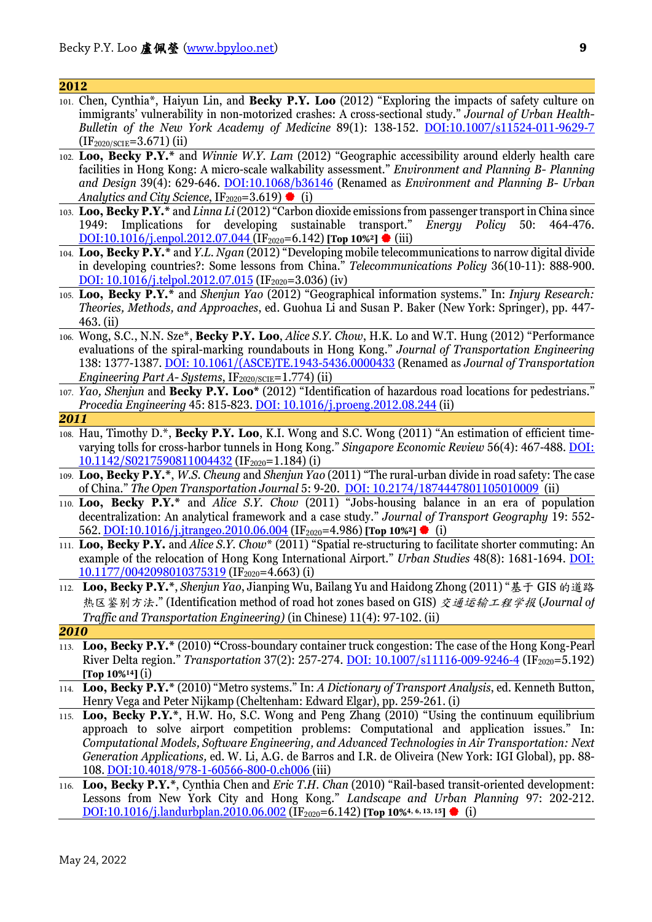## 2012

101. Chen, Cynthia*, Haiyun Lin, and **Becky P.Y. Loo** (2012) "Exploring the impacts of safety culture on immigrants' vulnerability in non-motorized crashes: A cross-sectional study." *Journal of Urban Health-Bulletin of the New York Academy of Medicine* 89(1): 138-152. DOI:10.1007/s11524-011-9629-7 ($IF_{2020/SCIE}$=3.671) (ii)

102. **Loo, Becky P.Y.*** and *Winnie W.Y. Lam* (2012) "Geographic accessibility around elderly health care facilities in Hong Kong: A micro-scale walkability assessment." *Environment and Planning B- Planning and Design* 39(4): 629-646. DOI:10.1068/b36146 (Renamed as *Environment and Planning B- Urban Analytics and City Science*, $IF_{2020}$=3.619) ⬢ (i)

103. **Loo, Becky P.Y.*** and *Linna Li* (2012) "Carbon dioxide emissions from passenger transport in China since 1949: Implications for developing sustainable transport." *Energy Policy* 50: 464-476. DOI:10.1016/j.enpol.2012.07.044 ($IF_{2020}$=6.142) **[Top 10%[2]]** ⬢ (iii)

104. **Loo, Becky P.Y.*** and *Y.L. Ngan* (2012) "Developing mobile telecommunications to narrow digital divide in developing countries?: Some lessons from China." *Telecommunications Policy* 36(10-11): 888-900. DOI: 10.1016/j.telpol.2012.07.015 ($IF_{2020}$=3.036) (iv)

105. **Loo, Becky P.Y.*** and *Shenjun Yao* (2012) "Geographical information systems." In: *Injury Research: Theories, Methods, and Approaches*, ed. Guohua Li and Susan P. Baker (New York: Springer), pp. 447-463. (ii)

106. Wong, S.C., N.N. Sze*, **Becky P.Y. Loo**, *Alice S.Y. Chow*, H.K. Lo and W.T. Hung (2012) "Performance evaluations of the spiral-marking roundabouts in Hong Kong." *Journal of Transportation Engineering* 138: 1377-1387. DOI: 10.1061/(ASCE)TE.1943-5436.0000433 (Renamed as *Journal of Transportation Engineering Part A- Systems*, $IF_{2020/SCIE}$=1.774) (ii)

107. *Yao, Shenjun* and **Becky P.Y. Loo*** (2012) "Identification of hazardous road locations for pedestrians." *Procedia Engineering* 45: 815-823. DOI: 10.1016/j.proeng.2012.08.244 (ii)

## 2011

108. Hau, Timothy D.*, **Becky P.Y. Loo**, K.I. Wong and S.C. Wong (2011) "An estimation of efficient time-varying tolls for cross-harbor tunnels in Hong Kong." *Singapore Economic Review* 56(4): 467-488. DOI: 10.1142/S0217590811004432 ($IF_{2020}$=1.184) (i)

109. **Loo, Becky P.Y.***, *W.S. Cheung* and *Shenjun Yao* (2011) "The rural-urban divide in road safety: The case of China." *The Open Transportation Journal* 5: 9-20. DOI: 10.2174/1874447801105010009 (ii)

110. **Loo, Becky P.Y.*** and *Alice S.Y. Chow* (2011) "Jobs-housing balance in an era of population decentralization: An analytical framework and a case study." *Journal of Transport Geography* 19: 552-562. DOI:10.1016/j.jtrangeo.2010.06.004 ($IF_{2020}$=4.986) **[Top 10%[2]]** ⬢ (i)

111. **Loo, Becky P.Y.** and *Alice S.Y. Chow** (2011) "Spatial re-structuring to facilitate shorter commuting: An example of the relocation of Hong Kong International Airport." *Urban Studies* 48(8): 1681-1694. DOI: 10.1177/0042098010375319 ($IF_{2020}$=4.663) (i)

112. **Loo, Becky P.Y.***, *Shenjun Yao*, Jianping Wu, Bailang Yu and Haidong Zhong (2011) "基于 GIS 的道路热区鉴别方法." (Identification method of road hot zones based on GIS) *交通运输工程学报* (*Journal of Traffic and Transportation Engineering)* (in Chinese) 11(4): 97-102. (ii)

## 2010

113. **Loo, Becky P.Y.*** (2010) "Cross-boundary container truck congestion: The case of the Hong Kong-Pearl River Delta region." *Transportation* 37(2): 257-274. DOI: 10.1007/s11116-009-9246-4 ($IF_{2020}$=5.192) **[Top 10%[14]]** (i)

114. **Loo, Becky P.Y.*** (2010) "Metro systems." In: *A Dictionary of Transport Analysis*, ed. Kenneth Button, Henry Vega and Peter Nijkamp (Cheltenham: Edward Elgar), pp. 259-261. (i)

115. **Loo, Becky P.Y.***, H.W. Ho, S.C. Wong and Peng Zhang (2010) "Using the continuum equilibrium approach to solve airport competition problems: Computational and application issues." In: *Computational Models, Software Engineering, and Advanced Technologies in Air Transportation: Next Generation Applications*, ed. W. Li, A.G. de Barros and I.R. de Oliveira (New York: IGI Global), pp. 88-108. DOI:10.4018/978-1-60566-800-0.ch006 (iii)

116. **Loo, Becky P.Y.***, Cynthia Chen and *Eric T.H. Chan* (2010) "Rail-based transit-oriented development: Lessons from New York City and Hong Kong." *Landscape and Urban Planning* 97: 202-212. DOI:10.1016/j.landurbplan.2010.06.002 ($IF_{2020}$=6.142) **[Top 10%[4, 6, 13, 15]]** ⬢ (i)

May 24, 2022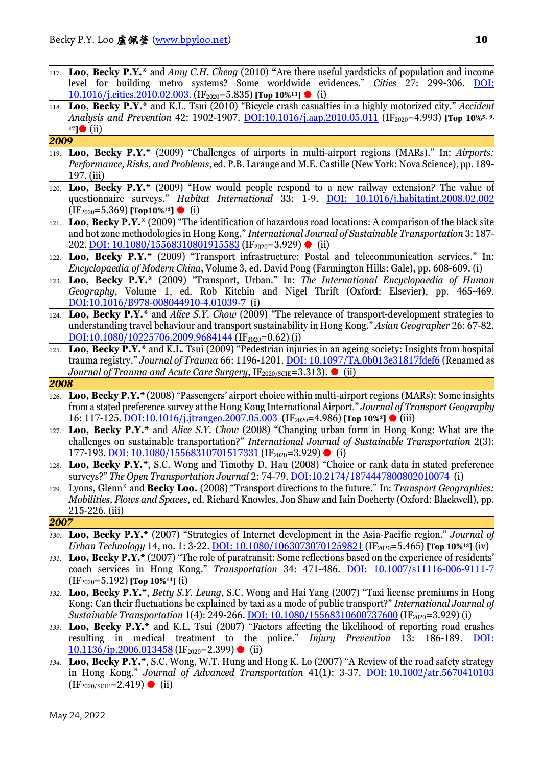117. **Loo, Becky P.Y.*** and *Amy C.H. Cheng* (2010) **“**Are there useful yardsticks of population and income level for building metro systems? Some worldwide evidences.” *Cities* 27: 299-306. DOI: 10.1016/j.cities.2010.02.003. ($IF_{2020}$=5.835) **[Top 10%[13]]** ● (i)

118. **Loo, Becky P.Y.*** and K.L. Tsui (2010) “Bicycle crash casualties in a highly motorized city.” *Accident Analysis and Prevention* 42: 1902-1907. DOI:10.1016/j.aap.2010.05.011 ($IF_{2020}$=4.993) **[Top 10%[5, 9, 17]]**● (ii)

### 2009

119. **Loo, Becky P.Y.*** (2009) “Challenges of airports in multi-airport regions (MARs).” In: *Airports: Performance, Risks, and Problems*, ed. P.B. Larauge and M.E. Castille (New York: Nova Science), pp. 189-197. (iii)

120. **Loo, Becky P.Y.*** (2009) “How would people respond to a new railway extension? The value of questionnaire surveys.” *Habitat International* 33: 1-9. DOI: 10.1016/j.habitatint.2008.02.002 ($IF_{2020}$=5.369) **[Top10%[13]]** ● (i)

121. **Loo, Becky P.Y.*** (2009) “The identification of hazardous road locations: A comparison of the black site and hot zone methodologies in Hong Kong.” *International Journal of Sustainable Transportation* 3: 187-202. DOI: 10.1080/15568310801915583 ($IF_{2020}$=3.929) ● (ii)

122. **Loo, Becky P.Y.*** (2009) “Transport infrastructure: Postal and telecommunication services.” In: *Encyclopaedia of Modern China*, Volume 3, ed. David Pong (Farmington Hills: Gale), pp. 608-609. (i)

123. **Loo, Becky P.Y.*** (2009) “Transport, Urban.” In: *The International Encyclopaedia of Human Geography*, Volume 1, ed. Rob Kitchin and Nigel Thrift (Oxford: Elsevier), pp. 465-469. DOI:10.1016/B978-008044910-4.01039-7 (i)

124. **Loo, Becky P.Y.*** and *Alice S.Y. Chow* (2009) “The relevance of transport-development strategies to understanding travel behaviour and transport sustainability in Hong Kong.” *Asian Geographer* 26: 67-82. DOI:10.1080/10225706.2009.9684144 ($IF_{2020}$=0.62) (i)

125. **Loo, Becky P.Y.*** and K.L. Tsui (2009) “Pedestrian injuries in an ageing society: Insights from hospital trauma registry.” *Journal of Trauma* 66: 1196-1201. DOI: 10.1097/TA.0b013e31817fdef6 (Renamed as *Journal of Trauma and Acute Care Surgery*, $IF_{2020/SCIE}$=3.313). ● (ii)

### 2008

126. **Loo, Becky P.Y.*** (2008) “Passengers’ airport choice within multi-airport regions (MARs): Some insights from a stated preference survey at the Hong Kong International Airport.” *Journal of Transport Geography* 16: 117-125. DOI:10.1016/j.jtrangeo.2007.05.003 ($IF_{2020}$=4.986) **[Top 10%[2]]** ● (iii)

127. **Loo, Becky P.Y.*** and *Alice S.Y. Chow* (2008) “Changing urban form in Hong Kong: What are the challenges on sustainable transportation?” *International Journal of Sustainable Transportation* 2(3): 177-193. DOI: 10.1080/15568310701517331 ($IF_{2020}$=3.929) ● (i)

128. **Loo, Becky P.Y.***, S.C. Wong and Timothy D. Hau (2008) “Choice or rank data in stated preference surveys?” *The Open Transportation Journal* 2: 74-79. DOI:10.2174/1874447800802010074 (i)

129. Lyons, Glenn* and **Becky Loo.** (2008) “Transport directions to the future.” In: *Transport Geographies: Mobilities, Flows and Spaces*, ed. Richard Knowles, Jon Shaw and Iain Docherty (Oxford: Blackwell), pp. 215-226. (iii)

### 2007

130. **Loo, Becky P.Y.*** (2007) “Strategies of Internet development in the Asia-Pacific region.” *Journal of Urban Technology* 14, no. 1: 3-22. DOI: 10.1080/10630730701259821 ($IF_{2020}$=5.465) **[Top 10%[13]]** (iv)

131. **Loo, Becky P.Y.*** (2007) “The role of paratransit: Some reflections based on the experience of residents’ coach services in Hong Kong.” *Transportation* 34: 471-486. DOI: 10.1007/s11116-006-9111-7 ($IF_{2020}$=5.192) **[Top 10%[14]]** (i)

132. **Loo, Becky P.Y.***, *Betty S.Y. Leung*, S.C. Wong and Hai Yang (2007) “Taxi license premiums in Hong Kong: Can their fluctuations be explained by taxi as a mode of public transport?” *International Journal of Sustainable Transportation* 1(4): 249-266. DOI: 10.1080/15568310600737600 ($IF_{2020}$=3.929) (i)

133. **Loo, Becky P.Y.*** and K.L. Tsui (2007) “Factors affecting the likelihood of reporting road crashes resulting in medical treatment to the police.” *Injury Prevention* 13: 186-189. DOI: 10.1136/ip.2006.013458 ($IF_{2020}$=2.399) ● (ii)

134. **Loo, Becky P.Y.***, S.C. Wong, W.T. Hung and Hong K. Lo (2007) “A Review of the road safety strategy in Hong Kong.” *Journal of Advanced Transportation* 41(1): 3-37. DOI: 10.1002/atr.5670410103 ($IF_{2020/SCIE}$=2.419) ● (ii)

May 24, 2022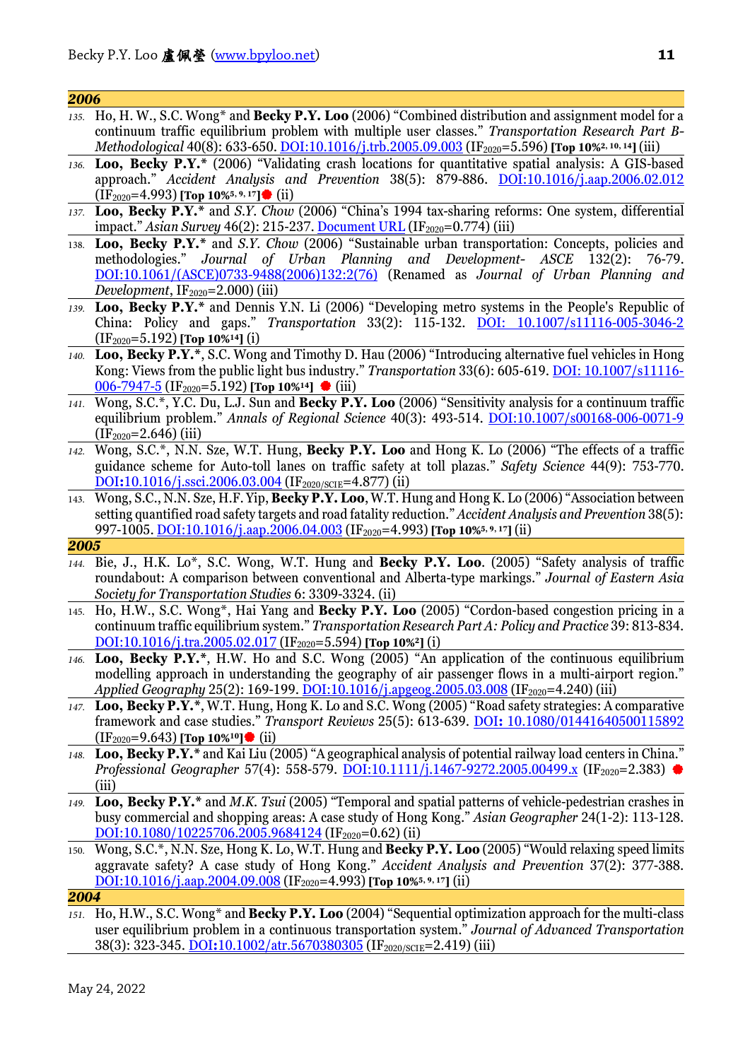## 2006

135. Ho, H. W., S.C. Wong* and **Becky P.Y. Loo** (2006) "Combined distribution and assignment model for a continuum traffic equilibrium problem with multiple user classes." *Transportation Research Part B-Methodological* 40(8): 633-650. DOI:10.1016/j.trb.2005.09.003 ($IF_{2020}$=5.596) **[Top 10%[2, 10, 14]]** (iii)
136. **Loo, Becky P.Y.*** (2006) "Validating crash locations for quantitative spatial analysis: A GIS-based approach." *Accident Analysis and Prevention* 38(5): 879-886. DOI:10.1016/j.aap.2006.02.012 ($IF_{2020}$=4.993) **[Top 10%[5, 9, 17]]** ● (ii)
137. **Loo, Becky P.Y.*** and *S.Y. Chow* (2006) "China's 1994 tax-sharing reforms: One system, differential impact." *Asian Survey* 46(2): 215-237. Document URL ($IF_{2020}$=0.774) (iii)
138. **Loo, Becky P.Y.*** and *S.Y. Chow* (2006) "Sustainable urban transportation: Concepts, policies and methodologies." *Journal of Urban Planning and Development- ASCE* 132(2): 76-79. DOI:10.1061/(ASCE)0733-9488(2006)132:2(76) (Renamed as *Journal of Urban Planning and Development*, $IF_{2020}$=2.000) (iii)
139. **Loo, Becky P.Y.*** and Dennis Y.N. Li (2006) "Developing metro systems in the People's Republic of China: Policy and gaps." *Transportation* 33(2): 115-132. DOI: 10.1007/s11116-005-3046-2 ($IF_{2020}$=5.192) **[Top 10%[14]]** (i)
140. **Loo, Becky P.Y.***, S.C. Wong and Timothy D. Hau (2006) "Introducing alternative fuel vehicles in Hong Kong: Views from the public light bus industry." *Transportation* 33(6): 605-619. DOI: 10.1007/s11116-006-7947-5 ($IF_{2020}$=5.192) **[Top 10%[14]]** ● (iii)
141. Wong, S.C.*, Y.C. Du, L.J. Sun and **Becky P.Y. Loo** (2006) "Sensitivity analysis for a continuum traffic equilibrium problem." *Annals of Regional Science* 40(3): 493-514. DOI:10.1007/s00168-006-0071-9 ($IF_{2020}$=2.646) (iii)
142. Wong, S.C.*, N.N. Sze, W.T. Hung, **Becky P.Y. Loo** and Hong K. Lo (2006) "The effects of a traffic guidance scheme for Auto-toll lanes on traffic safety at toll plazas." *Safety Science* 44(9): 753-770. DOI:10.1016/j.ssci.2006.03.004 ($IF_{2020/SCIE}$=4.877) (ii)
143. Wong, S.C., N.N. Sze, H.F. Yip, **Becky P.Y. Loo**, W.T. Hung and Hong K. Lo (2006) "Association between setting quantified road safety targets and road fatality reduction." *Accident Analysis and Prevention* 38(5): 997-1005. DOI:10.1016/j.aap.2006.04.003 ($IF_{2020}$=4.993) **[Top 10%[5, 9, 17]]** (ii)

## 2005

144. Bie, J., H.K. Lo*, S.C. Wong, W.T. Hung and **Becky P.Y. Loo**. (2005) "Safety analysis of traffic roundabout: A comparison between conventional and Alberta-type markings." *Journal of Eastern Asia Society for Transportation Studies* 6: 3309-3324. (ii)
145. Ho, H.W., S.C. Wong*, Hai Yang and **Becky P.Y. Loo** (2005) "Cordon-based congestion pricing in a continuum traffic equilibrium system." *Transportation Research Part A: Policy and Practice* 39: 813-834. DOI:10.1016/j.tra.2005.02.017 ($IF_{2020}$=5.594) **[Top 10%[2]]** (i)
146. **Loo, Becky P.Y.***, H.W. Ho and S.C. Wong (2005) "An application of the continuous equilibrium modelling approach in understanding the geography of air passenger flows in a multi-airport region." *Applied Geography* 25(2): 169-199. DOI:10.1016/j.apgeog.2005.03.008 ($IF_{2020}$=4.240) (iii)
147. **Loo, Becky P.Y.***, W.T. Hung, Hong K. Lo and S.C. Wong (2005) "Road safety strategies: A comparative framework and case studies." *Transport Reviews* 25(5): 613-639. DOI: 10.1080/01441640500115892 ($IF_{2020}$=9.643) **[Top 10%[10]]** ● (ii)
148. **Loo, Becky P.Y.*** and Kai Liu (2005) "A geographical analysis of potential railway load centers in China." *Professional Geographer* 57(4): 558-579. DOI:10.1111/j.1467-9272.2005.00499.x ($IF_{2020}$=2.383) ● (iii)
149. **Loo, Becky P.Y.*** and *M.K. Tsui* (2005) "Temporal and spatial patterns of vehicle-pedestrian crashes in busy commercial and shopping areas: A case study of Hong Kong." *Asian Geographer* 24(1-2): 113-128. DOI:10.1080/10225706.2005.9684124 ($IF_{2020}$=0.62) (ii)
150. Wong, S.C.*, N.N. Sze, Hong K. Lo, W.T. Hung and **Becky P.Y. Loo** (2005) "Would relaxing speed limits aggravate safety? A case study of Hong Kong." *Accident Analysis and Prevention* 37(2): 377-388. DOI:10.1016/j.aap.2004.09.008 ($IF_{2020}$=4.993) **[Top 10%[5, 9, 17]]** (ii)

## 2004

151. Ho, H.W., S.C. Wong* and **Becky P.Y. Loo** (2004) "Sequential optimization approach for the multi-class user equilibrium problem in a continuous transportation system." *Journal of Advanced Transportation* 38(3): 323-345. DOI:10.1002/atr.5670380305 ($IF_{2020/SCIE}$=2.419) (iii)

May 24, 2022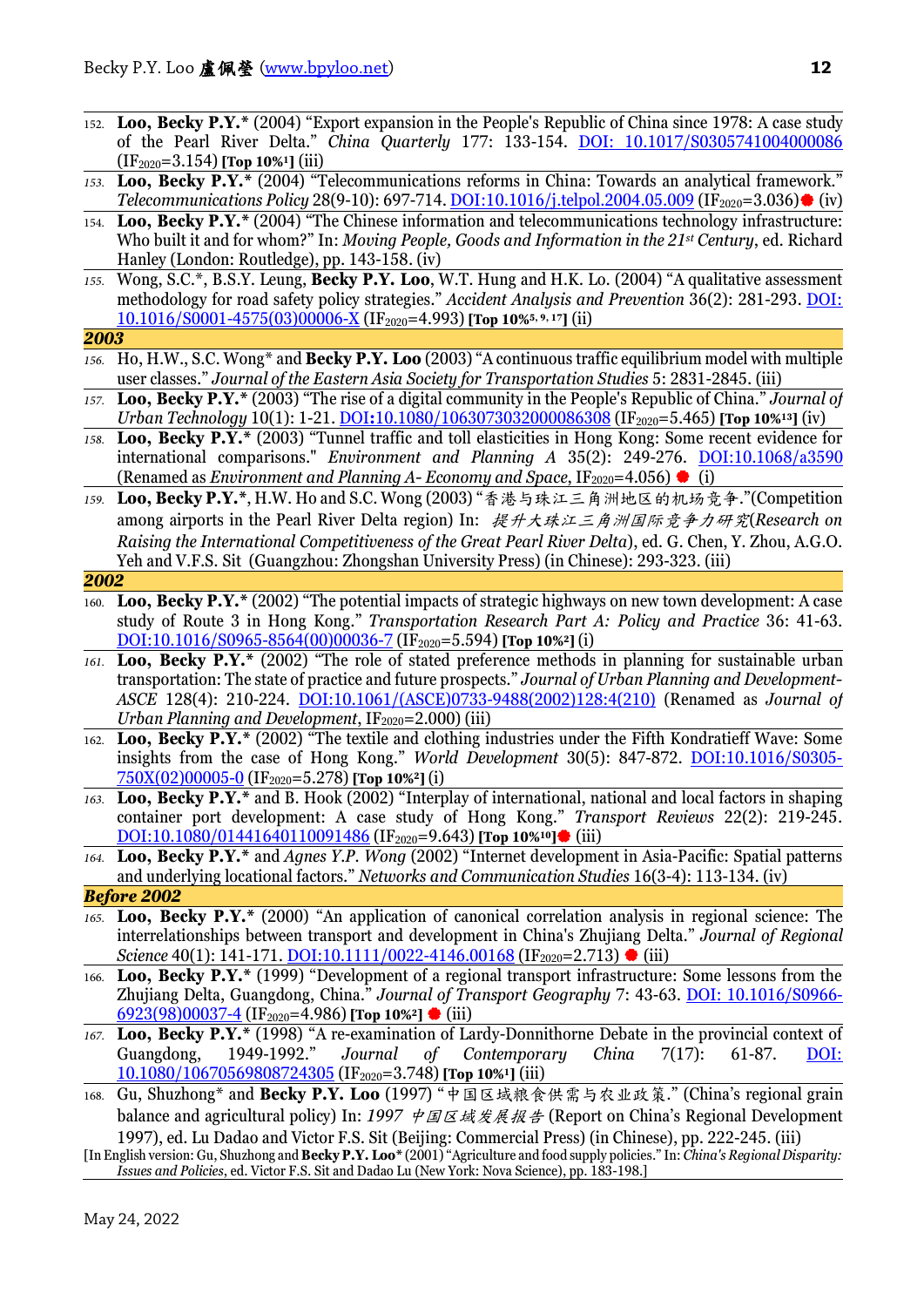152. **Loo, Becky P.Y.*** (2004) "Export expansion in the People's Republic of China since 1978: A case study of the Pearl River Delta." *China Quarterly* 177: 133-154. [DOI: 10.1017/S0305741004000086](https://doi.org/10.1017/S0305741004000086) ($IF_{2020}$=3.154) **[Top 10%[1]]** (iii)

153. **Loo, Becky P.Y.*** (2004) "Telecommunications reforms in China: Towards an analytical framework." *Telecommunications Policy* 28(9-10): 697-714. [DOI:10.1016/j.telpol.2004.05.009](https://doi.org/10.1016/j.telpol.2004.05.009) ($IF_{2020}$=3.036)● (iv)

154. **Loo, Becky P.Y.*** (2004) "The Chinese information and telecommunications technology infrastructure: Who built it and for whom?" In: *Moving People, Goods and Information in the 21st Century*, ed. Richard Hanley (London: Routledge), pp. 143-158. (iv)

155. Wong, S.C.*, B.S.Y. Leung, **Becky P.Y. Loo**, W.T. Hung and H.K. Lo. (2004) "A qualitative assessment methodology for road safety policy strategies." *Accident Analysis and Prevention* 36(2): 281-293. [DOI: 10.1016/S0001-4575(03)00006-X](https://doi.org/10.1016/S0001-4575(03)00006-X) ($IF_{2020}$=4.993) **[Top 10%[5, 9, 17]]** (ii)

***2003***

156. Ho, H.W., S.C. Wong* and **Becky P.Y. Loo** (2003) "A continuous traffic equilibrium model with multiple user classes." *Journal of the Eastern Asia Society for Transportation Studies* 5: 2831-2845. (iii)

157. **Loo, Becky P.Y.*** (2003) "The rise of a digital community in the People's Republic of China." *Journal of Urban Technology* 10(1): 1-21. [DOI:10.1080/1063073032000086308](https://doi.org/10.1080/1063073032000086308) ($IF_{2020}$=5.465) **[Top 10%[13]]** (iv)

158. **Loo, Becky P.Y.*** (2003) "Tunnel traffic and toll elasticities in Hong Kong: Some recent evidence for international comparisons." *Environment and Planning A* 35(2): 249-276. [DOI:10.1068/a3590](https://doi.org/10.1068/a3590) (Renamed as *Environment and Planning A- Economy and Space*, $IF_{2020}$=4.056) ● (i)

159. **Loo, Becky P.Y.***, H.W. Ho and S.C. Wong (2003) "香港与珠江三角洲地区的机场竞争."(Competition among airports in the Pearl River Delta region) In: *提升大珠江三角洲国际竞争力研究*(*Research on Raising the International Competitiveness of the Great Pearl River Delta*), ed. G. Chen, Y. Zhou, A.G.O. Yeh and V.F.S. Sit (Guangzhou: Zhongshan University Press) (in Chinese): 293-323. (iii)

***2002***

160. **Loo, Becky P.Y.*** (2002) "The potential impacts of strategic highways on new town development: A case study of Route 3 in Hong Kong." *Transportation Research Part A: Policy and Practice* 36: 41-63. [DOI:10.1016/S0965-8564(00)00036-7](https://doi.org/10.1016/S0965-8564(00)00036-7) ($IF_{2020}$=5.594) **[Top 10%[2]]** (i)

161. **Loo, Becky P.Y.*** (2002) "The role of stated preference methods in planning for sustainable urban transportation: The state of practice and future prospects." *Journal of Urban Planning and Development-ASCE* 128(4): 210-224. [DOI:10.1061/(ASCE)0733-9488(2002)128:4(210)](https://doi.org/10.1061/(ASCE)0733-9488(2002)128:4(210)) (Renamed as *Journal of Urban Planning and Development*, $IF_{2020}$=2.000) (iii)

162. **Loo, Becky P.Y.*** (2002) "The textile and clothing industries under the Fifth Kondratieff Wave: Some insights from the case of Hong Kong." *World Development* 30(5): 847-872. [DOI:10.1016/S0305-750X(02)00005-0](https://doi.org/10.1016/S0305-750X(02)00005-0) ($IF_{2020}$=5.278) **[Top 10%[2]]** (i)

163. **Loo, Becky P.Y.*** and B. Hook (2002) "Interplay of international, national and local factors in shaping container port development: A case study of Hong Kong." *Transport Reviews* 22(2): 219-245. [DOI:10.1080/01441640110091486](https://doi.org/10.1080/01441640110091486) ($IF_{2020}$=9.643) **[Top 10%[10]]**● (iii)

164. **Loo, Becky P.Y.*** and *Agnes Y.P. Wong* (2002) "Internet development in Asia-Pacific: Spatial patterns and underlying locational factors." *Networks and Communication Studies* 16(3-4): 113-134. (iv)

***Before 2002***

165. **Loo, Becky P.Y.*** (2000) "An application of canonical correlation analysis in regional science: The interrelationships between transport and development in China's Zhujiang Delta." *Journal of Regional Science* 40(1): 141-171. [DOI:10.1111/0022-4146.00168](https://doi.org/10.1111/0022-4146.00168) ($IF_{2020}$=2.713) ● (iii)

166. **Loo, Becky P.Y.*** (1999) "Development of a regional transport infrastructure: Some lessons from the Zhujiang Delta, Guangdong, China." *Journal of Transport Geography* 7: 43-63. [DOI: 10.1016/S0966-6923(98)00037-4](https://doi.org/10.1016/S0966-6923(98)00037-4) ($IF_{2020}$=4.986) **[Top 10%[2]]** ● (iii)

167. **Loo, Becky P.Y.*** (1998) "A re-examination of Lardy-Donnithorne Debate in the provincial context of Guangdong, 1949-1992." *Journal of Contemporary China* 7(17): 61-87. [DOI: 10.1080/10670569808724305](https://doi.org/10.1080/10670569808724305) ($IF_{2020}$=3.748) **[Top 10%[1]]** (iii)

168. Gu, Shuzhong* and **Becky P.Y. Loo** (1997) "中国区域粮食供需与农业政策." (China's regional grain balance and agricultural policy) In: *1997 中国区域发展报告* (Report on China's Regional Development 1997), ed. Lu Dadao and Victor F.S. Sit (Beijing: Commercial Press) (in Chinese), pp. 222-245. (iii)
[In English version: Gu, Shuzhong and **Becky P.Y. Loo*** (2001) "Agriculture and food supply policies." In: *China's Regional Disparity: Issues and Policies*, ed. Victor F.S. Sit and Dadao Lu (New York: Nova Science), pp. 183-198.]

May 24, 2022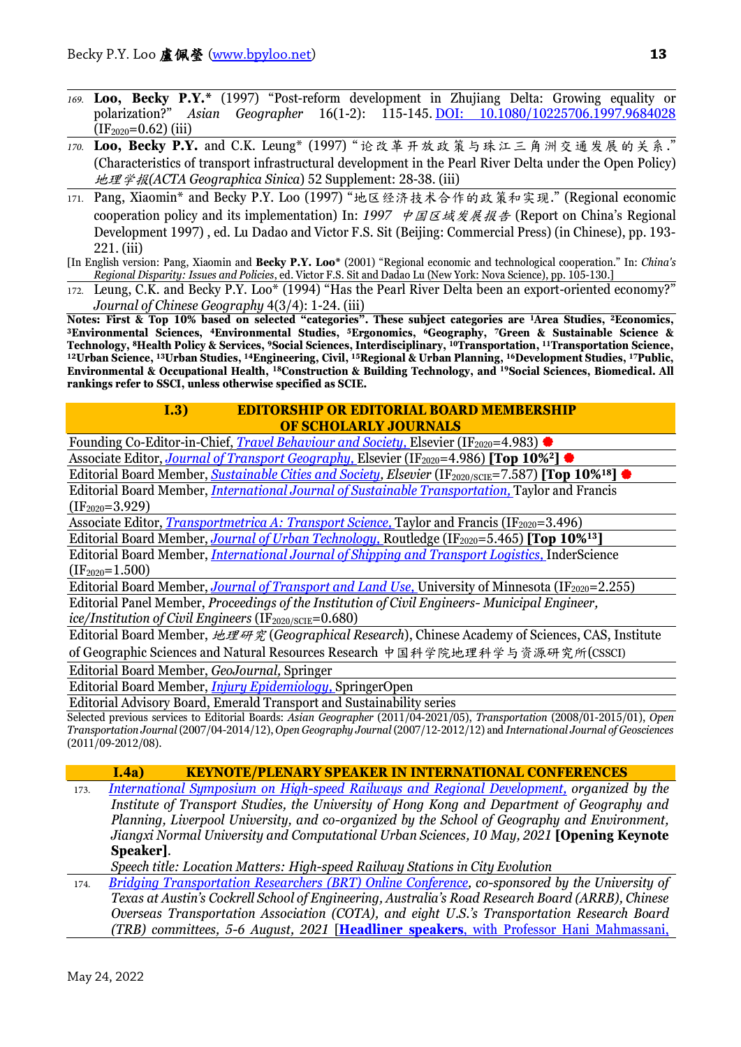169. **Loo, Becky P.Y.*** (1997) "Post-reform development in Zhujiang Delta: Growing equality or polarization?" *Asian Geographer* 16(1-2): 115-145. DOI: 10.1080/10225706.1997.9684028 ($IF_{2020}$=0.62) (iii)

170. **Loo, Becky P.Y.** and C.K. Leung* (1997) "论改革开放政策与珠江三角洲交通发展的关系." (Characteristics of transport infrastructural development in the Pearl River Delta under the Open Policy) *地理学报(ACTA Geographica Sinica)* 52 Supplement: 28-38. (iii)

171. Pang, Xiaomin* and Becky P.Y. Loo (1997) "地区经济技术合作的政策和实现." (Regional economic cooperation policy and its implementation) In: *1997 中国区域发展报告* (Report on China's Regional Development 1997) , ed. Lu Dadao and Victor F.S. Sit (Beijing: Commercial Press) (in Chinese), pp. 193-221. (iii)

[In English version: Pang, Xiaomin and **Becky P.Y. Loo*** (2001) "Regional economic and technological cooperation." In: *China's Regional Disparity: Issues and Policies*, ed. Victor F.S. Sit and Dadao Lu (New York: Nova Science), pp. 105-130.]

172. Leung, C.K. and Becky P.Y. Loo* (1994) "Has the Pearl River Delta been an export-oriented economy?" *Journal of Chinese Geography* 4(3/4): 1-24. (iii)

**Notes: First & Top 10% based on selected "categories". These subject categories are [1]Area Studies, [2]Economics, [3]Environmental Sciences, [4]Environmental Studies, [5]Ergonomics, [6]Geography, [7]Green & Sustainable Science & Technology, [8]Health Policy & Services, [9]Social Sciences, Interdisciplinary, [10]Transportation, [11]Transportation Science, [12]Urban Science, [13]Urban Studies, [14]Engineering, Civil, [15]Regional & Urban Planning, [16]Development Studies, [17]Public, Environmental & Occupational Health, [18]Construction & Building Technology, and [19]Social Sciences, Biomedical. All rankings refer to SSCI, unless otherwise specified as SCIE.**

## I.3) EDITORSHIP OR EDITORIAL BOARD MEMBERSHIP OF SCHOLARLY JOURNALS

- Founding Co-Editor-in-Chief, *Travel Behaviour and Society*, Elsevier ($IF_{2020}$=4.983) ●
- Associate Editor, *Journal of Transport Geography*, Elsevier ($IF_{2020}$=4.986) **[Top 10%[2]]** ●
- Editorial Board Member, *Sustainable Cities and Society*, *Elsevier* ($IF_{2020/SCIE}$=7.587) **[Top 10%[18]]** ●
- Editorial Board Member, *International Journal of Sustainable Transportation*, Taylor and Francis ($IF_{2020}$=3.929)
- Associate Editor, *Transportmetrica A: Transport Science*, Taylor and Francis ($IF_{2020}$=3.496)
- Editorial Board Member, *Journal of Urban Technology*, Routledge ($IF_{2020}$=5.465) **[Top 10%[13]]**
- Editorial Board Member, *International Journal of Shipping and Transport Logistics*, InderScience ($IF_{2020}$=1.500)
- Editorial Board Member, *Journal of Transport and Land Use*, University of Minnesota ($IF_{2020}$=2.255)
- Editorial Panel Member, *Proceedings of the Institution of Civil Engineers- Municipal Engineer, ice/Institution of Civil Engineers* ($IF_{2020/SCIE}$=0.680)
- Editorial Board Member, *地理研究* (*Geographical Research*), Chinese Academy of Sciences, CAS, Institute of Geographic Sciences and Natural Resources Research 中国科学院地理科学与资源研究所(CSSCI)
- Editorial Board Member, *GeoJournal*, Springer
- Editorial Board Member, *Injury Epidemiology*, SpringerOpen
- Editorial Advisory Board, Emerald Transport and Sustainability series

Selected previous services to Editorial Boards: *Asian Geographer* (2011/04-2021/05), *Transportation* (2008/01-2015/01), *Open Transportation Journal* (2007/04-2014/12), *Open Geography Journal* (2007/12-2012/12) and *International Journal of Geosciences* (2011/09-2012/08).

## I.4a) KEYNOTE/PLENARY SPEAKER IN INTERNATIONAL CONFERENCES

173. *International Symposium on High-speed Railways and Regional Development, organized by the Institute of Transport Studies, the University of Hong Kong and Department of Geography and Planning, Liverpool University, and co-organized by the School of Geography and Environment, Jiangxi Normal University and Computational Urban Sciences, 10 May, 2021* **[Opening Keynote Speaker]**.
   *Speech title: Location Matters: High-speed Railway Stations in City Evolution*

174. *Bridging Transportation Researchers (BRT) Online Conference, co-sponsored by the University of Texas at Austin's Cockrell School of Engineering, Australia's Road Research Board (ARRB), Chinese Overseas Transportation Association (COTA), and eight U.S.'s Transportation Research Board (TRB) committees, 5-6 August, 2021* [**Headliner speakers**, with Professor Hani Mahmassani,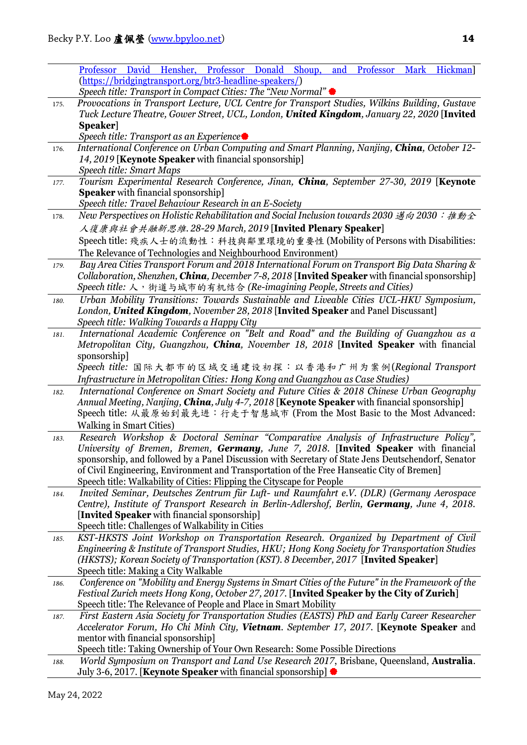Professor David Hensher, Professor Donald Shoup, and Professor Mark Hickman] (https://bridgingtransport.org/btr3-headline-speakers/)
*Speech title: Transport in Compact Cities: The "New Normal"* ●

175. *Provocations in Transport Lecture, UCL Centre for Transport Studies, Wilkins Building, Gustave Tuck Lecture Theatre, Gower Street, UCL, London,* ***United Kingdom****, January 22, 2020* [**Invited Speaker**]
*Speech title: Transport as an Experience*●

176. *International Conference on Urban Computing and Smart Planning, Nanjing,* ***China****, October 12-14, 2019* [**Keynote Speaker** with financial sponsorship]
*Speech title: Smart Maps*

177. *Tourism Experimental Research Conference, Jinan,* ***China****, September 27-30, 2019* [**Keynote Speaker** with financial sponsorship]
*Speech title: Travel Behaviour Research in an E-Society*

178. *New Perspectives on Holistic Rehabilitation and Social Inclusion towards 2030 邁向2030：推動全人復康與社會共融新思維. 28-29 March, 2019* [**Invited Plenary Speaker**]
Speech title: 殘疾人士的流動性：科技與鄰里環境的重要性 (Mobility of Persons with Disabilities: The Relevance of Technologies and Neighbourhood Environment)

179. *Bay Area Cities Transport Forum and 2018 International Forum on Transport Big Data Sharing & Collaboration, Shenzhen,* ***China****, December 7-8, 2018* [**Invited Speaker** with financial sponsorship]
*Speech title: 人，街道与城市的有机结合 (Re-imagining People, Streets and Cities)*

180. *Urban Mobility Transitions: Towards Sustainable and Liveable Cities UCL-HKU Symposium, London,* ***United Kingdom****, November 28, 2018* [**Invited Speaker** and Panel Discussant]
*Speech title: Walking Towards a Happy City*

181. *International Academic Conference on "Belt and Road" and the Building of Guangzhou as a Metropolitan City, Guangzhou,* ***China****, November 18, 2018* [**Invited Speaker** with financial sponsorship]
*Speech title: 国际大都市的区域交通建设初探：以香港和广州为案例(Regional Transport Infrastructure in Metropolitan Cities: Hong Kong and Guangzhou as Case Studies)*

182. *International Conference on Smart Society and Future Cities & 2018 Chinese Urban Geography Annual Meeting, Nanjing,* ***China****, July 4-7, 2018* [**Keynote Speaker** with financial sponsorship]
Speech title: 从最原始到最先进：行走于智慧城市 (From the Most Basic to the Most Advanced: Walking in Smart Cities)

183. *Research Workshop & Doctoral Seminar "Comparative Analysis of Infrastructure Policy", University of Bremen, Bremen,* ***Germany****, June 7, 2018.* [**Invited Speaker** with financial sponsorship, and followed by a Panel Discussion with Secretary of State Jens Deutschendorf, Senator of Civil Engineering, Environment and Transportation of the Free Hanseatic City of Bremen]
Speech title: Walkability of Cities: Flipping the Cityscape for People

184. *Invited Seminar, Deutsches Zentrum für Luft- und Raumfahrt e.V. (DLR) (Germany Aerospace Centre), Institute of Transport Research in Berlin-Adlershof, Berlin,* ***Germany****, June 4, 2018.* [**Invited Speaker** with financial sponsorship]
Speech title: Challenges of Walkability in Cities

185. *KST-HKSTS Joint Workshop on Transportation Research. Organized by Department of Civil Engineering & Institute of Transport Studies, HKU; Hong Kong Society for Transportation Studies (HKSTS); Korean Society of Transportation (KST). 8 December, 2017* [**Invited Speaker**]
Speech title: Making a City Walkable

186. *Conference on "Mobility and Energy Systems in Smart Cities of the Future" in the Framework of the Festival Zurich meets Hong Kong, October 27, 2017.* [**Invited Speaker by the City of Zurich**]
Speech title: The Relevance of People and Place in Smart Mobility

187. *First Eastern Asia Society for Transportation Studies (EASTS) PhD and Early Career Researcher Accelerator Forum, Ho Chi Minh City,* ***Vietnam****. September 17, 2017.* [**Keynote Speaker** and mentor with financial sponsorship]
Speech title: Taking Ownership of Your Own Research: Some Possible Directions

188. *World Symposium on Transport and Land Use Research 2017*, Brisbane, Queensland, **Australia**. July 3-6, 2017. [**Keynote Speaker** with financial sponsorship] ●

May 24, 2022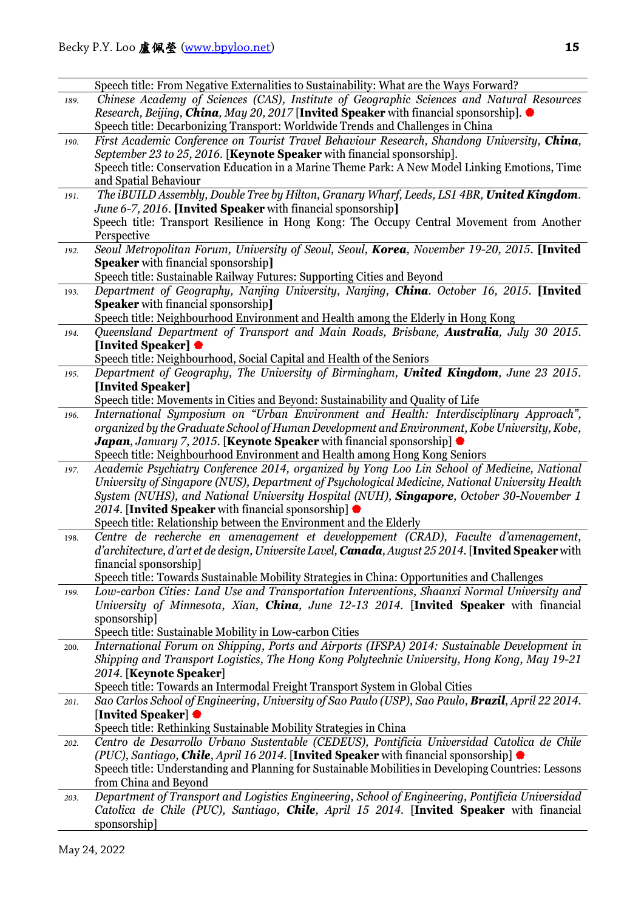Speech title: From Negative Externalities to Sustainability: What are the Ways Forward?

189. *Chinese Academy of Sciences (CAS), Institute of Geographic Sciences and Natural Resources Research, Beijing, **China**, May 20, 2017* [**Invited Speaker** with financial sponsorship]. ●
Speech title: Decarbonizing Transport: Worldwide Trends and Challenges in China

190. *First Academic Conference on Tourist Travel Behaviour Research, Shandong University, **China**, September 23 to 25, 2016.* [**Keynote Speaker** with financial sponsorship].
Speech title: Conservation Education in a Marine Theme Park: A New Model Linking Emotions, Time and Spatial Behaviour

191. *The iBUILD Assembly, Double Tree by Hilton, Granary Wharf, Leeds, LS1 4BR, **United Kingdom**. June 6-7, 2016.* **[Invited Speaker** with financial sponsorship**]**
Speech title: Transport Resilience in Hong Kong: The Occupy Central Movement from Another Perspective

192. *Seoul Metropolitan Forum, University of Seoul, Seoul, **Korea**, November 19-20, 2015.* **[Invited Speaker** with financial sponsorship**]**
Speech title: Sustainable Railway Futures: Supporting Cities and Beyond

193. *Department of Geography, Nanjing University, Nanjing, **China**. October 16, 2015.* **[Invited Speaker** with financial sponsorship**]**
Speech title: Neighbourhood Environment and Health among the Elderly in Hong Kong

194. *Queensland Department of Transport and Main Roads, Brisbane, **Australia**, July 30 2015.* **[Invited Speaker]** ●
Speech title: Neighbourhood, Social Capital and Health of the Seniors

195. *Department of Geography, The University of Birmingham, **United Kingdom**, June 23 2015.* **[Invited Speaker]**
Speech title: Movements in Cities and Beyond: Sustainability and Quality of Life

196. *International Symposium on "Urban Environment and Health: Interdisciplinary Approach", organized by the Graduate School of Human Development and Environment, Kobe University, Kobe, **Japan**, January 7, 2015.* [**Keynote Speaker** with financial sponsorship] ●
Speech title: Neighbourhood Environment and Health among Hong Kong Seniors

197. *Academic Psychiatry Conference 2014, organized by Yong Loo Lin School of Medicine, National University of Singapore (NUS), Department of Psychological Medicine, National University Health System (NUHS), and National University Hospital (NUH), **Singapore**, October 30-November 1 2014.* [**Invited Speaker** with financial sponsorship] ●
Speech title: Relationship between the Environment and the Elderly

198. *Centre de recherche en amenagement et developpement (CRAD), Faculte d'amenagement, d'architecture, d'art et de design, Universite Lavel, **Canada**, August 25 2014.* [**Invited Speaker** with financial sponsorship]
Speech title: Towards Sustainable Mobility Strategies in China: Opportunities and Challenges

199. *Low-carbon Cities: Land Use and Transportation Interventions, Shaanxi Normal University and University of Minnesota, Xian, **China**, June 12-13 2014.* [**Invited Speaker** with financial sponsorship]
Speech title: Sustainable Mobility in Low-carbon Cities

200. *International Forum on Shipping, Ports and Airports (IFSPA) 2014: Sustainable Development in Shipping and Transport Logistics, The Hong Kong Polytechnic University, Hong Kong, May 19-21 2014.* [**Keynote Speaker**]
Speech title: Towards an Intermodal Freight Transport System in Global Cities

201. *Sao Carlos School of Engineering, University of Sao Paulo (USP), Sao Paulo, **Brazil**, April 22 2014.* [**Invited Speaker**] ●
Speech title: Rethinking Sustainable Mobility Strategies in China

202. *Centro de Desarrollo Urbano Sustentable (CEDEUS), Pontificia Universidad Catolica de Chile (PUC), Santiago, **Chile**, April 16 2014.* [**Invited Speaker** with financial sponsorship] ●
Speech title: Understanding and Planning for Sustainable Mobilities in Developing Countries: Lessons from China and Beyond

203. *Department of Transport and Logistics Engineering, School of Engineering, Pontificia Universidad Catolica de Chile (PUC), Santiago, **Chile**, April 15 2014.* [**Invited Speaker** with financial sponsorship]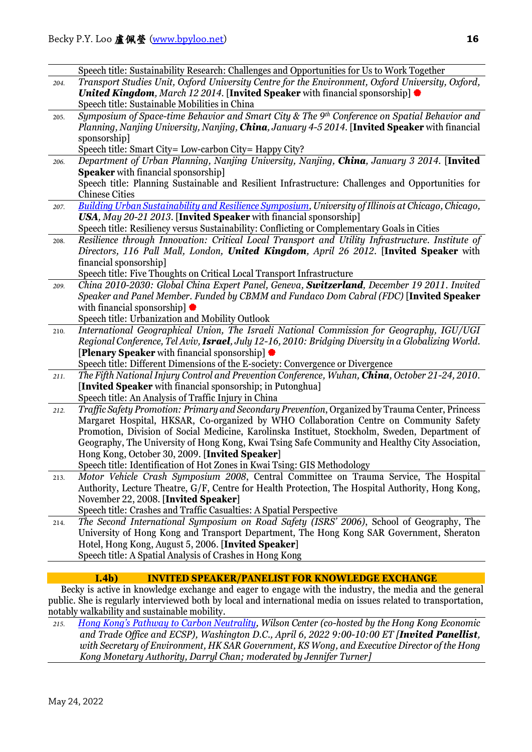Speech title: Sustainability Research: Challenges and Opportunities for Us to Work Together

204. *Transport Studies Unit, Oxford University Centre for the Environment, Oxford University, Oxford,* ***United Kingdom****, March 12 2014.* [**Invited Speaker** with financial sponsorship] ●
Speech title: Sustainable Mobilities in China

205. *Symposium of Space-time Behavior and Smart City & The 9th Conference on Spatial Behavior and Planning, Nanjing University, Nanjing,* ***China****, January 4-5 2014.* [**Invited Speaker** with financial sponsorship]
Speech title: Smart City= Low-carbon City= Happy City?

206. *Department of Urban Planning, Nanjing University, Nanjing,* ***China****, January 3 2014.* [**Invited Speaker** with financial sponsorship]
Speech title: Planning Sustainable and Resilient Infrastructure: Challenges and Opportunities for Chinese Cities

207. *Building Urban Sustainability and Resilience Symposium, University of Illinois at Chicago, Chicago,* ***USA****, May 20-21 2013.* [**Invited Speaker** with financial sponsorship]
Speech title: Resiliency versus Sustainability: Conflicting or Complementary Goals in Cities

208. *Resilience through Innovation: Critical Local Transport and Utility Infrastructure. Institute of Directors, 116 Pall Mall, London,* ***United Kingdom****, April 26 2012.* [**Invited Speaker** with financial sponsorship]
Speech title: Five Thoughts on Critical Local Transport Infrastructure

209. *China 2010-2030: Global China Expert Panel, Geneva,* ***Switzerland****, December 19 2011. Invited Speaker and Panel Member. Funded by CBMM and Fundaco Dom Cabral (FDC)* [**Invited Speaker** with financial sponsorship] ●
Speech title: Urbanization and Mobility Outlook

210. *International Geographical Union, The Israeli National Commission for Geography, IGU/UGI Regional Conference, Tel Aviv,* ***Israel****, July 12-16, 2010: Bridging Diversity in a Globalizing World.* [**Plenary Speaker** with financial sponsorship] ●
Speech title: Different Dimensions of the E-society: Convergence or Divergence

211. *The Fifth National Injury Control and Prevention Conference, Wuhan,* ***China****, October 21-24, 2010.* [**Invited Speaker** with financial sponsorship; in Putonghua]
Speech title: An Analysis of Traffic Injury in China

212. *Traffic Safety Promotion: Primary and Secondary Prevention*, Organized by Trauma Center, Princess Margaret Hospital, HKSAR, Co-organized by WHO Collaboration Centre on Community Safety Promotion, Division of Social Medicine, Karolinska Institutet, Stockholm, Sweden, Department of Geography, The University of Hong Kong, Kwai Tsing Safe Community and Healthy City Association, Hong Kong, October 30, 2009. [**Invited Speaker**]
Speech title: Identification of Hot Zones in Kwai Tsing: GIS Methodology

213. *Motor Vehicle Crash Symposium 2008*, Central Committee on Trauma Service, The Hospital Authority, Lecture Theatre, G/F, Centre for Health Protection, The Hospital Authority, Hong Kong, November 22, 2008. [**Invited Speaker**]
Speech title: Crashes and Traffic Casualties: A Spatial Perspective

214. *The Second International Symposium on Road Safety (ISRS' 2006)*, School of Geography, The University of Hong Kong and Transport Department, The Hong Kong SAR Government, Sheraton Hotel, Hong Kong, August 5, 2006. [**Invited Speaker**]
Speech title: A Spatial Analysis of Crashes in Hong Kong

## I.4b) INVITED SPEAKER/PANELIST FOR KNOWLEDGE EXCHANGE

Becky is active in knowledge exchange and eager to engage with the industry, the media and the general public. She is regularly interviewed both by local and international media on issues related to transportation, notably walkability and sustainable mobility.

215. *Hong Kong's Pathway to Carbon Neutrality, Wilson Center (co-hosted by the Hong Kong Economic and Trade Office and ECSP), Washington D.C., April 6, 2022 9:00-10:00 ET [**Invited Panellist**, with Secretary of Environment, HK SAR Government, KS Wong, and Executive Director of the Hong Kong Monetary Authority, Darryl Chan; moderated by Jennifer Turner]*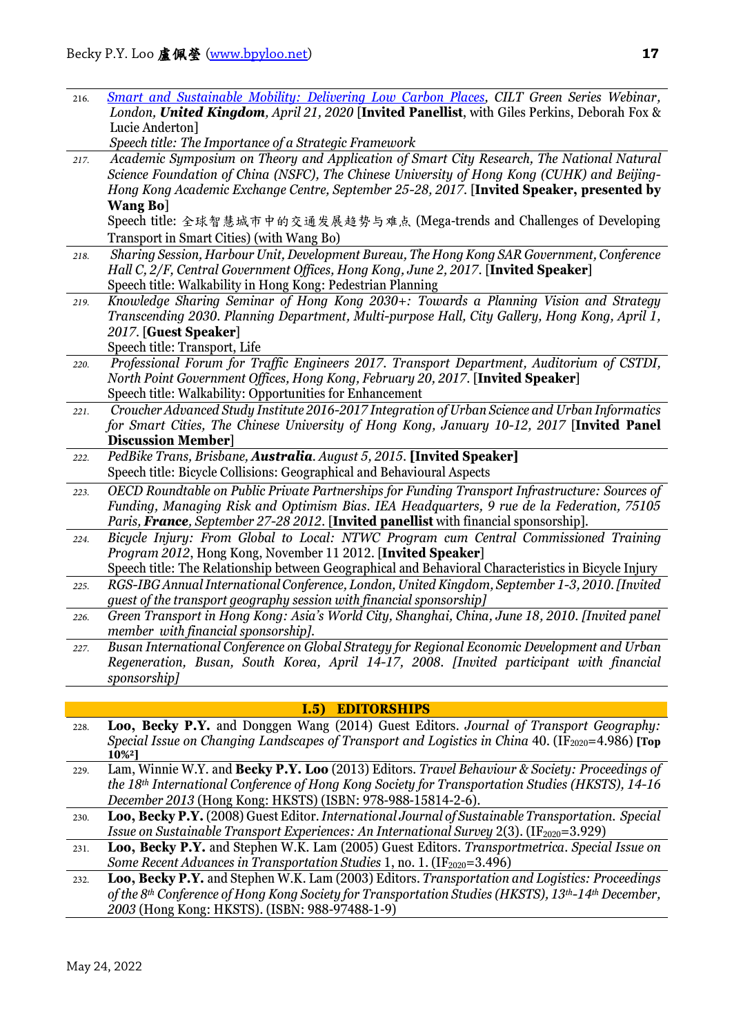216. *[Smart and Sustainable Mobility: Delivering Low Carbon Places](#), CILT Green Series Webinar, London, **United Kingdom**, April 21, 2020* [**Invited Panellist**, with Giles Perkins, Deborah Fox & Lucie Anderton]
*Speech title: The Importance of a Strategic Framework*

217. *Academic Symposium on Theory and Application of Smart City Research, The National Natural Science Foundation of China (NSFC), The Chinese University of Hong Kong (CUHK) and Beijing-Hong Kong Academic Exchange Centre, September 25-28, 2017.* [**Invited Speaker, presented by Wang Bo**]
Speech title: 全球智慧城市中的交通发展趋势与难点 (Mega-trends and Challenges of Developing Transport in Smart Cities) (with Wang Bo)

218. *Sharing Session, Harbour Unit, Development Bureau, The Hong Kong SAR Government, Conference Hall C, 2/F, Central Government Offices, Hong Kong, June 2, 2017.* [**Invited Speaker**]
Speech title: Walkability in Hong Kong: Pedestrian Planning

219. *Knowledge Sharing Seminar of Hong Kong 2030+: Towards a Planning Vision and Strategy Transcending 2030. Planning Department, Multi-purpose Hall, City Gallery, Hong Kong, April 1, 2017.* [**Guest Speaker**]
Speech title: Transport, Life

220. *Professional Forum for Traffic Engineers 2017. Transport Department, Auditorium of CSTDI, North Point Government Offices, Hong Kong, February 20, 2017.* [**Invited Speaker**]
Speech title: Walkability: Opportunities for Enhancement

221. *Croucher Advanced Study Institute 2016-2017 Integration of Urban Science and Urban Informatics for Smart Cities, The Chinese University of Hong Kong, January 10-12, 2017* [**Invited Panel Discussion Member**]

222. *PedBike Trans, Brisbane, **Australia**. August 5, 2015.* **[Invited Speaker]**
Speech title: Bicycle Collisions: Geographical and Behavioural Aspects

223. *OECD Roundtable on Public Private Partnerships for Funding Transport Infrastructure: Sources of Funding, Managing Risk and Optimism Bias. IEA Headquarters, 9 rue de la Federation, 75105 Paris, **France**, September 27-28 2012.* [**Invited panellist** with financial sponsorship].

224. *Bicycle Injury: From Global to Local: NTWC Program cum Central Commissioned Training Program 2012*, Hong Kong, November 11 2012. [**Invited Speaker**]
Speech title: The Relationship between Geographical and Behavioral Characteristics in Bicycle Injury

225. *RGS-IBG Annual International Conference, London, United Kingdom, September 1-3, 2010. [Invited guest of the transport geography session with financial sponsorship]*

226. *Green Transport in Hong Kong: Asia's World City, Shanghai, China, June 18, 2010. [Invited panel member with financial sponsorship].*

227. *Busan International Conference on Global Strategy for Regional Economic Development and Urban Regeneration, Busan, South Korea, April 14-17, 2008. [Invited participant with financial sponsorship]*

## I.5) EDITORSHIPS

228. **Loo, Becky P.Y.** and Donggen Wang (2014) Guest Editors. *Journal of Transport Geography: Special Issue on Changing Landscapes of Transport and Logistics in China* 40. ($IF_{2020}$=4.986) **[Top 10%[2]]**

229. Lam, Winnie W.Y. and **Becky P.Y. Loo** (2013) Editors. *Travel Behaviour & Society: Proceedings of the 18th International Conference of Hong Kong Society for Transportation Studies (HKSTS), 14-16 December 2013* (Hong Kong: HKSTS) (ISBN: 978-988-15814-2-6).

230. **Loo, Becky P.Y.** (2008) Guest Editor. *International Journal of Sustainable Transportation. Special Issue on Sustainable Transport Experiences: An International Survey* 2(3). ($IF_{2020}$=3.929)

231. **Loo, Becky P.Y.** and Stephen W.K. Lam (2005) Guest Editors. *Transportmetrica. Special Issue on Some Recent Advances in Transportation Studies* 1, no. 1. ($IF_{2020}$=3.496)

232. **Loo, Becky P.Y.** and Stephen W.K. Lam (2003) Editors. *Transportation and Logistics: Proceedings of the 8th Conference of Hong Kong Society for Transportation Studies (HKSTS), 13th-14th December, 2003* (Hong Kong: HKSTS). (ISBN: 988-97488-1-9)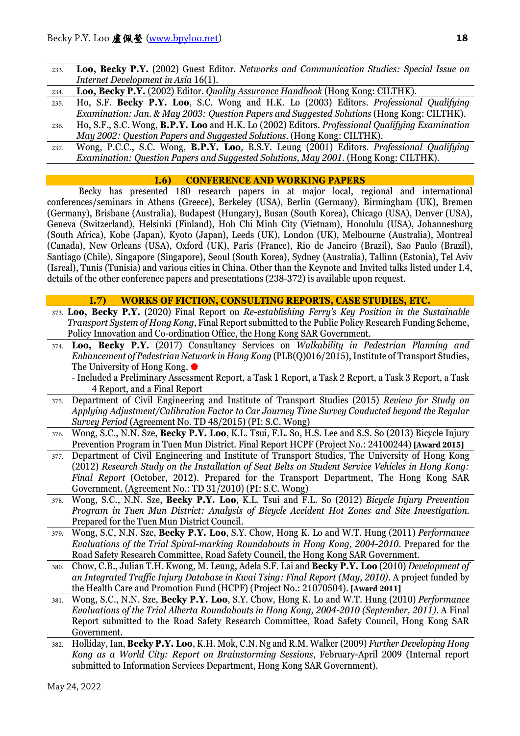233. **Loo, Becky P.Y.** (2002) Guest Editor. *Networks and Communication Studies: Special Issue on Internet Development in Asia* 16(1).

234. **Loo, Becky P.Y.** (2002) Editor. *Quality Assurance Handbook* (Hong Kong: CILTHK).

235. Ho, S.F. **Becky P.Y. Loo**, S.C. Wong and H.K. Lo (2003) Editors. *Professional Qualifying Examination: Jan. & May 2003: Question Papers and Suggested Solutions* (Hong Kong: CILTHK).

236. Ho, S.F., S.C. Wong, **B.P.Y. Loo** and H.K. Lo (2002) Editors. *Professional Qualifying Examination May 2002: Question Papers and Suggested Solutions*. (Hong Kong: CILTHK).

237. Wong, P.C.C., S.C. Wong, **B.P.Y. Loo**, B.S.Y. Leung (2001) Editors. *Professional Qualifying Examination: Question Papers and Suggested Solutions, May 2001*. (Hong Kong: CILTHK).

## I.6) CONFERENCE AND WORKING PAPERS

Becky has presented 180 research papers in at major local, regional and international conferences/seminars in Athens (Greece), Berkeley (USA), Berlin (Germany), Birmingham (UK), Bremen (Germany), Brisbane (Australia), Budapest (Hungary), Busan (South Korea), Chicago (USA), Denver (USA), Geneva (Switzerland), Helsinki (Finland), Hoh Chi Minh City (Vietnam), Honolulu (USA), Johannesburg (South Africa), Kobe (Japan), Kyoto (Japan), Leeds (UK), London (UK), Melbourne (Australia), Montreal (Canada), New Orleans (USA), Oxford (UK), Paris (France), Rio de Janeiro (Brazil), Sao Paulo (Brazil), Santiago (Chile), Singapore (Singapore), Seoul (South Korea), Sydney (Australia), Tallinn (Estonia), Tel Aviv (Isreal), Tunis (Tunisia) and various cities in China. Other than the Keynote and Invited talks listed under I.4, details of the other conference papers and presentations (238-372) is available upon request.

## I.7) WORKS OF FICTION, CONSULTING REPORTS, CASE STUDIES, ETC.

373. **Loo, Becky P.Y.** (2020) Final Report on *Re-establishing Ferry's Key Position in the Sustainable Transport System of Hong Kong*, Final Report submitted to the Public Policy Research Funding Scheme, Policy Innovation and Co-ordination Office, the Hong Kong SAR Government.

374. **Loo, Becky P.Y.** (2017) Consultancy Services on *Walkability in Pedestrian Planning and Enhancement of Pedestrian Network in Hong Kong* (PLB(Q)016/2015), Institute of Transport Studies, The University of Hong Kong. ✹
   - Included a Preliminary Assessment Report, a Task 1 Report, a Task 2 Report, a Task 3 Report, a Task 4 Report, and a Final Report

375. Department of Civil Engineering and Institute of Transport Studies (2015) *Review for Study on Applying Adjustment/Calibration Factor to Car Journey Time Survey Conducted beyond the Regular Survey Period* (Agreement No. TD 48/2015) (PI: S.C. Wong)

376. Wong, S.C., N.N. Sze, **Becky P.Y. Loo**, K.L. Tsui, F.L. So, H.S. Lee and S.S. So (2013) Bicycle Injury Prevention Program in Tuen Mun District. Final Report HCPF (Project No.: 24100244) **[Award 2015]**

377. Department of Civil Engineering and Institute of Transport Studies, The University of Hong Kong (2012) *Research Study on the Installation of Seat Belts on Student Service Vehicles in Hong Kong: Final Report* (October, 2012). Prepared for the Transport Department, The Hong Kong SAR Government. (Agreement No.: TD 31/2010) (PI: S.C. Wong)

378. Wong, S.C., N.N. Sze, **Becky P.Y. Loo**, K.L. Tsui and F.L. So (2012) *Bicycle Injury Prevention Program in Tuen Mun District: Analysis of Bicycle Accident Hot Zones and Site Investigation*. Prepared for the Tuen Mun District Council.

379. Wong, S.C, N.N. Sze, **Becky P.Y. Loo**, S.Y. Chow, Hong K. Lo and W.T. Hung (2011) *Performance Evaluations of the Trial Spiral-marking Roundabouts in Hong Kong, 2004-2010*. Prepared for the Road Safety Research Committee, Road Safety Council, the Hong Kong SAR Government.

380. Chow, C.B., Julian T.H. Kwong, M. Leung, Adela S.F. Lai and **Becky P.Y. Loo** (2010) *Development of an Integrated Traffic Injury Database in Kwai Tsing: Final Report (May, 2010)*. A project funded by the Health Care and Promotion Fund (HCPF) (Project No.: 21070504). **[Award 2011]**

381. Wong, S.C., N.N. Sze, **Becky P.Y. Loo**, S.Y. Chow, Hong K. Lo and W.T. Hung (2010) *Performance Evaluations of the Trial Alberta Roundabouts in Hong Kong, 2004-2010 (September, 2011)*. A Final Report submitted to the Road Safety Research Committee, Road Safety Council, Hong Kong SAR Government.

382. Holliday, Ian, **Becky P.Y. Loo**, K.H. Mok, C.N. Ng and R.M. Walker (2009) *Further Developing Hong Kong as a World City: Report on Brainstorming Sessions*, February-April 2009 (Internal report submitted to Information Services Department, Hong Kong SAR Government).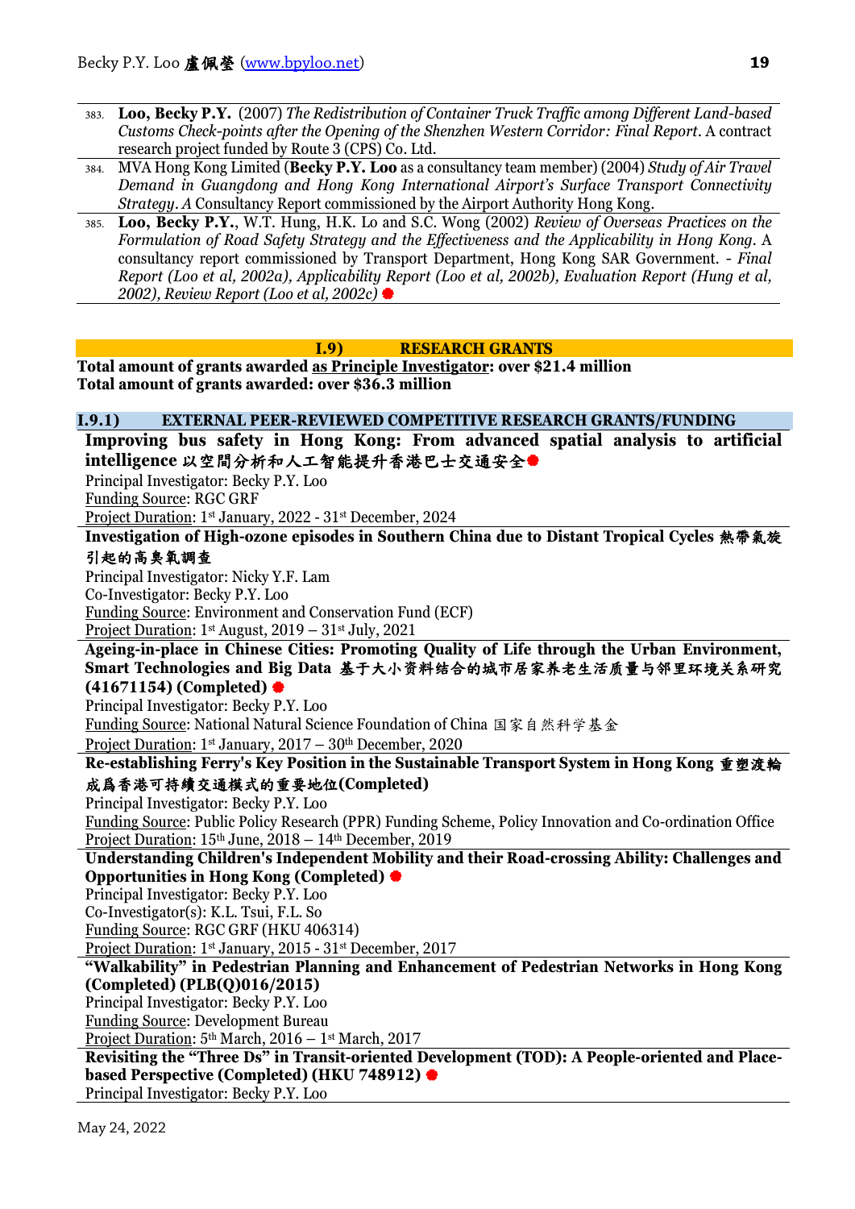383. **Loo, Becky P.Y.** (2007) *The Redistribution of Container Truck Traffic among Different Land-based Customs Check-points after the Opening of the Shenzhen Western Corridor: Final Report*. A contract research project funded by Route 3 (CPS) Co. Ltd.

384. MVA Hong Kong Limited (**Becky P.Y. Loo** as a consultancy team member) (2004) *Study of Air Travel Demand in Guangdong and Hong Kong International Airport's Surface Transport Connectivity Strategy*. A Consultancy Report commissioned by the Airport Authority Hong Kong.

385. **Loo, Becky P.Y.**, W.T. Hung, H.K. Lo and S.C. Wong (2002) *Review of Overseas Practices on the Formulation of Road Safety Strategy and the Effectiveness and the Applicability in Hong Kong*. A consultancy report commissioned by Transport Department, Hong Kong SAR Government. - *Final Report (Loo et al, 2002a), Applicability Report (Loo et al, 2002b), Evaluation Report (Hung et al, 2002), Review Report (Loo et al, 2002c)* ●

## I.9) RESEARCH GRANTS

**Total amount of grants awarded as Principle Investigator: over $21.4 million**
**Total amount of grants awarded: over $36.3 million**

### I.9.1) EXTERNAL PEER-REVIEWED COMPETITIVE RESEARCH GRANTS/FUNDING

**Improving bus safety in Hong Kong: From advanced spatial analysis to artificial intelligence 以空間分析和人工智能提升香港巴士交通安全**●
Principal Investigator: Becky P.Y. Loo
Funding Source: RGC GRF
Project Duration: 1st January, 2022 - 31st December, 2024

**Investigation of High-ozone episodes in Southern China due to Distant Tropical Cycles 熱帶氣旋引起的高臭氧調查**
Principal Investigator: Nicky Y.F. Lam
Co-Investigator: Becky P.Y. Loo
Funding Source: Environment and Conservation Fund (ECF)
Project Duration: 1st August, 2019 – 31st July, 2021

**Ageing-in-place in Chinese Cities: Promoting Quality of Life through the Urban Environment, Smart Technologies and Big Data 基于大小资料结合的城市居家养老生活质量与邻里环境关系研究 (41671154) (Completed)** ●
Principal Investigator: Becky P.Y. Loo
Funding Source: National Natural Science Foundation of China 国家自然科学基金
Project Duration: 1st January, 2017 – 30th December, 2020

**Re-establishing Ferry's Key Position in the Sustainable Transport System in Hong Kong 重塑渡輪成爲香港可持續交通模式的重要地位(Completed)**
Principal Investigator: Becky P.Y. Loo
Funding Source: Public Policy Research (PPR) Funding Scheme, Policy Innovation and Co-ordination Office
Project Duration: 15th June, 2018 – 14th December, 2019

**Understanding Children's Independent Mobility and their Road-crossing Ability: Challenges and Opportunities in Hong Kong (Completed)** ●
Principal Investigator: Becky P.Y. Loo
Co-Investigator(s): K.L. Tsui, F.L. So
Funding Source: RGC GRF (HKU 406314)
Project Duration: 1st January, 2015 - 31st December, 2017

**"Walkability" in Pedestrian Planning and Enhancement of Pedestrian Networks in Hong Kong (Completed) (PLB(Q)016/2015)**
Principal Investigator: Becky P.Y. Loo
Funding Source: Development Bureau
Project Duration: 5th March, 2016 – 1st March, 2017

**Revisiting the "Three Ds" in Transit-oriented Development (TOD): A People-oriented and Place-based Perspective (Completed) (HKU 748912)** ●
Principal Investigator: Becky P.Y. Loo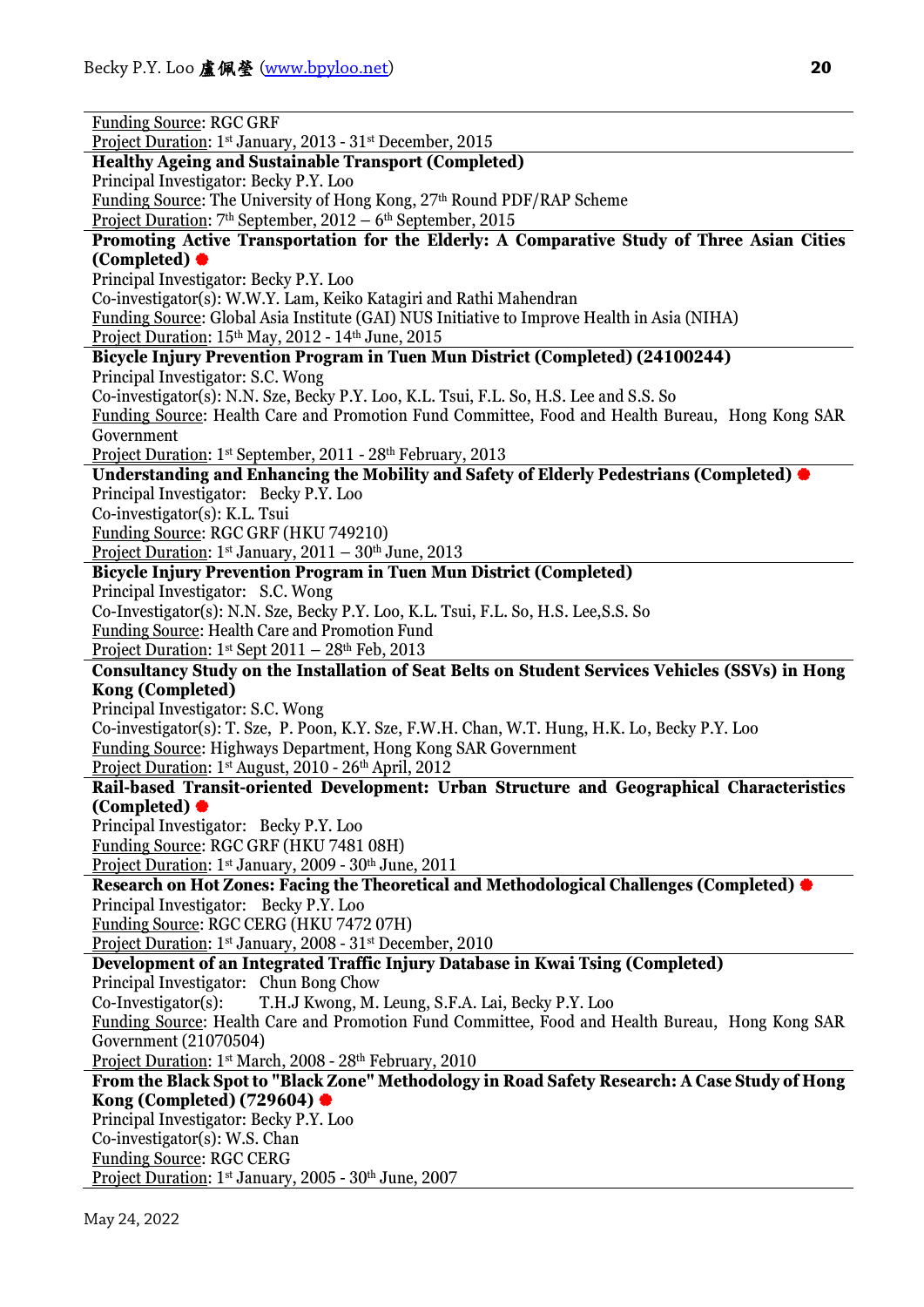Funding Source: RGC GRF
Project Duration: 1st January, 2013 - 31st December, 2015

**Healthy Ageing and Sustainable Transport (Completed)**
Principal Investigator: Becky P.Y. Loo
Funding Source: The University of Hong Kong, 27th Round PDF/RAP Scheme
Project Duration: 7th September, 2012 – 6th September, 2015

**Promoting Active Transportation for the Elderly: A Comparative Study of Three Asian Cities (Completed)** ●
Principal Investigator: Becky P.Y. Loo
Co-investigator(s): W.W.Y. Lam, Keiko Katagiri and Rathi Mahendran
Funding Source: Global Asia Institute (GAI) NUS Initiative to Improve Health in Asia (NIHA)
Project Duration: 15th May, 2012 - 14th June, 2015

**Bicycle Injury Prevention Program in Tuen Mun District (Completed) (24100244)**
Principal Investigator: S.C. Wong
Co-investigator(s): N.N. Sze, Becky P.Y. Loo, K.L. Tsui, F.L. So, H.S. Lee and S.S. So
Funding Source: Health Care and Promotion Fund Committee, Food and Health Bureau, Hong Kong SAR Government
Project Duration: 1st September, 2011 - 28th February, 2013

**Understanding and Enhancing the Mobility and Safety of Elderly Pedestrians (Completed)** ●
Principal Investigator: Becky P.Y. Loo
Co-investigator(s): K.L. Tsui
Funding Source: RGC GRF (HKU 749210)
Project Duration: 1st January, 2011 – 30th June, 2013

**Bicycle Injury Prevention Program in Tuen Mun District (Completed)**
Principal Investigator: S.C. Wong
Co-Investigator(s): N.N. Sze, Becky P.Y. Loo, K.L. Tsui, F.L. So, H.S. Lee,S.S. So
Funding Source: Health Care and Promotion Fund
Project Duration: 1st Sept 2011 – 28th Feb, 2013

**Consultancy Study on the Installation of Seat Belts on Student Services Vehicles (SSVs) in Hong Kong (Completed)**
Principal Investigator: S.C. Wong
Co-investigator(s): T. Sze, P. Poon, K.Y. Sze, F.W.H. Chan, W.T. Hung, H.K. Lo, Becky P.Y. Loo
Funding Source: Highways Department, Hong Kong SAR Government
Project Duration: 1st August, 2010 - 26th April, 2012

**Rail-based Transit-oriented Development: Urban Structure and Geographical Characteristics (Completed)** ●
Principal Investigator: Becky P.Y. Loo
Funding Source: RGC GRF (HKU 7481 08H)
Project Duration: 1st January, 2009 - 30th June, 2011

**Research on Hot Zones: Facing the Theoretical and Methodological Challenges (Completed)** ●
Principal Investigator: Becky P.Y. Loo
Funding Source: RGC CERG (HKU 7472 07H)
Project Duration: 1st January, 2008 - 31st December, 2010

**Development of an Integrated Traffic Injury Database in Kwai Tsing (Completed)**
Principal Investigator: Chun Bong Chow
Co-Investigator(s): T.H.J Kwong, M. Leung, S.F.A. Lai, Becky P.Y. Loo
Funding Source: Health Care and Promotion Fund Committee, Food and Health Bureau, Hong Kong SAR Government (21070504)
Project Duration: 1st March, 2008 - 28th February, 2010

**From the Black Spot to "Black Zone" Methodology in Road Safety Research: A Case Study of Hong Kong (Completed) (729604)** ●
Principal Investigator: Becky P.Y. Loo
Co-investigator(s): W.S. Chan
Funding Source: RGC CERG
Project Duration: 1st January, 2005 - 30th June, 2007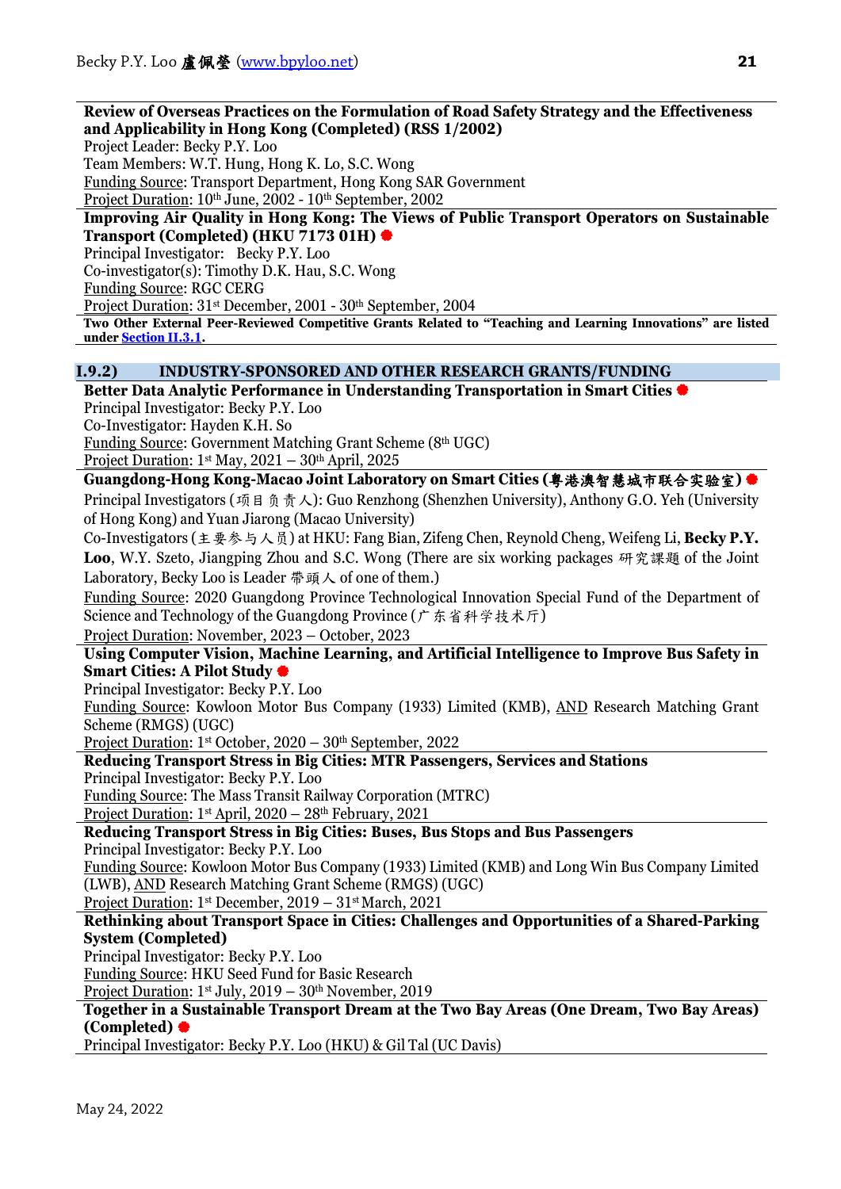**Review of Overseas Practices on the Formulation of Road Safety Strategy and the Effectiveness and Applicability in Hong Kong (Completed) (RSS 1/2002)**
Project Leader: Becky P.Y. Loo
Team Members: W.T. Hung, Hong K. Lo, S.C. Wong
Funding Source: Transport Department, Hong Kong SAR Government
Project Duration: 10th June, 2002 - 10th September, 2002

**Improving Air Quality in Hong Kong: The Views of Public Transport Operators on Sustainable Transport (Completed) (HKU 7173 01H)** ●
Principal Investigator: Becky P.Y. Loo
Co-investigator(s): Timothy D.K. Hau, S.C. Wong
Funding Source: RGC CERG
Project Duration: 31st December, 2001 - 30th September, 2004

**Two Other External Peer-Reviewed Competitive Grants Related to "Teaching and Learning Innovations" are listed under Section II.3.1.**

## I.9.2) INDUSTRY-SPONSORED AND OTHER RESEARCH GRANTS/FUNDING

**Better Data Analytic Performance in Understanding Transportation in Smart Cities** ●
Principal Investigator: Becky P.Y. Loo
Co-Investigator: Hayden K.H. So
Funding Source: Government Matching Grant Scheme (8th UGC)
Project Duration: 1st May, 2021 – 30th April, 2025

**Guangdong-Hong Kong-Macao Joint Laboratory on Smart Cities (粤港澳智慧城市联合实验室)** ●
Principal Investigators (项目负责人): Guo Renzhong (Shenzhen University), Anthony G.O. Yeh (University of Hong Kong) and Yuan Jiarong (Macao University)
Co-Investigators (主要参与人员) at HKU: Fang Bian, Zifeng Chen, Reynold Cheng, Weifeng Li, **Becky P.Y. Loo**, W.Y. Szeto, Jiangping Zhou and S.C. Wong (There are six working packages 研究課題 of the Joint Laboratory, Becky Loo is Leader 帶頭人 of one of them.)
Funding Source: 2020 Guangdong Province Technological Innovation Special Fund of the Department of Science and Technology of the Guangdong Province (广东省科学技术厅)
Project Duration: November, 2023 – October, 2023

**Using Computer Vision, Machine Learning, and Artificial Intelligence to Improve Bus Safety in Smart Cities: A Pilot Study** ●
Principal Investigator: Becky P.Y. Loo
Funding Source: Kowloon Motor Bus Company (1933) Limited (KMB), AND Research Matching Grant Scheme (RMGS) (UGC)
Project Duration: 1st October, 2020 – 30th September, 2022

**Reducing Transport Stress in Big Cities: MTR Passengers, Services and Stations**
Principal Investigator: Becky P.Y. Loo
Funding Source: The Mass Transit Railway Corporation (MTRC)
Project Duration: 1st April, 2020 – 28th February, 2021

**Reducing Transport Stress in Big Cities: Buses, Bus Stops and Bus Passengers**
Principal Investigator: Becky P.Y. Loo
Funding Source: Kowloon Motor Bus Company (1933) Limited (KMB) and Long Win Bus Company Limited (LWB), AND Research Matching Grant Scheme (RMGS) (UGC)
Project Duration: 1st December, 2019 – 31st March, 2021

**Rethinking about Transport Space in Cities: Challenges and Opportunities of a Shared-Parking System (Completed)**
Principal Investigator: Becky P.Y. Loo
Funding Source: HKU Seed Fund for Basic Research
Project Duration: 1st July, 2019 – 30th November, 2019

**Together in a Sustainable Transport Dream at the Two Bay Areas (One Dream, Two Bay Areas) (Completed)** ●
Principal Investigator: Becky P.Y. Loo (HKU) & Gil Tal (UC Davis)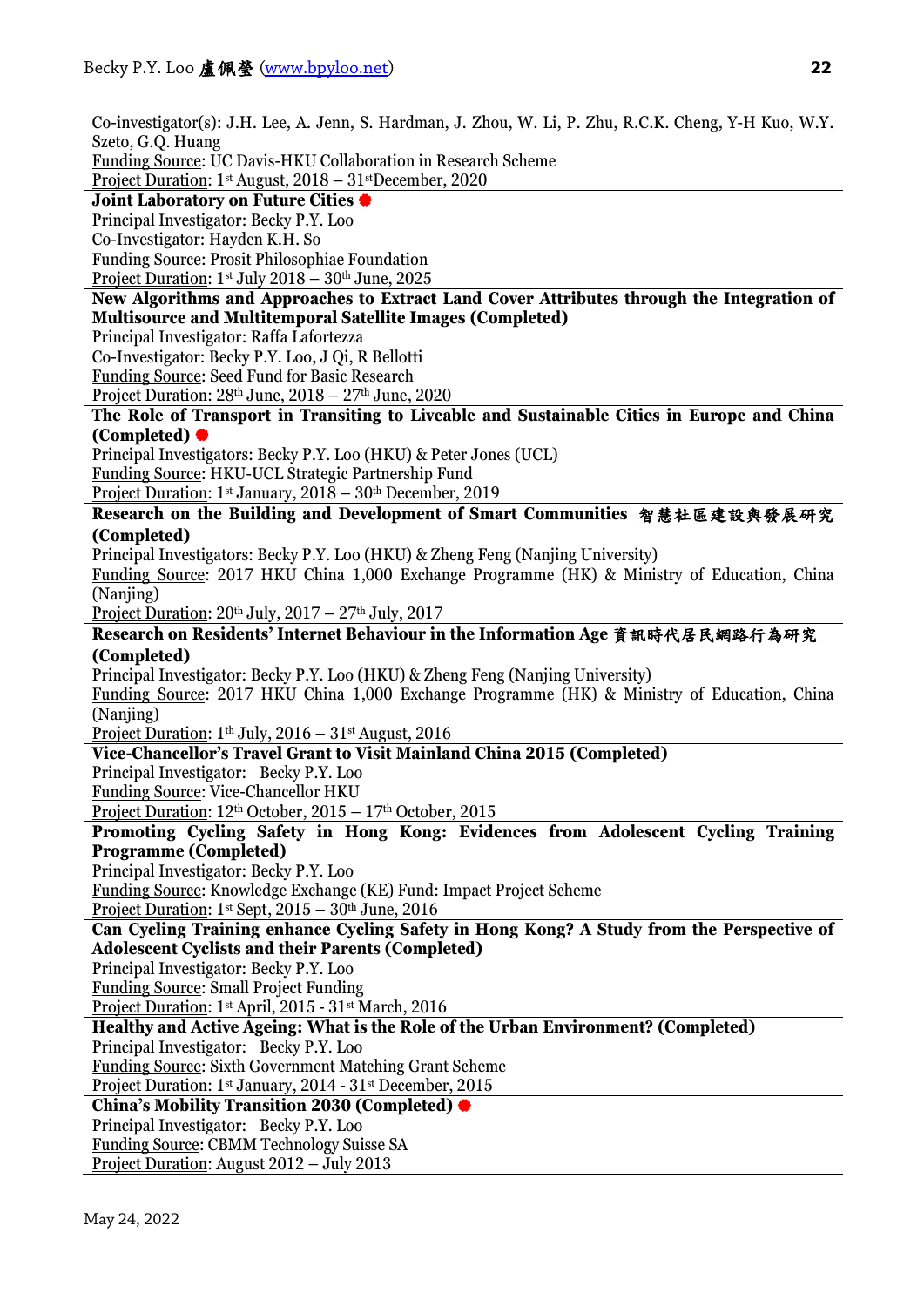Co-investigator(s): J.H. Lee, A. Jenn, S. Hardman, J. Zhou, W. Li, P. Zhu, R.C.K. Cheng, Y-H Kuo, W.Y. Szeto, G.Q. Huang
Funding Source: UC Davis-HKU Collaboration in Research Scheme
Project Duration: 1st August, 2018 – 31st December, 2020

**Joint Laboratory on Future Cities** ●
Principal Investigator: Becky P.Y. Loo
Co-Investigator: Hayden K.H. So
Funding Source: Prosit Philosophiae Foundation
Project Duration: 1st July 2018 – 30th June, 2025

**New Algorithms and Approaches to Extract Land Cover Attributes through the Integration of Multisource and Multitemporal Satellite Images (Completed)**
Principal Investigator: Raffa Lafortezza
Co-Investigator: Becky P.Y. Loo, J Qi, R Bellotti
Funding Source: Seed Fund for Basic Research
Project Duration: 28th June, 2018 – 27th June, 2020

**The Role of Transport in Transiting to Liveable and Sustainable Cities in Europe and China (Completed)** ●
Principal Investigators: Becky P.Y. Loo (HKU) & Peter Jones (UCL)
Funding Source: HKU-UCL Strategic Partnership Fund
Project Duration: 1st January, 2018 – 30th December, 2019

**Research on the Building and Development of Smart Communities 智慧社區建設與發展研究 (Completed)**
Principal Investigators: Becky P.Y. Loo (HKU) & Zheng Feng (Nanjing University)
Funding Source: 2017 HKU China 1,000 Exchange Programme (HK) & Ministry of Education, China (Nanjing)
Project Duration: 20th July, 2017 – 27th July, 2017

**Research on Residents' Internet Behaviour in the Information Age 資訊時代居民網路行為研究 (Completed)**
Principal Investigator: Becky P.Y. Loo (HKU) & Zheng Feng (Nanjing University)
Funding Source: 2017 HKU China 1,000 Exchange Programme (HK) & Ministry of Education, China (Nanjing)
Project Duration: 1th July, 2016 – 31st August, 2016

**Vice-Chancellor's Travel Grant to Visit Mainland China 2015 (Completed)**
Principal Investigator: Becky P.Y. Loo
Funding Source: Vice-Chancellor HKU
Project Duration: 12th October, 2015 – 17th October, 2015

**Promoting Cycling Safety in Hong Kong: Evidences from Adolescent Cycling Training Programme (Completed)**
Principal Investigator: Becky P.Y. Loo
Funding Source: Knowledge Exchange (KE) Fund: Impact Project Scheme
Project Duration: 1st Sept, 2015 – 30th June, 2016

**Can Cycling Training enhance Cycling Safety in Hong Kong? A Study from the Perspective of Adolescent Cyclists and their Parents (Completed)**
Principal Investigator: Becky P.Y. Loo
Funding Source: Small Project Funding
Project Duration: 1st April, 2015 - 31st March, 2016

**Healthy and Active Ageing: What is the Role of the Urban Environment? (Completed)**
Principal Investigator: Becky P.Y. Loo
Funding Source: Sixth Government Matching Grant Scheme
Project Duration: 1st January, 2014 - 31st December, 2015

**China's Mobility Transition 2030 (Completed)** ●
Principal Investigator: Becky P.Y. Loo
Funding Source: CBMM Technology Suisse SA
Project Duration: August 2012 – July 2013

May 24, 2022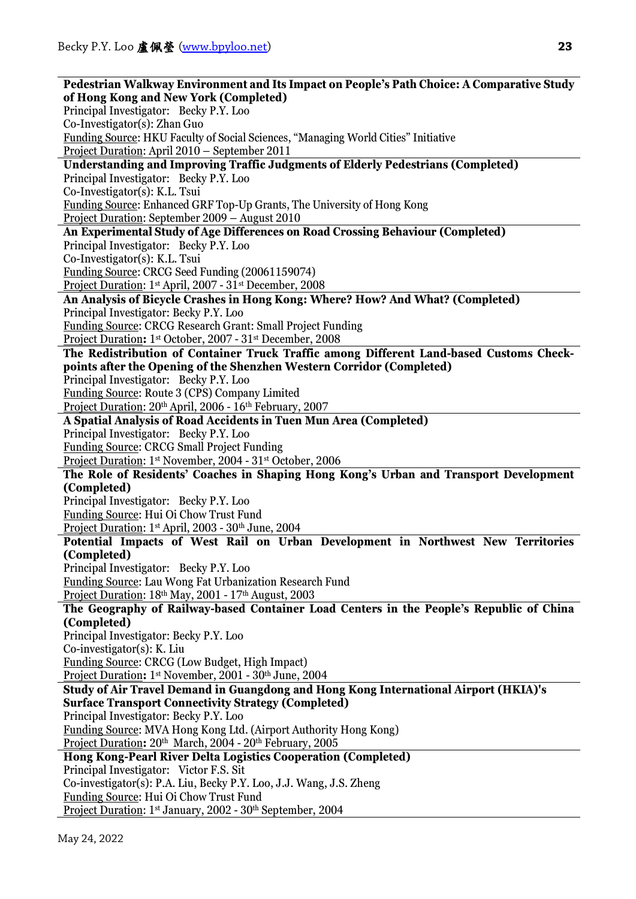**Pedestrian Walkway Environment and Its Impact on People's Path Choice: A Comparative Study of Hong Kong and New York (Completed)**
Principal Investigator: Becky P.Y. Loo
Co-Investigator(s): Zhan Guo
Funding Source: HKU Faculty of Social Sciences, "Managing World Cities" Initiative
Project Duration: April 2010 – September 2011

**Understanding and Improving Traffic Judgments of Elderly Pedestrians (Completed)**
Principal Investigator: Becky P.Y. Loo
Co-Investigator(s): K.L. Tsui
Funding Source: Enhanced GRF Top-Up Grants, The University of Hong Kong
Project Duration: September 2009 – August 2010

**An Experimental Study of Age Differences on Road Crossing Behaviour (Completed)**
Principal Investigator: Becky P.Y. Loo
Co-Investigator(s): K.L. Tsui
Funding Source: CRCG Seed Funding (20061159074)
Project Duration: 1st April, 2007 - 31st December, 2008

**An Analysis of Bicycle Crashes in Hong Kong: Where? How? And What? (Completed)**
Principal Investigator: Becky P.Y. Loo
Funding Source: CRCG Research Grant: Small Project Funding
Project Duration: 1st October, 2007 - 31st December, 2008

**The Redistribution of Container Truck Traffic among Different Land-based Customs Check-points after the Opening of the Shenzhen Western Corridor (Completed)**
Principal Investigator: Becky P.Y. Loo
Funding Source: Route 3 (CPS) Company Limited
Project Duration: 20th April, 2006 - 16th February, 2007

**A Spatial Analysis of Road Accidents in Tuen Mun Area (Completed)**
Principal Investigator: Becky P.Y. Loo
Funding Source: CRCG Small Project Funding
Project Duration: 1st November, 2004 - 31st October, 2006

**The Role of Residents' Coaches in Shaping Hong Kong's Urban and Transport Development (Completed)**
Principal Investigator: Becky P.Y. Loo
Funding Source: Hui Oi Chow Trust Fund
Project Duration: 1st April, 2003 - 30th June, 2004

**Potential Impacts of West Rail on Urban Development in Northwest New Territories (Completed)**
Principal Investigator: Becky P.Y. Loo
Funding Source: Lau Wong Fat Urbanization Research Fund
Project Duration: 18th May, 2001 - 17th August, 2003

**The Geography of Railway-based Container Load Centers in the People's Republic of China (Completed)**
Principal Investigator: Becky P.Y. Loo
Co-investigator(s): K. Liu
Funding Source: CRCG (Low Budget, High Impact)
Project Duration: 1st November, 2001 - 30th June, 2004

**Study of Air Travel Demand in Guangdong and Hong Kong International Airport (HKIA)'s Surface Transport Connectivity Strategy (Completed)**
Principal Investigator: Becky P.Y. Loo
Funding Source: MVA Hong Kong Ltd. (Airport Authority Hong Kong)
Project Duration: 20th March, 2004 - 20th February, 2005

**Hong Kong-Pearl River Delta Logistics Cooperation (Completed)**
Principal Investigator: Victor F.S. Sit
Co-investigator(s): P.A. Liu, Becky P.Y. Loo, J.J. Wang, J.S. Zheng
Funding Source: Hui Oi Chow Trust Fund
Project Duration: 1st January, 2002 - 30th September, 2004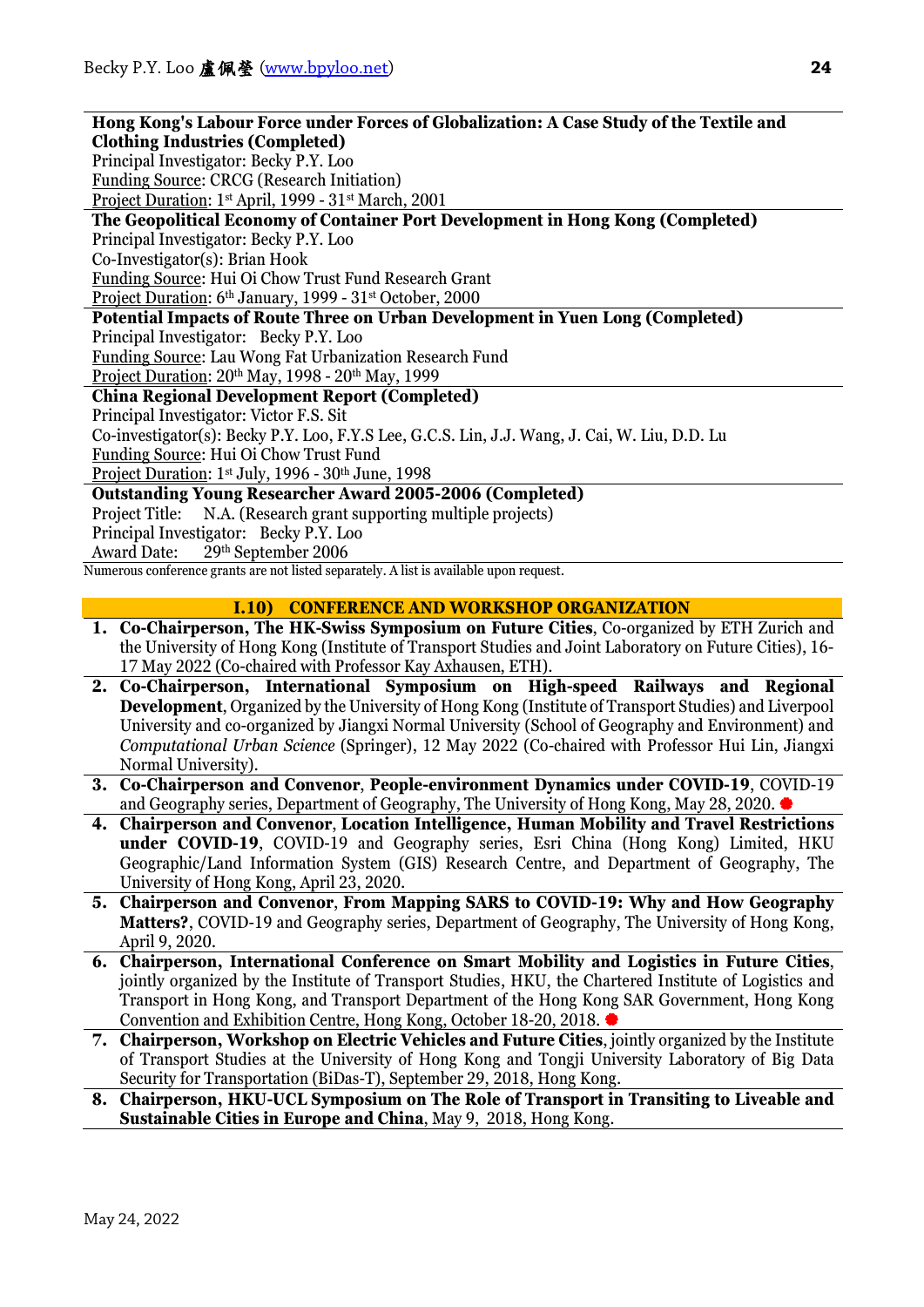**Hong Kong's Labour Force under Forces of Globalization: A Case Study of the Textile and Clothing Industries (Completed)**
Principal Investigator: Becky P.Y. Loo
Funding Source: CRCG (Research Initiation)
Project Duration: 1st April, 1999 - 31st March, 2001

**The Geopolitical Economy of Container Port Development in Hong Kong (Completed)**
Principal Investigator: Becky P.Y. Loo
Co-Investigator(s): Brian Hook
Funding Source: Hui Oi Chow Trust Fund Research Grant
Project Duration: 6th January, 1999 - 31st October, 2000

**Potential Impacts of Route Three on Urban Development in Yuen Long (Completed)**
Principal Investigator: Becky P.Y. Loo
Funding Source: Lau Wong Fat Urbanization Research Fund
Project Duration: 20th May, 1998 - 20th May, 1999

**China Regional Development Report (Completed)**
Principal Investigator: Victor F.S. Sit
Co-investigator(s): Becky P.Y. Loo, F.Y.S Lee, G.C.S. Lin, J.J. Wang, J. Cai, W. Liu, D.D. Lu
Funding Source: Hui Oi Chow Trust Fund
Project Duration: 1st July, 1996 - 30th June, 1998

**Outstanding Young Researcher Award 2005-2006 (Completed)**
Project Title: N.A. (Research grant supporting multiple projects)
Principal Investigator: Becky P.Y. Loo
Award Date: 29th September 2006

Numerous conference grants are not listed separately. A list is available upon request.

## I.10) CONFERENCE AND WORKSHOP ORGANIZATION

1. **Co-Chairperson, The HK-Swiss Symposium on Future Cities**, Co-organized by ETH Zurich and the University of Hong Kong (Institute of Transport Studies and Joint Laboratory on Future Cities), 16-17 May 2022 (Co-chaired with Professor Kay Axhausen, ETH).
2. **Co-Chairperson, International Symposium on High-speed Railways and Regional Development**, Organized by the University of Hong Kong (Institute of Transport Studies) and Liverpool University and co-organized by Jiangxi Normal University (School of Geography and Environment) and *Computational Urban Science* (Springer), 12 May 2022 (Co-chaired with Professor Hui Lin, Jiangxi Normal University).
3. **Co-Chairperson and Convenor**, **People-environment Dynamics under COVID-19**, COVID-19 and Geography series, Department of Geography, The University of Hong Kong, May 28, 2020. ●
4. **Chairperson and Convenor**, **Location Intelligence, Human Mobility and Travel Restrictions under COVID-19**, COVID-19 and Geography series, Esri China (Hong Kong) Limited, HKU Geographic/Land Information System (GIS) Research Centre, and Department of Geography, The University of Hong Kong, April 23, 2020.
5. **Chairperson and Convenor**, **From Mapping SARS to COVID-19: Why and How Geography Matters?**, COVID-19 and Geography series, Department of Geography, The University of Hong Kong, April 9, 2020.
6. **Chairperson, International Conference on Smart Mobility and Logistics in Future Cities**, jointly organized by the Institute of Transport Studies, HKU, the Chartered Institute of Logistics and Transport in Hong Kong, and Transport Department of the Hong Kong SAR Government, Hong Kong Convention and Exhibition Centre, Hong Kong, October 18-20, 2018. ●
7. **Chairperson, Workshop on Electric Vehicles and Future Cities**, jointly organized by the Institute of Transport Studies at the University of Hong Kong and Tongji University Laboratory of Big Data Security for Transportation (BiDas-T), September 29, 2018, Hong Kong.
8. **Chairperson, HKU-UCL Symposium on The Role of Transport in Transiting to Liveable and Sustainable Cities in Europe and China**, May 9, 2018, Hong Kong.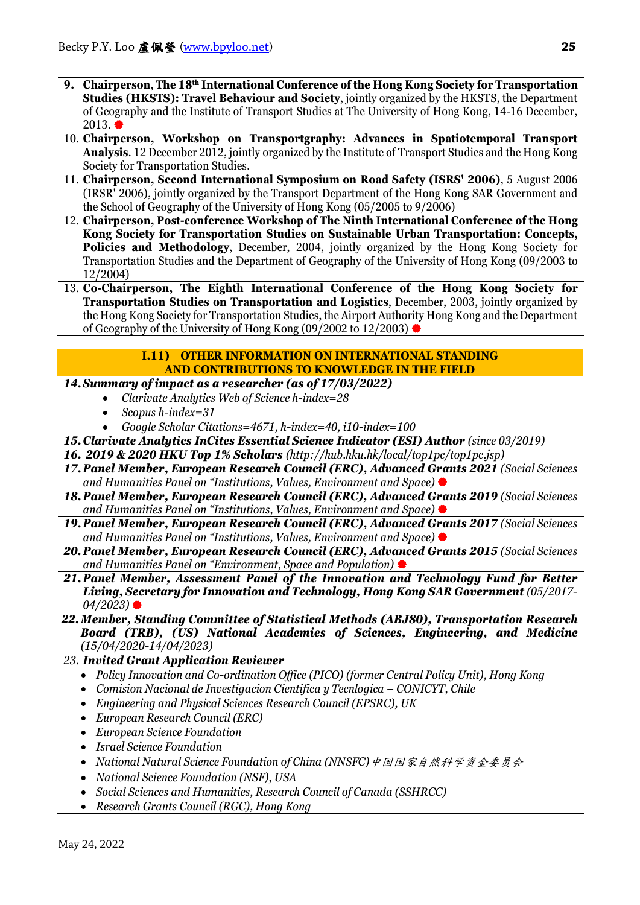9. **Chairperson**, **The 18th International Conference of the Hong Kong Society for Transportation Studies (HKSTS): Travel Behaviour and Society**, jointly organized by the HKSTS, the Department of Geography and the Institute of Transport Studies at The University of Hong Kong, 14-16 December, 2013. ●
10. **Chairperson, Workshop on Transportgraphy: Advances in Spatiotemporal Transport Analysis**. 12 December 2012, jointly organized by the Institute of Transport Studies and the Hong Kong Society for Transportation Studies.
11. **Chairperson, Second International Symposium on Road Safety (ISRS' 2006)**, 5 August 2006 (IRSR' 2006), jointly organized by the Transport Department of the Hong Kong SAR Government and the School of Geography of the University of Hong Kong (05/2005 to 9/2006)
12. **Chairperson, Post-conference Workshop of The Ninth International Conference of the Hong Kong Society for Transportation Studies on Sustainable Urban Transportation: Concepts, Policies and Methodology**, December, 2004, jointly organized by the Hong Kong Society for Transportation Studies and the Department of Geography of the University of Hong Kong (09/2003 to 12/2004)
13. **Co-Chairperson, The Eighth International Conference of the Hong Kong Society for Transportation Studies on Transportation and Logistics**, December, 2003, jointly organized by the Hong Kong Society for Transportation Studies, the Airport Authority Hong Kong and the Department of Geography of the University of Hong Kong (09/2002 to 12/2003) ●

## I.11) OTHER INFORMATION ON INTERNATIONAL STANDING AND CONTRIBUTIONS TO KNOWLEDGE IN THE FIELD

14. ***Summary of impact as a researcher (as of 17/03/2022)***
    - *Clarivate Analytics Web of Science h-index=28*
    - *Scopus h-index=31*
    - *Google Scholar Citations=4671, h-index=40, i10-index=100*
15. ***Clarivate Analytics InCites Essential Science Indicator (ESI) Author*** *(since 03/2019)*
16. ***2019 & 2020 HKU Top 1% Scholars*** *(http://hub.hku.hk/local/top1pc/top1pc.jsp)*
17. ***Panel Member, European Research Council (ERC), Advanced Grants 2021*** *(Social Sciences and Humanities Panel on "Institutions, Values, Environment and Space)* ●
18. ***Panel Member, European Research Council (ERC), Advanced Grants 2019*** *(Social Sciences and Humanities Panel on "Institutions, Values, Environment and Space)* ●
19. ***Panel Member, European Research Council (ERC), Advanced Grants 2017*** *(Social Sciences and Humanities Panel on "Institutions, Values, Environment and Space)* ●
20. ***Panel Member, European Research Council (ERC), Advanced Grants 2015*** *(Social Sciences and Humanities Panel on "Environment, Space and Population)* ●
21. ***Panel Member, Assessment Panel of the Innovation and Technology Fund for Better Living, Secretary for Innovation and Technology, Hong Kong SAR Government*** *(05/2017-04/2023)* ●
22. ***Member, Standing Committee of Statistical Methods (ABJ80), Transportation Research Board (TRB), (US) National Academies of Sciences, Engineering, and Medicine*** *(15/04/2020-14/04/2023)*
23. ***Invited Grant Application Reviewer***
    - *Policy Innovation and Co-ordination Office (PICO) (former Central Policy Unit), Hong Kong*
    - *Comision Nacional de Investigacion Cientifica y Tecnlogica – CONICYT, Chile*
    - *Engineering and Physical Sciences Research Council (EPSRC), UK*
    - *European Research Council (ERC)*
    - *European Science Foundation*
    - *Israel Science Foundation*
    - *National Natural Science Foundation of China (NNSFC) 中国国家自然科学资金委员会*
    - *National Science Foundation (NSF), USA*
    - *Social Sciences and Humanities, Research Council of Canada (SSHRCC)*
    - *Research Grants Council (RGC), Hong Kong*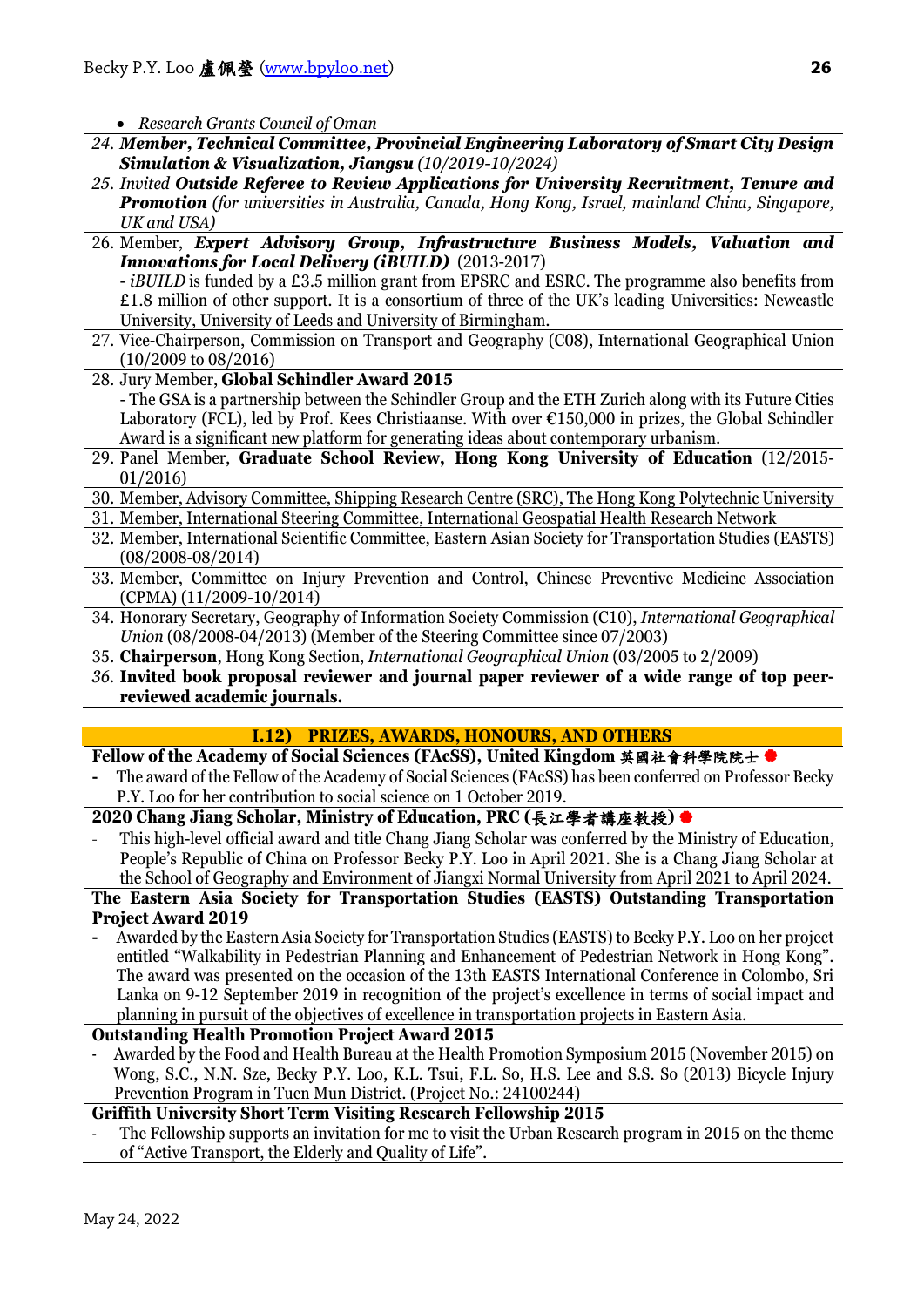- *Research Grants Council of Oman*

24. ***Member, Technical Committee, Provincial Engineering Laboratory of Smart City Design Simulation & Visualization, Jiangsu*** *(10/2019-10/2024)*
25. *Invited* ***Outside Referee to Review Applications for University Recruitment, Tenure and Promotion*** *(for universities in Australia, Canada, Hong Kong, Israel, mainland China, Singapore, UK and USA)*
26. Member, ***Expert Advisory Group, Infrastructure Business Models, Valuation and Innovations for Local Delivery (iBUILD)*** (2013-2017)
    - *iBUILD* is funded by a £3.5 million grant from EPSRC and ESRC. The programme also benefits from £1.8 million of other support. It is a consortium of three of the UK's leading Universities: Newcastle University, University of Leeds and University of Birmingham.
27. Vice-Chairperson, Commission on Transport and Geography (C08), International Geographical Union (10/2009 to 08/2016)
28. Jury Member, **Global Schindler Award 2015**
    - The GSA is a partnership between the Schindler Group and the ETH Zurich along with its Future Cities Laboratory (FCL), led by Prof. Kees Christiaanse. With over €150,000 in prizes, the Global Schindler Award is a significant new platform for generating ideas about contemporary urbanism.
29. Panel Member, **Graduate School Review, Hong Kong University of Education** (12/2015-01/2016)
30. Member, Advisory Committee, Shipping Research Centre (SRC), The Hong Kong Polytechnic University
31. Member, International Steering Committee, International Geospatial Health Research Network
32. Member, International Scientific Committee, Eastern Asian Society for Transportation Studies (EASTS) (08/2008-08/2014)
33. Member, Committee on Injury Prevention and Control, Chinese Preventive Medicine Association (CPMA) (11/2009-10/2014)
34. Honorary Secretary, Geography of Information Society Commission (C10), *International Geographical Union* (08/2008-04/2013) (Member of the Steering Committee since 07/2003)
35. **Chairperson**, Hong Kong Section, *International Geographical Union* (03/2005 to 2/2009)
36. **Invited book proposal reviewer and journal paper reviewer of a wide range of top peer-reviewed academic journals.**

## I.12) PRIZES, AWARDS, HONOURS, AND OTHERS

**Fellow of the Academy of Social Sciences (FAcSS), United Kingdom 英國社會科學院院士**

- The award of the Fellow of the Academy of Social Sciences (FAcSS) has been conferred on Professor Becky P.Y. Loo for her contribution to social science on 1 October 2019.

**2020 Chang Jiang Scholar, Ministry of Education, PRC (長江學者講座教授)**

- This high-level official award and title Chang Jiang Scholar was conferred by the Ministry of Education, People's Republic of China on Professor Becky P.Y. Loo in April 2021. She is a Chang Jiang Scholar at the School of Geography and Environment of Jiangxi Normal University from April 2021 to April 2024.

**The Eastern Asia Society for Transportation Studies (EASTS) Outstanding Transportation Project Award 2019**

- Awarded by the Eastern Asia Society for Transportation Studies (EASTS) to Becky P.Y. Loo on her project entitled "Walkability in Pedestrian Planning and Enhancement of Pedestrian Network in Hong Kong". The award was presented on the occasion of the 13th EASTS International Conference in Colombo, Sri Lanka on 9-12 September 2019 in recognition of the project's excellence in terms of social impact and planning in pursuit of the objectives of excellence in transportation projects in Eastern Asia.

**Outstanding Health Promotion Project Award 2015**

- Awarded by the Food and Health Bureau at the Health Promotion Symposium 2015 (November 2015) on Wong, S.C., N.N. Sze, Becky P.Y. Loo, K.L. Tsui, F.L. So, H.S. Lee and S.S. So (2013) Bicycle Injury Prevention Program in Tuen Mun District. (Project No.: 24100244)

**Griffith University Short Term Visiting Research Fellowship 2015**

- The Fellowship supports an invitation for me to visit the Urban Research program in 2015 on the theme of "Active Transport, the Elderly and Quality of Life".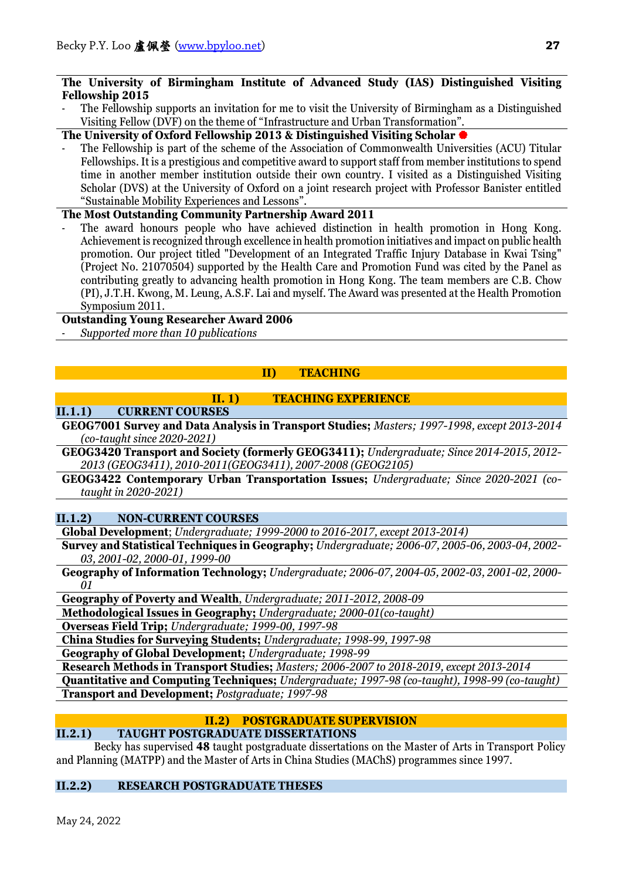**The University of Birmingham Institute of Advanced Study (IAS) Distinguished Visiting Fellowship 2015**

- The Fellowship supports an invitation for me to visit the University of Birmingham as a Distinguished Visiting Fellow (DVF) on the theme of "Infrastructure and Urban Transformation".

**The University of Oxford Fellowship 2013 & Distinguished Visiting Scholar** ●

- The Fellowship is part of the scheme of the Association of Commonwealth Universities (ACU) Titular Fellowships. It is a prestigious and competitive award to support staff from member institutions to spend time in another member institution outside their own country. I visited as a Distinguished Visiting Scholar (DVS) at the University of Oxford on a joint research project with Professor Banister entitled "Sustainable Mobility Experiences and Lessons".

**The Most Outstanding Community Partnership Award 2011**

- The award honours people who have achieved distinction in health promotion in Hong Kong. Achievement is recognized through excellence in health promotion initiatives and impact on public health promotion. Our project titled "Development of an Integrated Traffic Injury Database in Kwai Tsing" (Project No. 21070504) supported by the Health Care and Promotion Fund was cited by the Panel as contributing greatly to advancing health promotion in Hong Kong. The team members are C.B. Chow (PI), J.T.H. Kwong, M. Leung, A.S.F. Lai and myself. The Award was presented at the Health Promotion Symposium 2011.

**Outstanding Young Researcher Award 2006**

- *Supported more than 10 publications*

# II) TEACHING

## II. 1) TEACHING EXPERIENCE

### II.1.1) CURRENT COURSES

**GEOG7001 Survey and Data Analysis in Transport Studies;** *Masters; 1997-1998, except 2013-2014 (co-taught since 2020-2021)*

**GEOG3420 Transport and Society (formerly GEOG3411);** *Undergraduate; Since 2014-2015, 2012-2013 (GEOG3411), 2010-2011(GEOG3411), 2007-2008 (GEOG2105)*

**GEOG3422 Contemporary Urban Transportation Issues;** *Undergraduate; Since 2020-2021 (co-taught in 2020-2021)*

### II.1.2) NON-CURRENT COURSES

**Global Development**; *Undergraduate; 1999-2000 to 2016-2017, except 2013-2014)*

**Survey and Statistical Techniques in Geography;** *Undergraduate; 2006-07, 2005-06, 2003-04, 2002-03, 2001-02, 2000-01, 1999-00*

**Geography of Information Technology;** *Undergraduate; 2006-07, 2004-05, 2002-03, 2001-02, 2000-01*

**Geography of Poverty and Wealth**, *Undergraduate; 2011-2012, 2008-09*

**Methodological Issues in Geography;** *Undergraduate; 2000-01(co-taught)*

**Overseas Field Trip;** *Undergraduate; 1999-00, 1997-98*

**China Studies for Surveying Students;** *Undergraduate; 1998-99, 1997-98*

**Geography of Global Development;** *Undergraduate; 1998-99*

**Research Methods in Transport Studies;** *Masters; 2006-2007 to 2018-2019, except 2013-2014*

**Quantitative and Computing Techniques;** *Undergraduate; 1997-98 (co-taught), 1998-99 (co-taught)*

**Transport and Development;** *Postgraduate; 1997-98*

## II.2) POSTGRADUATE SUPERVISION

### II.2.1) TAUGHT POSTGRADUATE DISSERTATIONS

Becky has supervised **48** taught postgraduate dissertations on the Master of Arts in Transport Policy and Planning (MATPP) and the Master of Arts in China Studies (MAChS) programmes since 1997.

### II.2.2) RESEARCH POSTGRADUATE THESES

May 24, 2022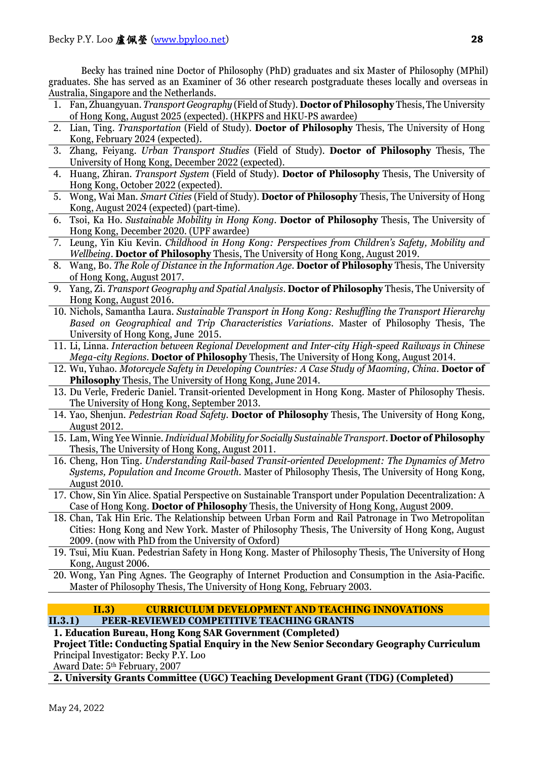Becky has trained nine Doctor of Philosophy (PhD) graduates and six Master of Philosophy (MPhil) graduates. She has served as an Examiner of 36 other research postgraduate theses locally and overseas in Australia, Singapore and the Netherlands.

1. Fan, Zhuangyuan. *Transport Geography* (Field of Study). **Doctor of Philosophy** Thesis, The University of Hong Kong, August 2025 (expected). (HKPFS and HKU-PS awardee)
2. Lian, Ting. *Transportation* (Field of Study). **Doctor of Philosophy** Thesis, The University of Hong Kong, February 2024 (expected).
3. Zhang, Feiyang. *Urban Transport Studies* (Field of Study). **Doctor of Philosophy** Thesis, The University of Hong Kong, December 2022 (expected).
4. Huang, Zhiran. *Transport System* (Field of Study). **Doctor of Philosophy** Thesis, The University of Hong Kong, October 2022 (expected).
5. Wong, Wai Man. *Smart Cities* (Field of Study). **Doctor of Philosophy** Thesis, The University of Hong Kong, August 2024 (expected) (part-time).
6. Tsoi, Ka Ho. *Sustainable Mobility in Hong Kong*. **Doctor of Philosophy** Thesis, The University of Hong Kong, December 2020. (UPF awardee)
7. Leung, Yin Kiu Kevin. *Childhood in Hong Kong: Perspectives from Children's Safety, Mobility and Wellbeing*. **Doctor of Philosophy** Thesis, The University of Hong Kong, August 2019.
8. Wang, Bo. *The Role of Distance in the Information Age*. **Doctor of Philosophy** Thesis, The University of Hong Kong, August 2017.
9. Yang, Zi. *Transport Geography and Spatial Analysis*. **Doctor of Philosophy** Thesis, The University of Hong Kong, August 2016.
10. Nichols, Samantha Laura. *Sustainable Transport in Hong Kong: Reshuffling the Transport Hierarchy Based on Geographical and Trip Characteristics Variations*. Master of Philosophy Thesis, The University of Hong Kong, June 2015.
11. Li, Linna. *Interaction between Regional Development and Inter-city High-speed Railways in Chinese Mega-city Regions*. **Doctor of Philosophy** Thesis, The University of Hong Kong, August 2014.
12. Wu, Yuhao. *Motorcycle Safety in Developing Countries: A Case Study of Maoming, China*. **Doctor of Philosophy** Thesis, The University of Hong Kong, June 2014.
13. Du Verle, Frederic Daniel. Transit-oriented Development in Hong Kong. Master of Philosophy Thesis. The University of Hong Kong, September 2013.
14. Yao, Shenjun. *Pedestrian Road Safety*. **Doctor of Philosophy** Thesis, The University of Hong Kong, August 2012.
15. Lam, Wing Yee Winnie. *Individual Mobility for Socially Sustainable Transport*. **Doctor of Philosophy** Thesis, The University of Hong Kong, August 2011.
16. Cheng, Hon Ting. *Understanding Rail-based Transit-oriented Development: The Dynamics of Metro Systems, Population and Income Growth*. Master of Philosophy Thesis, The University of Hong Kong, August 2010.
17. Chow, Sin Yin Alice. Spatial Perspective on Sustainable Transport under Population Decentralization: A Case of Hong Kong. **Doctor of Philosophy** Thesis, the University of Hong Kong, August 2009.
18. Chan, Tak Hin Eric. The Relationship between Urban Form and Rail Patronage in Two Metropolitan Cities: Hong Kong and New York. Master of Philosophy Thesis, The University of Hong Kong, August 2009. (now with PhD from the University of Oxford)
19. Tsui, Miu Kuan. Pedestrian Safety in Hong Kong. Master of Philosophy Thesis, The University of Hong Kong, August 2006.
20. Wong, Yan Ping Agnes. The Geography of Internet Production and Consumption in the Asia-Pacific. Master of Philosophy Thesis, The University of Hong Kong, February 2003.

## II.3) CURRICULUM DEVELOPMENT AND TEACHING INNOVATIONS

### II.3.1) PEER-REVIEWED COMPETITIVE TEACHING GRANTS

**1. Education Bureau, Hong Kong SAR Government (Completed)**
**Project Title: Conducting Spatial Enquiry in the New Senior Secondary Geography Curriculum**
Principal Investigator: Becky P.Y. Loo
Award Date: 5th February, 2007

**2. University Grants Committee (UGC) Teaching Development Grant (TDG) (Completed)**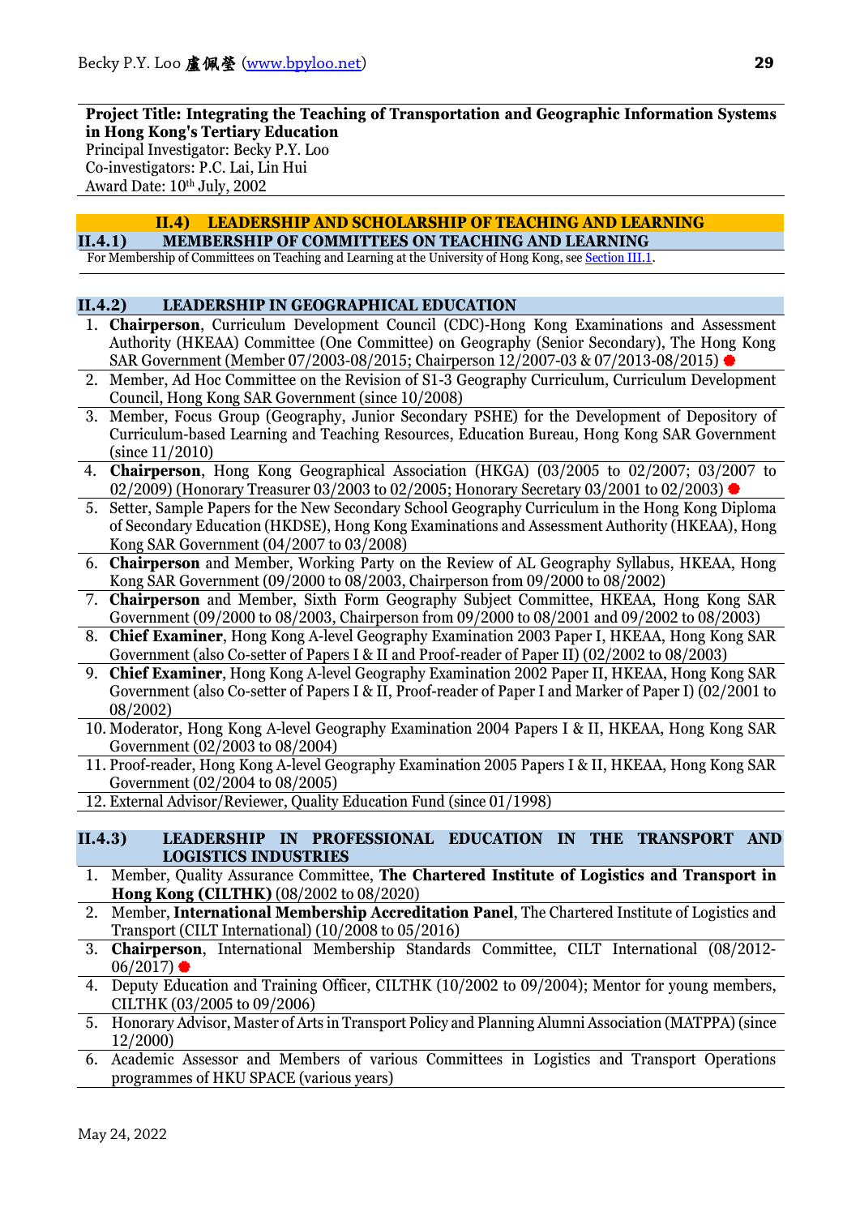**Project Title: Integrating the Teaching of Transportation and Geographic Information Systems in Hong Kong's Tertiary Education**
Principal Investigator: Becky P.Y. Loo
Co-investigators: P.C. Lai, Lin Hui
Award Date: 10th July, 2002

## II.4) LEADERSHIP AND SCHOLARSHIP OF TEACHING AND LEARNING

### II.4.1) MEMBERSHIP OF COMMITTEES ON TEACHING AND LEARNING

For Membership of Committees on Teaching and Learning at the University of Hong Kong, see Section III.1.

### II.4.2) LEADERSHIP IN GEOGRAPHICAL EDUCATION

1. **Chairperson**, Curriculum Development Council (CDC)-Hong Kong Examinations and Assessment Authority (HKEAA) Committee (One Committee) on Geography (Senior Secondary), The Hong Kong SAR Government (Member 07/2003-08/2015; Chairperson 12/2007-03 & 07/2013-08/2015) ●
2. Member, Ad Hoc Committee on the Revision of S1-3 Geography Curriculum, Curriculum Development Council, Hong Kong SAR Government (since 10/2008)
3. Member, Focus Group (Geography, Junior Secondary PSHE) for the Development of Depository of Curriculum-based Learning and Teaching Resources, Education Bureau, Hong Kong SAR Government (since 11/2010)
4. **Chairperson**, Hong Kong Geographical Association (HKGA) (03/2005 to 02/2007; 03/2007 to 02/2009) (Honorary Treasurer 03/2003 to 02/2005; Honorary Secretary 03/2001 to 02/2003) ●
5. Setter, Sample Papers for the New Secondary School Geography Curriculum in the Hong Kong Diploma of Secondary Education (HKDSE), Hong Kong Examinations and Assessment Authority (HKEAA), Hong Kong SAR Government (04/2007 to 03/2008)
6. **Chairperson** and Member, Working Party on the Review of AL Geography Syllabus, HKEAA, Hong Kong SAR Government (09/2000 to 08/2003, Chairperson from 09/2000 to 08/2002)
7. **Chairperson** and Member, Sixth Form Geography Subject Committee, HKEAA, Hong Kong SAR Government (09/2000 to 08/2003, Chairperson from 09/2000 to 08/2001 and 09/2002 to 08/2003)
8. **Chief Examiner**, Hong Kong A-level Geography Examination 2003 Paper I, HKEAA, Hong Kong SAR Government (also Co-setter of Papers I & II and Proof-reader of Paper II) (02/2002 to 08/2003)
9. **Chief Examiner**, Hong Kong A-level Geography Examination 2002 Paper II, HKEAA, Hong Kong SAR Government (also Co-setter of Papers I & II, Proof-reader of Paper I and Marker of Paper I) (02/2001 to 08/2002)
10. Moderator, Hong Kong A-level Geography Examination 2004 Papers I & II, HKEAA, Hong Kong SAR Government (02/2003 to 08/2004)
11. Proof-reader, Hong Kong A-level Geography Examination 2005 Papers I & II, HKEAA, Hong Kong SAR Government (02/2004 to 08/2005)
12. External Advisor/Reviewer, Quality Education Fund (since 01/1998)

### II.4.3) LEADERSHIP IN PROFESSIONAL EDUCATION IN THE TRANSPORT AND LOGISTICS INDUSTRIES

1. Member, Quality Assurance Committee, **The Chartered Institute of Logistics and Transport in Hong Kong (CILTHK)** (08/2002 to 08/2020)
2. Member, **International Membership Accreditation Panel**, The Chartered Institute of Logistics and Transport (CILT International) (10/2008 to 05/2016)
3. **Chairperson**, International Membership Standards Committee, CILT International (08/2012-06/2017) ●
4. Deputy Education and Training Officer, CILTHK (10/2002 to 09/2004); Mentor for young members, CILTHK (03/2005 to 09/2006)
5. Honorary Advisor, Master of Arts in Transport Policy and Planning Alumni Association (MATPPA) (since 12/2000)
6. Academic Assessor and Members of various Committees in Logistics and Transport Operations programmes of HKU SPACE (various years)

May 24, 2022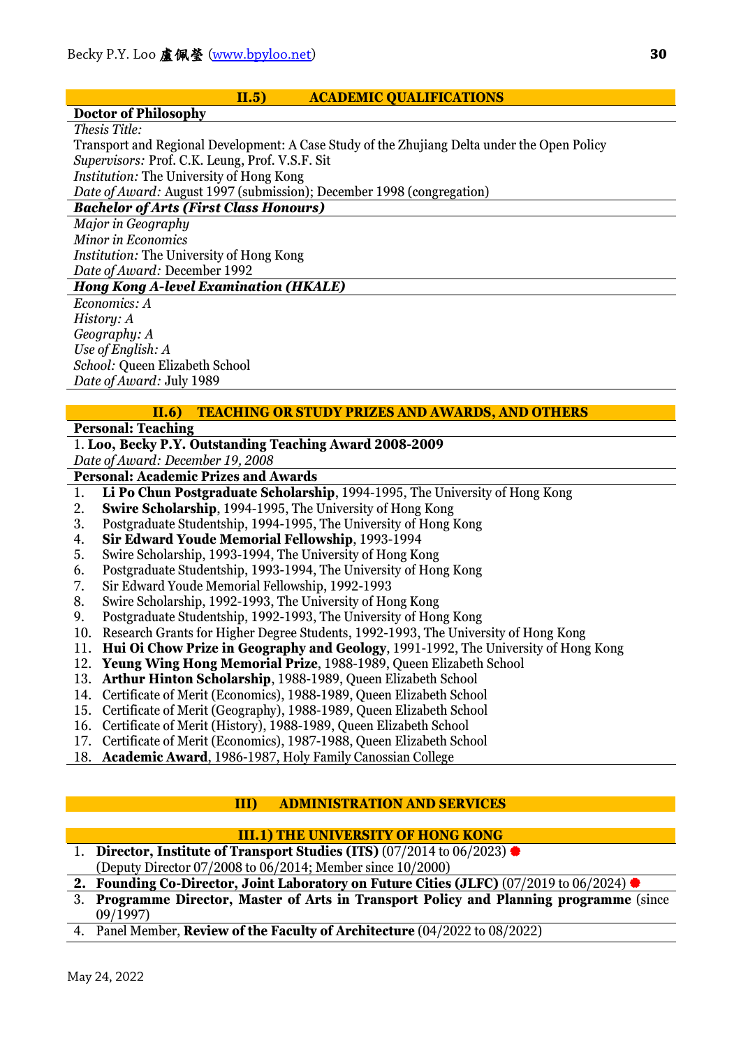## II.5) ACADEMIC QUALIFICATIONS

**Doctor of Philosophy**

*Thesis Title:*
Transport and Regional Development: A Case Study of the Zhujiang Delta under the Open Policy
*Supervisors:* Prof. C.K. Leung, Prof. V.S.F. Sit
*Institution:* The University of Hong Kong
*Date of Award:* August 1997 (submission); December 1998 (congregation)

***Bachelor of Arts (First Class Honours)***

*Major in Geography*
*Minor in Economics*
*Institution:* The University of Hong Kong
*Date of Award:* December 1992

***Hong Kong A-level Examination (HKALE)***

*Economics: A*
*History: A*
*Geography: A*
*Use of English: A*
*School:* Queen Elizabeth School
*Date of Award:* July 1989

## II.6) TEACHING OR STUDY PRIZES AND AWARDS, AND OTHERS

**Personal: Teaching**

1. **Loo, Becky P.Y. Outstanding Teaching Award 2008-2009**
*Date of Award: December 19, 2008*

**Personal: Academic Prizes and Awards**

1. **Li Po Chun Postgraduate Scholarship**, 1994-1995, The University of Hong Kong
2. **Swire Scholarship**, 1994-1995, The University of Hong Kong
3. Postgraduate Studentship, 1994-1995, The University of Hong Kong
4. **Sir Edward Youde Memorial Fellowship**, 1993-1994
5. Swire Scholarship, 1993-1994, The University of Hong Kong
6. Postgraduate Studentship, 1993-1994, The University of Hong Kong
7. Sir Edward Youde Memorial Fellowship, 1992-1993
8. Swire Scholarship, 1992-1993, The University of Hong Kong
9. Postgraduate Studentship, 1992-1993, The University of Hong Kong
10. Research Grants for Higher Degree Students, 1992-1993, The University of Hong Kong
11. **Hui Oi Chow Prize in Geography and Geology**, 1991-1992, The University of Hong Kong
12. **Yeung Wing Hong Memorial Prize**, 1988-1989, Queen Elizabeth School
13. **Arthur Hinton Scholarship**, 1988-1989, Queen Elizabeth School
14. Certificate of Merit (Economics), 1988-1989, Queen Elizabeth School
15. Certificate of Merit (Geography), 1988-1989, Queen Elizabeth School
16. Certificate of Merit (History), 1988-1989, Queen Elizabeth School
17. Certificate of Merit (Economics), 1987-1988, Queen Elizabeth School
18. **Academic Award**, 1986-1987, Holy Family Canossian College

# III) ADMINISTRATION AND SERVICES

## III.1) THE UNIVERSITY OF HONG KONG

1. **Director, Institute of Transport Studies (ITS)** (07/2014 to 06/2023) ●
(Deputy Director 07/2008 to 06/2014; Member since 10/2000)
2. **Founding Co-Director, Joint Laboratory on Future Cities (JLFC)** (07/2019 to 06/2024) ●
3. **Programme Director, Master of Arts in Transport Policy and Planning programme** (since 09/1997)
4. Panel Member, **Review of the Faculty of Architecture** (04/2022 to 08/2022)

May 24, 2022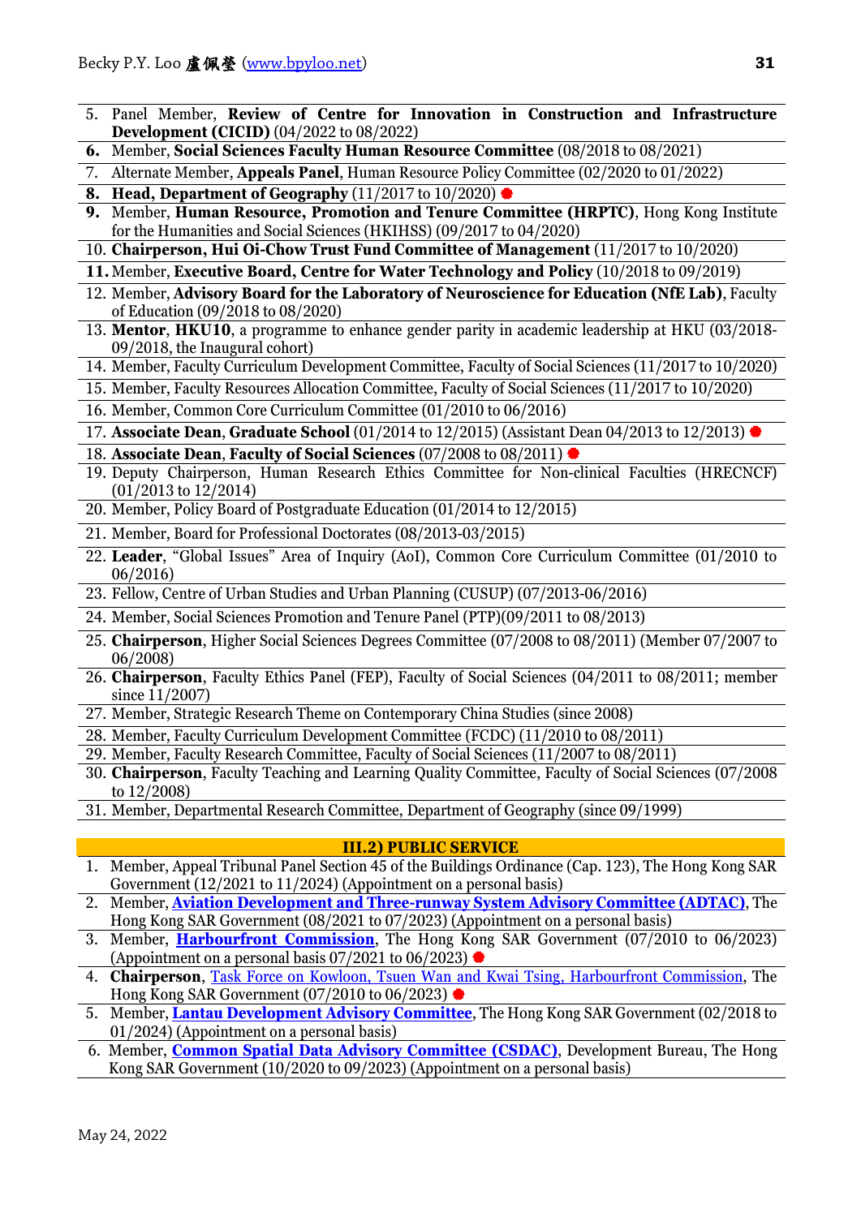5. Panel Member, **Review of Centre for Innovation in Construction and Infrastructure Development (CICID)** (04/2022 to 08/2022)
6. Member, **Social Sciences Faculty Human Resource Committee** (08/2018 to 08/2021)
7. Alternate Member, **Appeals Panel**, Human Resource Policy Committee (02/2020 to 01/2022)
8. **Head, Department of Geography** (11/2017 to 10/2020) ●
9. Member, **Human Resource, Promotion and Tenure Committee (HRPTC)**, Hong Kong Institute for the Humanities and Social Sciences (HKIHSS) (09/2017 to 04/2020)
10. **Chairperson, Hui Oi-Chow Trust Fund Committee of Management** (11/2017 to 10/2020)
11. Member, **Executive Board, Centre for Water Technology and Policy** (10/2018 to 09/2019)
12. Member, **Advisory Board for the Laboratory of Neuroscience for Education (NfE Lab)**, Faculty of Education (09/2018 to 08/2020)
13. **Mentor**, **HKU10**, a programme to enhance gender parity in academic leadership at HKU (03/2018-09/2018, the Inaugural cohort)
14. Member, Faculty Curriculum Development Committee, Faculty of Social Sciences (11/2017 to 10/2020)
15. Member, Faculty Resources Allocation Committee, Faculty of Social Sciences (11/2017 to 10/2020)
16. Member, Common Core Curriculum Committee (01/2010 to 06/2016)
17. **Associate Dean**, **Graduate School** (01/2014 to 12/2015) (Assistant Dean 04/2013 to 12/2013) ●
18. **Associate Dean**, **Faculty of Social Sciences** (07/2008 to 08/2011) ●
19. Deputy Chairperson, Human Research Ethics Committee for Non-clinical Faculties (HRECNCF) (01/2013 to 12/2014)
20. Member, Policy Board of Postgraduate Education (01/2014 to 12/2015)
21. Member, Board for Professional Doctorates (08/2013-03/2015)
22. **Leader**, "Global Issues" Area of Inquiry (AoI), Common Core Curriculum Committee (01/2010 to 06/2016)
23. Fellow, Centre of Urban Studies and Urban Planning (CUSUP) (07/2013-06/2016)
24. Member, Social Sciences Promotion and Tenure Panel (PTP)(09/2011 to 08/2013)
25. **Chairperson**, Higher Social Sciences Degrees Committee (07/2008 to 08/2011) (Member 07/2007 to 06/2008)
26. **Chairperson**, Faculty Ethics Panel (FEP), Faculty of Social Sciences (04/2011 to 08/2011; member since 11/2007)
27. Member, Strategic Research Theme on Contemporary China Studies (since 2008)
28. Member, Faculty Curriculum Development Committee (FCDC) (11/2010 to 08/2011)
29. Member, Faculty Research Committee, Faculty of Social Sciences (11/2007 to 08/2011)
30. **Chairperson**, Faculty Teaching and Learning Quality Committee, Faculty of Social Sciences (07/2008 to 12/2008)
31. Member, Departmental Research Committee, Department of Geography (since 09/1999)

## III.2) PUBLIC SERVICE

1. Member, Appeal Tribunal Panel Section 45 of the Buildings Ordinance (Cap. 123), The Hong Kong SAR Government (12/2021 to 11/2024) (Appointment on a personal basis)
2. Member, **Aviation Development and Three-runway System Advisory Committee (ADTAC)**, The Hong Kong SAR Government (08/2021 to 07/2023) (Appointment on a personal basis)
3. Member, **Harbourfront Commission**, The Hong Kong SAR Government (07/2010 to 06/2023) (Appointment on a personal basis 07/2021 to 06/2023) ●
4. **Chairperson**, Task Force on Kowloon, Tsuen Wan and Kwai Tsing, Harbourfront Commission, The Hong Kong SAR Government (07/2010 to 06/2023) ●
5. Member, **Lantau Development Advisory Committee**, The Hong Kong SAR Government (02/2018 to 01/2024) (Appointment on a personal basis)
6. Member, **Common Spatial Data Advisory Committee (CSDAC)**, Development Bureau, The Hong Kong SAR Government (10/2020 to 09/2023) (Appointment on a personal basis)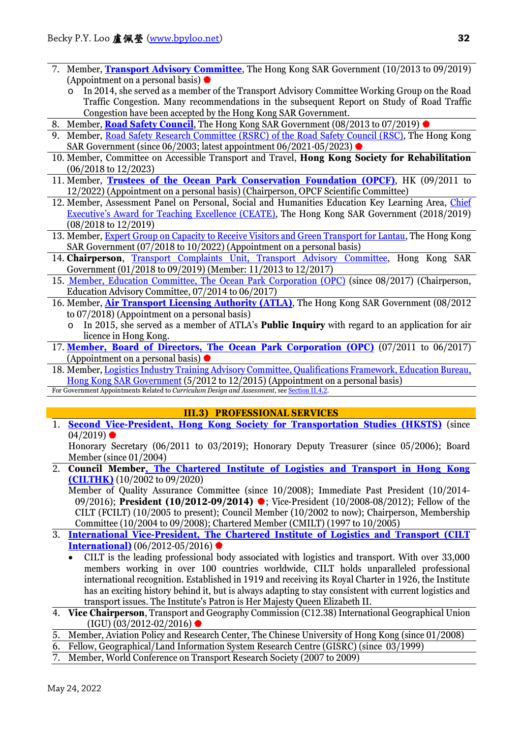7. Member, **Transport Advisory Committee**, The Hong Kong SAR Government (10/2013 to 09/2019) (Appointment on a personal basis) ●
   - In 2014, she served as a member of the Transport Advisory Committee Working Group on the Road Traffic Congestion. Many recommendations in the subsequent Report on Study of Road Traffic Congestion have been accepted by the Hong Kong SAR Government.
8. Member, **Road Safety Council**, The Hong Kong SAR Government (08/2013 to 07/2019) ●
9. Member, Road Safety Research Committee (RSRC) of the Road Safety Council (RSC), The Hong Kong SAR Government (since 06/2003; latest appointment 06/2021-05/2023) ●
10. Member, Committee on Accessible Transport and Travel, **Hong Kong Society for Rehabilitation** (06/2018 to 12/2023)
11. Member, **Trustees of the Ocean Park Conservation Foundation (OPCF)**, HK (09/2011 to 12/2022) (Appointment on a personal basis) (Chairperson, OPCF Scientific Committee)
12. Member, Assessment Panel on Personal, Social and Humanities Education Key Learning Area, Chief Executive's Award for Teaching Excellence (CEATE), The Hong Kong SAR Government (2018/2019) (08/2018 to 12/2019)
13. Member, Expert Group on Capacity to Receive Visitors and Green Transport for Lantau, The Hong Kong SAR Government (07/2018 to 10/2022) (Appointment on a personal basis)
14. **Chairperson**, Transport Complaints Unit, Transport Advisory Committee, Hong Kong SAR Government (01/2018 to 09/2019) (Member: 11/2013 to 12/2017)
15. Member, Education Committee, The Ocean Park Corporation (OPC) (since 08/2017) (Chairperson, Education Advisory Committee, 07/2014 to 06/2017)
16. Member, **Air Transport Licensing Authority (ATLA)**, The Hong Kong SAR Government (08/2012 to 07/2018) (Appointment on a personal basis)
   - In 2015, she served as a member of ATLA's **Public Inquiry** with regard to an application for air licence in Hong Kong.
17. **Member, Board of Directors, The Ocean Park Corporation (OPC)** (07/2011 to 06/2017) (Appointment on a personal basis) ●
18. Member, Logistics Industry Training Advisory Committee, Qualifications Framework, Education Bureau, Hong Kong SAR Government (5/2012 to 12/2015) (Appointment on a personal basis)

For Government Appointments Related to *Curriculum Design and Assessment*, see Section II.4.2.

## III.3) PROFESSIONAL SERVICES

1. **Second Vice-President, Hong Kong Society for Transportation Studies (HKSTS)** (since 04/2019) ●
   Honorary Secretary (06/2011 to 03/2019); Honorary Deputy Treasurer (since 05/2006); Board Member (since 01/2004)
2. **Council Member, The Chartered Institute of Logistics and Transport in Hong Kong (CILTHK)** (10/2002 to 09/2020)
   Member of Quality Assurance Committee (since 10/2008); Immediate Past President (10/2014-09/2016); **President (10/2012-09/2014)** ●; Vice-President (10/2008-08/2012); Fellow of the CILT (FCILT) (10/2005 to present); Council Member (10/2002 to now); Chairperson, Membership Committee (10/2004 to 09/2008); Chartered Member (CMILT) (1997 to 10/2005)
3. **International Vice-President, The Chartered Institute of Logistics and Transport (CILT International)** (06/2012-05/2016) ●
   - CILT is the leading professional body associated with logistics and transport. With over 33,000 members working in over 100 countries worldwide, CILT holds unparalleled professional international recognition. Established in 1919 and receiving its Royal Charter in 1926, the Institute has an exciting history behind it, but is always adapting to stay consistent with current logistics and transport issues. The Institute's Patron is Her Majesty Queen Elizabeth II.
4. **Vice Chairperson**, Transport and Geography Commission (C12.38) International Geographical Union (IGU) (03/2012-02/2016) ●
5. Member, Aviation Policy and Research Center, The Chinese University of Hong Kong (since 01/2008)
6. Fellow, Geographical/Land Information System Research Centre (GISRC) (since 03/1999)
7. Member, World Conference on Transport Research Society (2007 to 2009)

May 24, 2022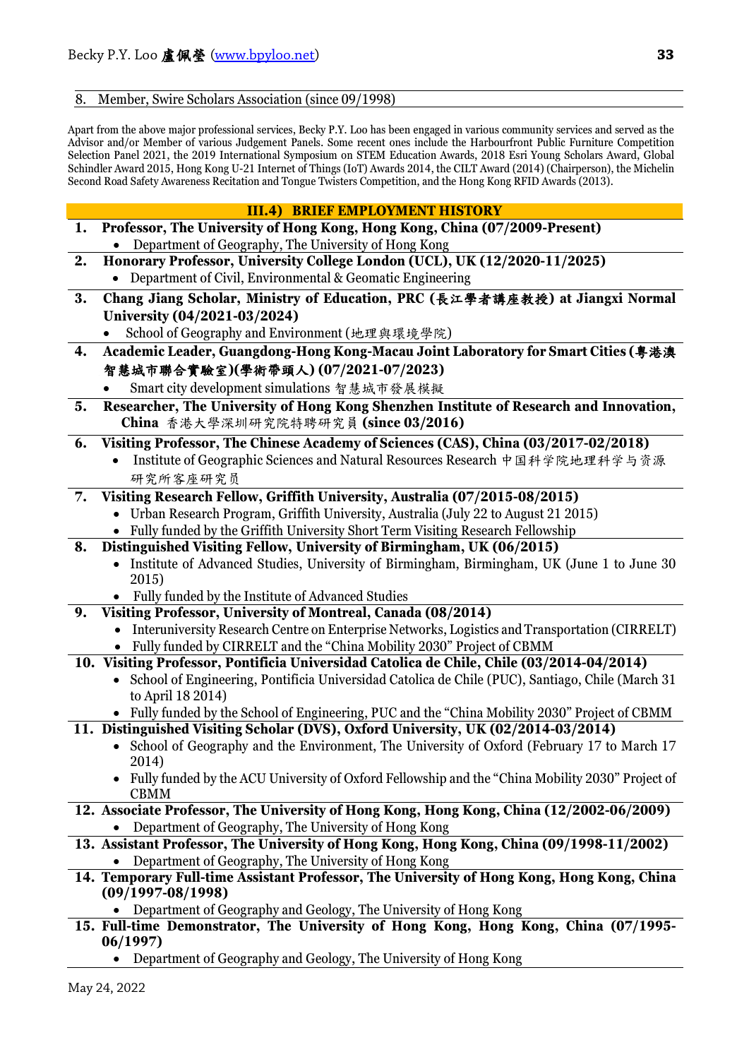8. Member, Swire Scholars Association (since 09/1998)

Apart from the above major professional services, Becky P.Y. Loo has been engaged in various community services and served as the Advisor and/or Member of various Judgement Panels. Some recent ones include the Harbourfront Public Furniture Competition Selection Panel 2021, the 2019 International Symposium on STEM Education Awards, 2018 Esri Young Scholars Award, Global Schindler Award 2015, Hong Kong U-21 Internet of Things (IoT) Awards 2014, the CILT Award (2014) (Chairperson), the Michelin Second Road Safety Awareness Recitation and Tongue Twisters Competition, and the Hong Kong RFID Awards (2013).

## III.4) BRIEF EMPLOYMENT HISTORY

1. **Professor, The University of Hong Kong, Hong Kong, China (07/2009-Present)**
   - Department of Geography, The University of Hong Kong
2. **Honorary Professor, University College London (UCL), UK (12/2020-11/2025)**
   - Department of Civil, Environmental & Geomatic Engineering
3. **Chang Jiang Scholar, Ministry of Education, PRC (長江學者講座教授) at Jiangxi Normal University (04/2021-03/2024)**
   - School of Geography and Environment (地理與環境學院)
4. **Academic Leader, Guangdong-Hong Kong-Macau Joint Laboratory for Smart Cities (粵港澳智慧城市聯合實驗室)(學術帶頭人) (07/2021-07/2023)**
   - Smart city development simulations 智慧城市發展模擬
5. **Researcher, The University of Hong Kong Shenzhen Institute of Research and Innovation, China** 香港大學深圳研究院特聘研究員 **(since 03/2016)**
6. **Visiting Professor, The Chinese Academy of Sciences (CAS), China (03/2017-02/2018)**
   - Institute of Geographic Sciences and Natural Resources Research 中国科学院地理科学与资源研究所客座研究员
7. **Visiting Research Fellow, Griffith University, Australia (07/2015-08/2015)**
   - Urban Research Program, Griffith University, Australia (July 22 to August 21 2015)
   - Fully funded by the Griffith University Short Term Visiting Research Fellowship
8. **Distinguished Visiting Fellow, University of Birmingham, UK (06/2015)**
   - Institute of Advanced Studies, University of Birmingham, Birmingham, UK (June 1 to June 30 2015)
   - Fully funded by the Institute of Advanced Studies
9. **Visiting Professor, University of Montreal, Canada (08/2014)**
   - Interuniversity Research Centre on Enterprise Networks, Logistics and Transportation (CIRRELT)
   - Fully funded by CIRRELT and the "China Mobility 2030" Project of CBMM
10. **Visiting Professor, Pontificia Universidad Catolica de Chile, Chile (03/2014-04/2014)**
    - School of Engineering, Pontificia Universidad Catolica de Chile (PUC), Santiago, Chile (March 31 to April 18 2014)
    - Fully funded by the School of Engineering, PUC and the "China Mobility 2030" Project of CBMM
11. **Distinguished Visiting Scholar (DVS), Oxford University, UK (02/2014-03/2014)**
    - School of Geography and the Environment, The University of Oxford (February 17 to March 17 2014)
    - Fully funded by the ACU University of Oxford Fellowship and the "China Mobility 2030" Project of CBMM
12. **Associate Professor, The University of Hong Kong, Hong Kong, China (12/2002-06/2009)**
    - Department of Geography, The University of Hong Kong
13. **Assistant Professor, The University of Hong Kong, Hong Kong, China (09/1998-11/2002)**
    - Department of Geography, The University of Hong Kong
14. **Temporary Full-time Assistant Professor, The University of Hong Kong, Hong Kong, China (09/1997-08/1998)**
    - Department of Geography and Geology, The University of Hong Kong
15. **Full-time Demonstrator, The University of Hong Kong, Hong Kong, China (07/1995-06/1997)**
    - Department of Geography and Geology, The University of Hong Kong

May 24, 2022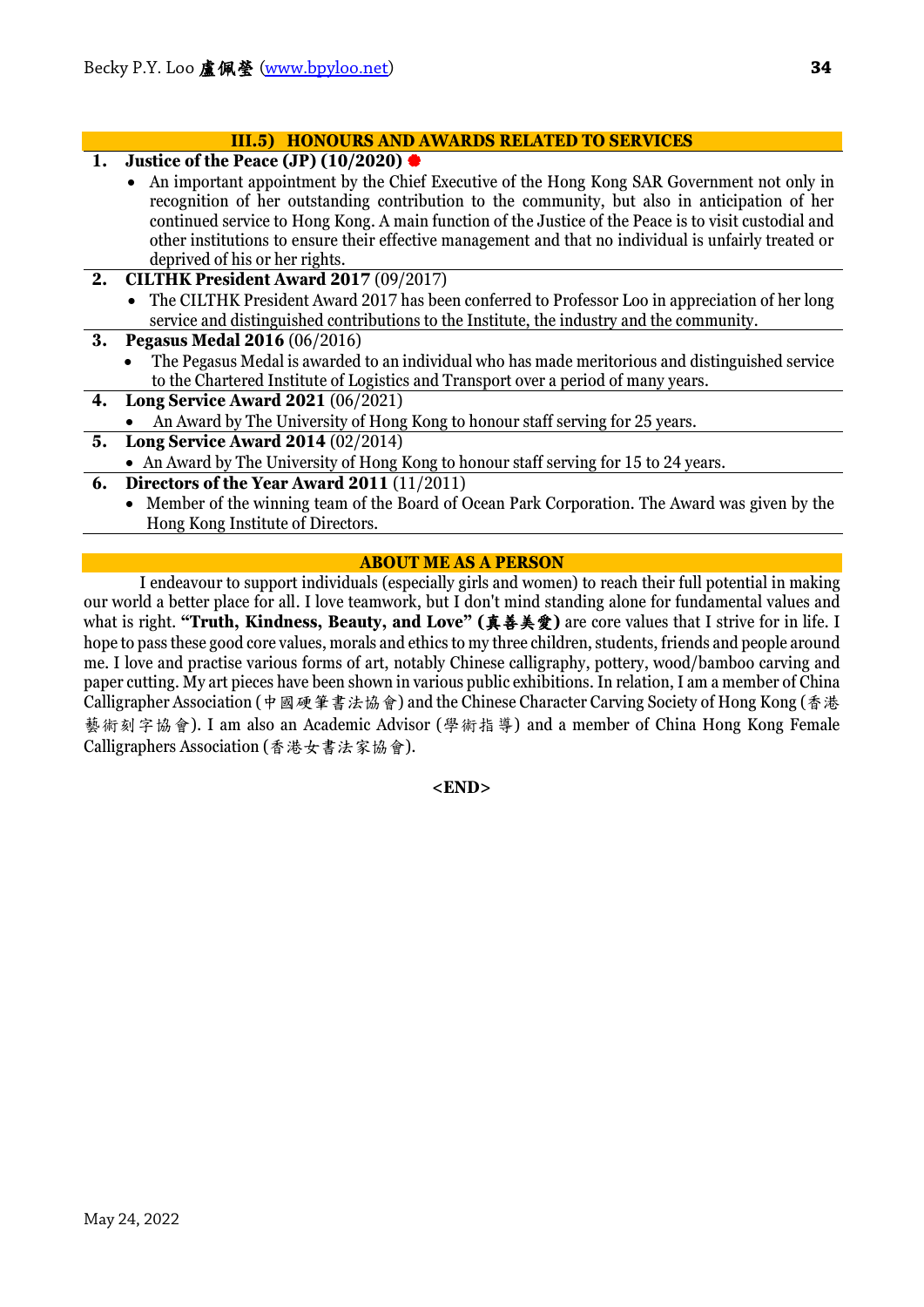## III.5) HONOURS AND AWARDS RELATED TO SERVICES

1. **Justice of the Peace (JP) (10/2020)** ●
   - An important appointment by the Chief Executive of the Hong Kong SAR Government not only in recognition of her outstanding contribution to the community, but also in anticipation of her continued service to Hong Kong. A main function of the Justice of the Peace is to visit custodial and other institutions to ensure their effective management and that no individual is unfairly treated or deprived of his or her rights.
2. **CILTHK President Award 2017** (09/2017)
   - The CILTHK President Award 2017 has been conferred to Professor Loo in appreciation of her long service and distinguished contributions to the Institute, the industry and the community.
3. **Pegasus Medal 2016** (06/2016)
   - The Pegasus Medal is awarded to an individual who has made meritorious and distinguished service to the Chartered Institute of Logistics and Transport over a period of many years.
4. **Long Service Award 2021** (06/2021)
   - An Award by The University of Hong Kong to honour staff serving for 25 years.
5. **Long Service Award 2014** (02/2014)
   - An Award by The University of Hong Kong to honour staff serving for 15 to 24 years.
6. **Directors of the Year Award 2011** (11/2011)
   - Member of the winning team of the Board of Ocean Park Corporation. The Award was given by the Hong Kong Institute of Directors.

## ABOUT ME AS A PERSON

I endeavour to support individuals (especially girls and women) to reach their full potential in making our world a better place for all. I love teamwork, but I don't mind standing alone for fundamental values and what is right. **"Truth, Kindness, Beauty, and Love" (真善美愛)** are core values that I strive for in life. I hope to pass these good core values, morals and ethics to my three children, students, friends and people around me. I love and practise various forms of art, notably Chinese calligraphy, pottery, wood/bamboo carving and paper cutting. My art pieces have been shown in various public exhibitions. In relation, I am a member of China Calligrapher Association (中國硬筆書法協會) and the Chinese Character Carving Society of Hong Kong (香港藝術刻字協會). I am also an Academic Advisor (學術指導) and a member of China Hong Kong Female Calligraphers Association (香港女書法家協會).

**<END>**

May 24, 2022